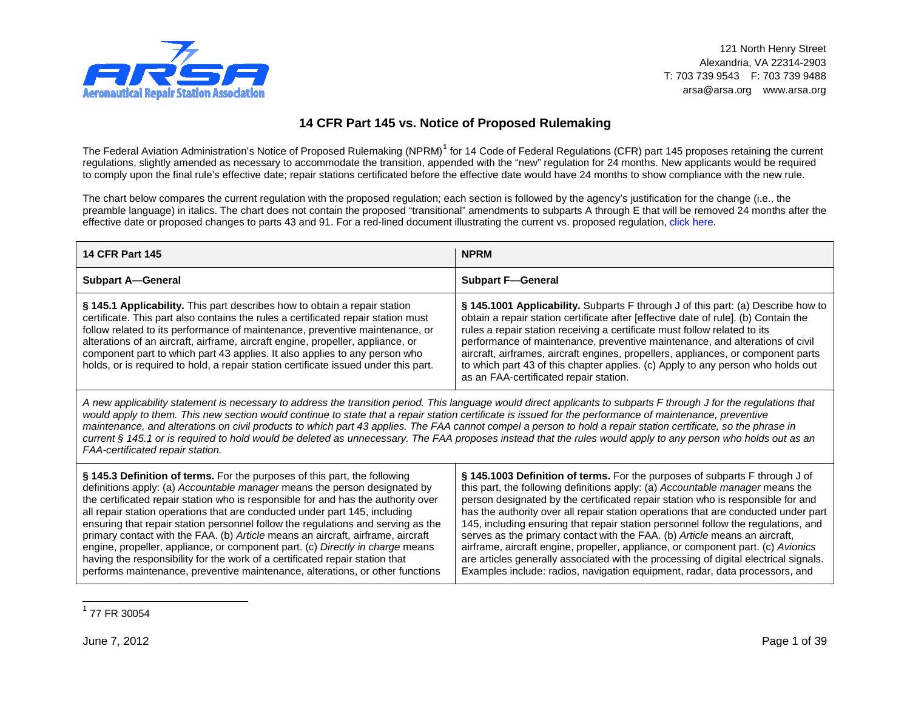ARSA — Aeronautical Repair Station Association

121 North Henry Street
Alexandria, VA 22314-2903
T: 703 739 9543 F: 703 739 9488
arsa@arsa.org www.arsa.org

# 14 CFR Part 145 vs. Notice of Proposed Rulemaking

The Federal Aviation Administration's Notice of Proposed Rulemaking (NPRM)[1] for 14 Code of Federal Regulations (CFR) part 145 proposes retaining the current regulations, slightly amended as necessary to accommodate the transition, appended with the "new" regulation for 24 months. New applicants would be required to comply upon the final rule's effective date; repair stations certificated before the effective date would have 24 months to show compliance with the new rule.

The chart below compares the current regulation with the proposed regulation; each section is followed by the agency's justification for the change (i.e., the preamble language) in italics. The chart does not contain the proposed "transitional" amendments to subparts A through E that will be removed 24 months after the effective date or proposed changes to parts 43 and 91. For a red-lined document illustrating the current vs. proposed regulation, click here.

| 14 CFR Part 145 | NPRM |
|---|---|
| **Subpart A—General** | **Subpart F—General** |
| **§ 145.1 Applicability.** This part describes how to obtain a repair station certificate. This part also contains the rules a certificated repair station must follow related to its performance of maintenance, preventive maintenance, or alterations of an aircraft, airframe, aircraft engine, propeller, appliance, or component part to which part 43 applies. It also applies to any person who holds, or is required to hold, a repair station certificate issued under this part. | **§ 145.1001 Applicability.** Subparts F through J of this part: (a) Describe how to obtain a repair station certificate after [effective date of rule]. (b) Contain the rules a repair station receiving a certificate must follow related to its performance of maintenance, preventive maintenance, and alterations of civil aircraft, airframes, aircraft engines, propellers, appliances, or component parts to which part 43 of this chapter applies. (c) Apply to any person who holds out as an FAA-certificated repair station. |
| *A new applicability statement is necessary to address the transition period. This language would direct applicants to subparts F through J for the regulations that would apply to them. This new section would continue to state that a repair station certificate is issued for the performance of maintenance, preventive maintenance, and alterations on civil products to which part 43 applies. The FAA cannot compel a person to hold a repair station certificate, so the phrase in current § 145.1 or is required to hold would be deleted as unnecessary. The FAA proposes instead that the rules would apply to any person who holds out as an FAA-certificated repair station.* | |
| **§ 145.3 Definition of terms.** For the purposes of this part, the following definitions apply: (a) *Accountable manager* means the person designated by the certificated repair station who is responsible for and has the authority over all repair station operations that are conducted under part 145, including ensuring that repair station personnel follow the regulations and serving as the primary contact with the FAA. (b) *Article* means an aircraft, airframe, aircraft engine, propeller, appliance, or component part. (c) *Directly in charge* means having the responsibility for the work of a certificated repair station that performs maintenance, preventive maintenance, alterations, or other functions | **§ 145.1003 Definition of terms.** For the purposes of subparts F through J of this part, the following definitions apply: (a) *Accountable manager* means the person designated by the certificated repair station who is responsible for and has the authority over all repair station operations that are conducted under part 145, including ensuring that repair station personnel follow the regulations, and serves as the primary contact with the FAA. (b) *Article* means an aircraft, airframe, aircraft engine, propeller, appliance, or component part. (c) *Avionics* are articles generally associated with the processing of digital electrical signals. Examples include: radios, navigation equipment, radar, data processors, and |

[1] 77 FR 30054

June 7, 2012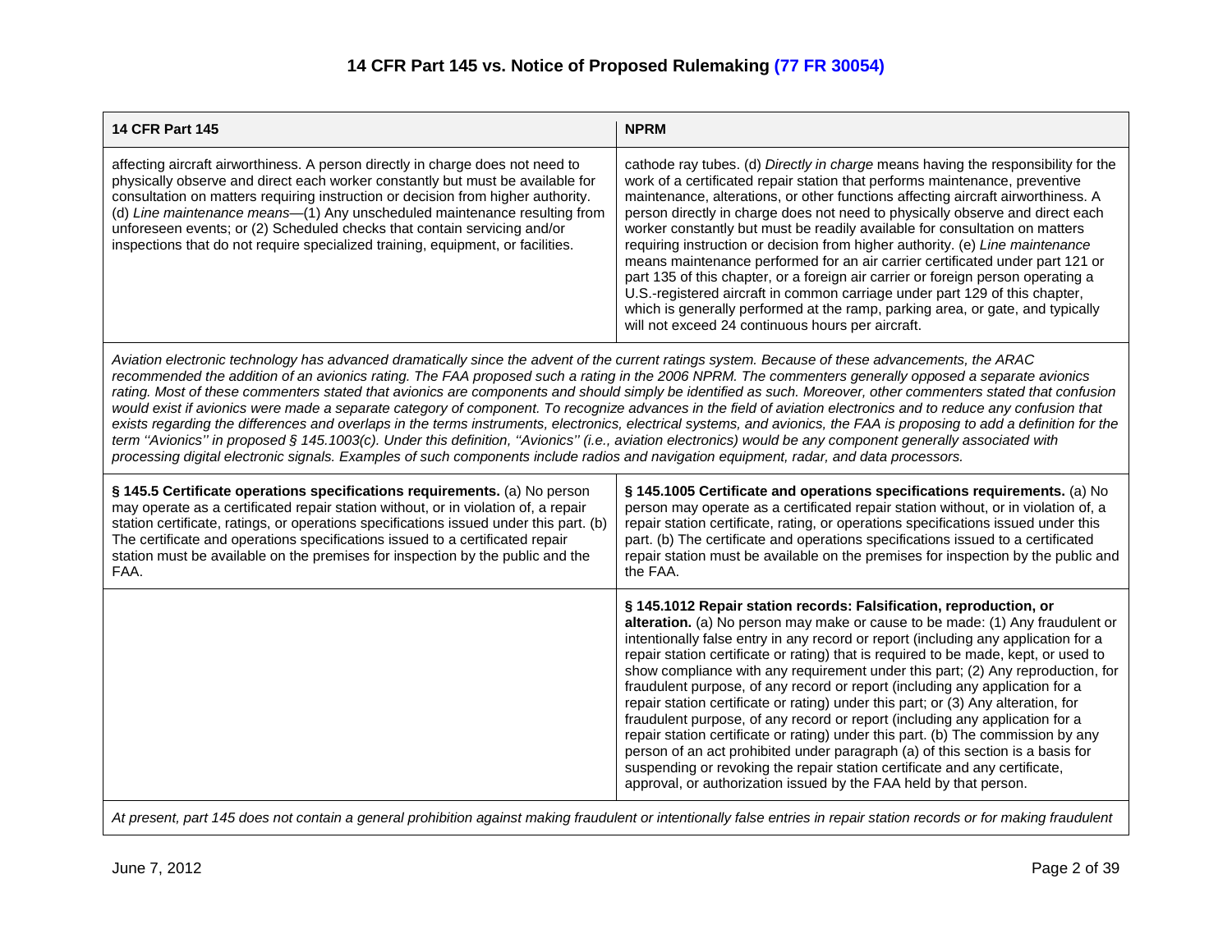# 14 CFR Part 145 vs. Notice of Proposed Rulemaking (77 FR 30054)

| 14 CFR Part 145 | NPRM |
|---|---|
| affecting aircraft airworthiness. A person directly in charge does not need to physically observe and direct each worker constantly but must be available for consultation on matters requiring instruction or decision from higher authority. (d) *Line maintenance means*—(1) Any unscheduled maintenance resulting from unforeseen events; or (2) Scheduled checks that contain servicing and/or inspections that do not require specialized training, equipment, or facilities. | cathode ray tubes. (d) *Directly in charge* means having the responsibility for the work of a certificated repair station that performs maintenance, preventive maintenance, alterations, or other functions affecting aircraft airworthiness. A person directly in charge does not need to physically observe and direct each worker constantly but must be readily available for consultation on matters requiring instruction or decision from higher authority. (e) *Line maintenance* means maintenance performed for an air carrier certificated under part 121 or part 135 of this chapter, or a foreign air carrier or foreign person operating a U.S.-registered aircraft in common carriage under part 129 of this chapter, which is generally performed at the ramp, parking area, or gate, and typically will not exceed 24 continuous hours per aircraft. |
| *Aviation electronic technology has advanced dramatically since the advent of the current ratings system. Because of these advancements, the ARAC recommended the addition of an avionics rating. The FAA proposed such a rating in the 2006 NPRM. The commenters generally opposed a separate avionics rating. Most of these commenters stated that avionics are components and should simply be identified as such. Moreover, other commenters stated that confusion would exist if avionics were made a separate category of component. To recognize advances in the field of aviation electronics and to reduce any confusion that exists regarding the differences and overlaps in the terms instruments, electronics, electrical systems, and avionics, the FAA is proposing to add a definition for the term ''Avionics'' in proposed § 145.1003(c). Under this definition, ''Avionics'' (i.e., aviation electronics) would be any component generally associated with processing digital electronic signals. Examples of such components include radios and navigation equipment, radar, and data processors.* | |
| **§ 145.5 Certificate operations specifications requirements.** (a) No person may operate as a certificated repair station without, or in violation of, a repair station certificate, ratings, or operations specifications issued under this part. (b) The certificate and operations specifications issued to a certificated repair station must be available on the premises for inspection by the public and the FAA. | **§ 145.1005 Certificate and operations specifications requirements.** (a) No person may operate as a certificated repair station without, or in violation of, a repair station certificate, rating, or operations specifications issued under this part. (b) The certificate and operations specifications issued to a certificated repair station must be available on the premises for inspection by the public and the FAA. |
| | **§ 145.1012 Repair station records: Falsification, reproduction, or alteration.** (a) No person may make or cause to be made: (1) Any fraudulent or intentionally false entry in any record or report (including any application for a repair station certificate or rating) that is required to be made, kept, or used to show compliance with any requirement under this part; (2) Any reproduction, for fraudulent purpose, of any record or report (including any application for a repair station certificate or rating) under this part; or (3) Any alteration, for fraudulent purpose, of any record or report (including any application for a repair station certificate or rating) under this part. (b) The commission by any person of an act prohibited under paragraph (a) of this section is a basis for suspending or revoking the repair station certificate and any certificate, approval, or authorization issued by the FAA held by that person. |
| *At present, part 145 does not contain a general prohibition against making fraudulent or intentionally false entries in repair station records or for making fraudulent* | |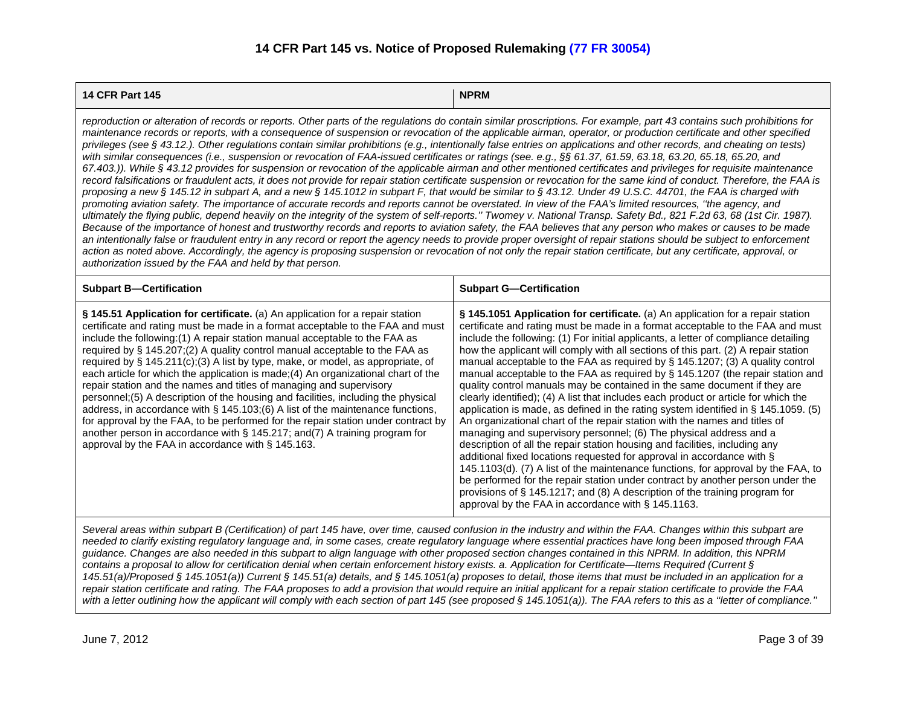# 14 CFR Part 145 vs. Notice of Proposed Rulemaking (77 FR 30054)

| 14 CFR Part 145 | NPRM |
|---|---|
| *reproduction or alteration of records or reports. Other parts of the regulations do contain similar proscriptions. For example, part 43 contains such prohibitions for maintenance records or reports, with a consequence of suspension or revocation of the applicable airman, operator, or production certificate and other specified privileges (see § 43.12.). Other regulations contain similar prohibitions (e.g., intentionally false entries on applications and other records, and cheating on tests) with similar consequences (i.e., suspension or revocation of FAA-issued certificates or ratings (see. e.g., §§ 61.37, 61.59, 63.18, 63.20, 65.18, 65.20, and 67.403.)). While § 43.12 provides for suspension or revocation of the applicable airman and other mentioned certificates and privileges for requisite maintenance record falsifications or fraudulent acts, it does not provide for repair station certificate suspension or revocation for the same kind of conduct. Therefore, the FAA is proposing a new § 145.12 in subpart A, and a new § 145.1012 in subpart F, that would be similar to § 43.12. Under 49 U.S.C. 44701, the FAA is charged with promoting aviation safety. The importance of accurate records and reports cannot be overstated. In view of the FAA's limited resources, ''the agency, and ultimately the flying public, depend heavily on the integrity of the system of self-reports.'' Twomey v. National Transp. Safety Bd., 821 F.2d 63, 68 (1st Cir. 1987). Because of the importance of honest and trustworthy records and reports to aviation safety, the FAA believes that any person who makes or causes to be made an intentionally false or fraudulent entry in any record or report the agency needs to provide proper oversight of repair stations should be subject to enforcement action as noted above. Accordingly, the agency is proposing suspension or revocation of not only the repair station certificate, but any certificate, approval, or authorization issued by the FAA and held by that person.* | |
| **Subpart B—Certification** | **Subpart G—Certification** |
| **§ 145.51 Application for certificate.** (a) An application for a repair station certificate and rating must be made in a format acceptable to the FAA and must include the following:(1) A repair station manual acceptable to the FAA as required by § 145.207;(2) A quality control manual acceptable to the FAA as required by § 145.211(c);(3) A list by type, make, or model, as appropriate, of each article for which the application is made;(4) An organizational chart of the repair station and the names and titles of managing and supervisory personnel;(5) A description of the housing and facilities, including the physical address, in accordance with § 145.103;(6) A list of the maintenance functions, for approval by the FAA, to be performed for the repair station under contract by another person in accordance with § 145.217; and(7) A training program for approval by the FAA in accordance with § 145.163. | **§ 145.1051 Application for certificate.** (a) An application for a repair station certificate and rating must be made in a format acceptable to the FAA and must include the following: (1) For initial applicants, a letter of compliance detailing how the applicant will comply with all sections of this part. (2) A repair station manual acceptable to the FAA as required by § 145.1207; (3) A quality control manual acceptable to the FAA as required by § 145.1207 (the repair station and quality control manuals may be contained in the same document if they are clearly identified); (4) A list that includes each product or article for which the application is made, as defined in the rating system identified in § 145.1059. (5) An organizational chart of the repair station with the names and titles of managing and supervisory personnel; (6) The physical address and a description of all the repair station housing and facilities, including any additional fixed locations requested for approval in accordance with § 145.1103(d). (7) A list of the maintenance functions, for approval by the FAA, to be performed for the repair station under contract by another person under the provisions of § 145.1217; and (8) A description of the training program for approval by the FAA in accordance with § 145.1163. |
| *Several areas within subpart B (Certification) of part 145 have, over time, caused confusion in the industry and within the FAA. Changes within this subpart are needed to clarify existing regulatory language and, in some cases, create regulatory language where essential practices have long been imposed through FAA guidance. Changes are also needed in this subpart to align language with other proposed section changes contained in this NPRM. In addition, this NPRM contains a proposal to allow for certification denial when certain enforcement history exists. a. Application for Certificate—Items Required (Current § 145.51(a)/Proposed § 145.1051(a)) Current § 145.51(a) details, and § 145.1051(a) proposes to detail, those items that must be included in an application for a repair station certificate and rating. The FAA proposes to add a provision that would require an initial applicant for a repair station certificate to provide the FAA with a letter outlining how the applicant will comply with each section of part 145 (see proposed § 145.1051(a)). The FAA refers to this as a ''letter of compliance.''* | |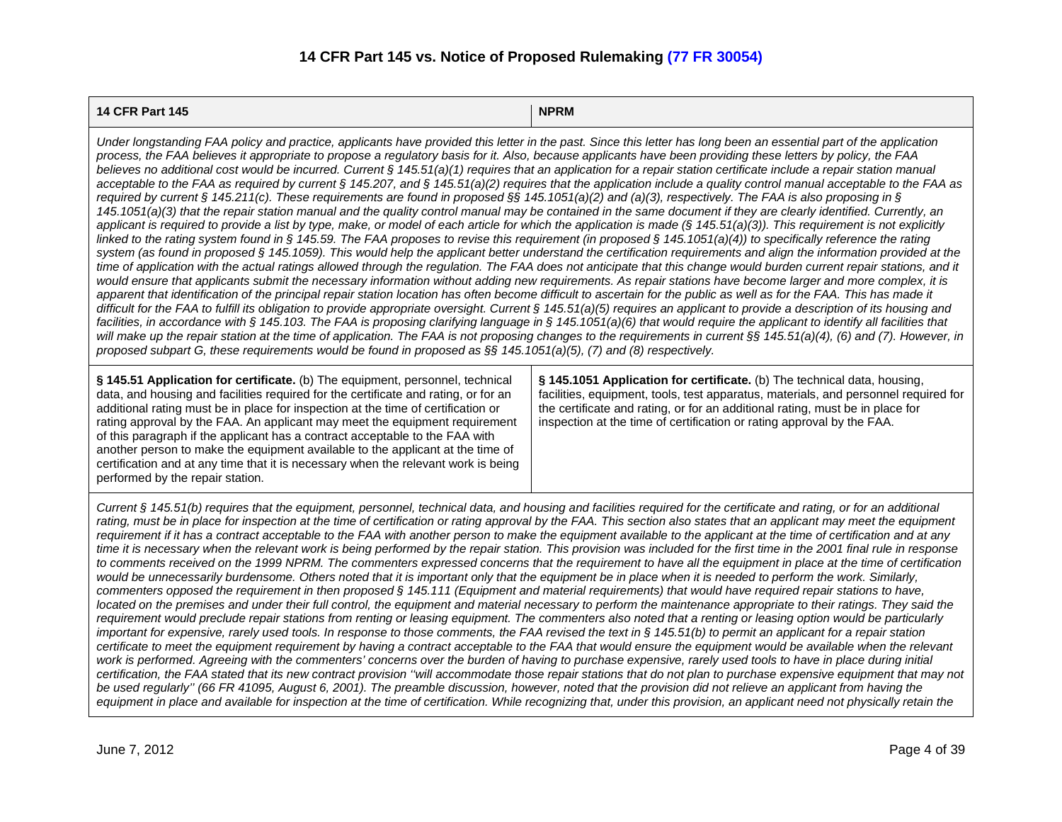# 14 CFR Part 145 vs. Notice of Proposed Rulemaking (77 FR 30054)

| 14 CFR Part 145 | NPRM |
|---|---|
| *Under longstanding FAA policy and practice, applicants have provided this letter in the past. Since this letter has long been an essential part of the application process, the FAA believes it appropriate to propose a regulatory basis for it. Also, because applicants have been providing these letters by policy, the FAA believes no additional cost would be incurred. Current § 145.51(a)(1) requires that an application for a repair station certificate include a repair station manual acceptable to the FAA as required by current § 145.207, and § 145.51(a)(2) requires that the application include a quality control manual acceptable to the FAA as required by current § 145.211(c). These requirements are found in proposed §§ 145.1051(a)(2) and (a)(3), respectively. The FAA is also proposing in § 145.1051(a)(3) that the repair station manual and the quality control manual may be contained in the same document if they are clearly identified. Currently, an applicant is required to provide a list by type, make, or model of each article for which the application is made (§ 145.51(a)(3)). This requirement is not explicitly linked to the rating system found in § 145.59. The FAA proposes to revise this requirement (in proposed § 145.1051(a)(4)) to specifically reference the rating system (as found in proposed § 145.1059). This would help the applicant better understand the certification requirements and align the information provided at the time of application with the actual ratings allowed through the regulation. The FAA does not anticipate that this change would burden current repair stations, and it would ensure that applicants submit the necessary information without adding new requirements. As repair stations have become larger and more complex, it is apparent that identification of the principal repair station location has often become difficult to ascertain for the public as well as for the FAA. This has made it difficult for the FAA to fulfill its obligation to provide appropriate oversight. Current § 145.51(a)(5) requires an applicant to provide a description of its housing and facilities, in accordance with § 145.103. The FAA is proposing clarifying language in § 145.1051(a)(6) that would require the applicant to identify all facilities that will make up the repair station at the time of application. The FAA is not proposing changes to the requirements in current §§ 145.51(a)(4), (6) and (7). However, in proposed subpart G, these requirements would be found in proposed as §§ 145.1051(a)(5), (7) and (8) respectively.* | |
| **§ 145.51 Application for certificate.** (b) The equipment, personnel, technical data, and housing and facilities required for the certificate and rating, or for an additional rating must be in place for inspection at the time of certification or rating approval by the FAA. An applicant may meet the equipment requirement of this paragraph if the applicant has a contract acceptable to the FAA with another person to make the equipment available to the applicant at the time of certification and at any time that it is necessary when the relevant work is being performed by the repair station. | **§ 145.1051 Application for certificate.** (b) The technical data, housing, facilities, equipment, tools, test apparatus, materials, and personnel required for the certificate and rating, or for an additional rating, must be in place for inspection at the time of certification or rating approval by the FAA. |
| *Current § 145.51(b) requires that the equipment, personnel, technical data, and housing and facilities required for the certificate and rating, or for an additional rating, must be in place for inspection at the time of certification or rating approval by the FAA. This section also states that an applicant may meet the equipment requirement if it has a contract acceptable to the FAA with another person to make the equipment available to the applicant at the time of certification and at any time it is necessary when the relevant work is being performed by the repair station. This provision was included for the first time in the 2001 final rule in response to comments received on the 1999 NPRM. The commenters expressed concerns that the requirement to have all the equipment in place at the time of certification would be unnecessarily burdensome. Others noted that it is important only that the equipment be in place when it is needed to perform the work. Similarly, commenters opposed the requirement in then proposed § 145.111 (Equipment and material requirements) that would have required repair stations to have, located on the premises and under their full control, the equipment and material necessary to perform the maintenance appropriate to their ratings. They said the requirement would preclude repair stations from renting or leasing equipment. The commenters also noted that a renting or leasing option would be particularly important for expensive, rarely used tools. In response to those comments, the FAA revised the text in § 145.51(b) to permit an applicant for a repair station certificate to meet the equipment requirement by having a contract acceptable to the FAA that would ensure the equipment would be available when the relevant work is performed. Agreeing with the commenters' concerns over the burden of having to purchase expensive, rarely used tools to have in place during initial certification, the FAA stated that its new contract provision ''will accommodate those repair stations that do not plan to purchase expensive equipment that may not be used regularly'' (66 FR 41095, August 6, 2001). The preamble discussion, however, noted that the provision did not relieve an applicant from having the equipment in place and available for inspection at the time of certification. While recognizing that, under this provision, an applicant need not physically retain the* | |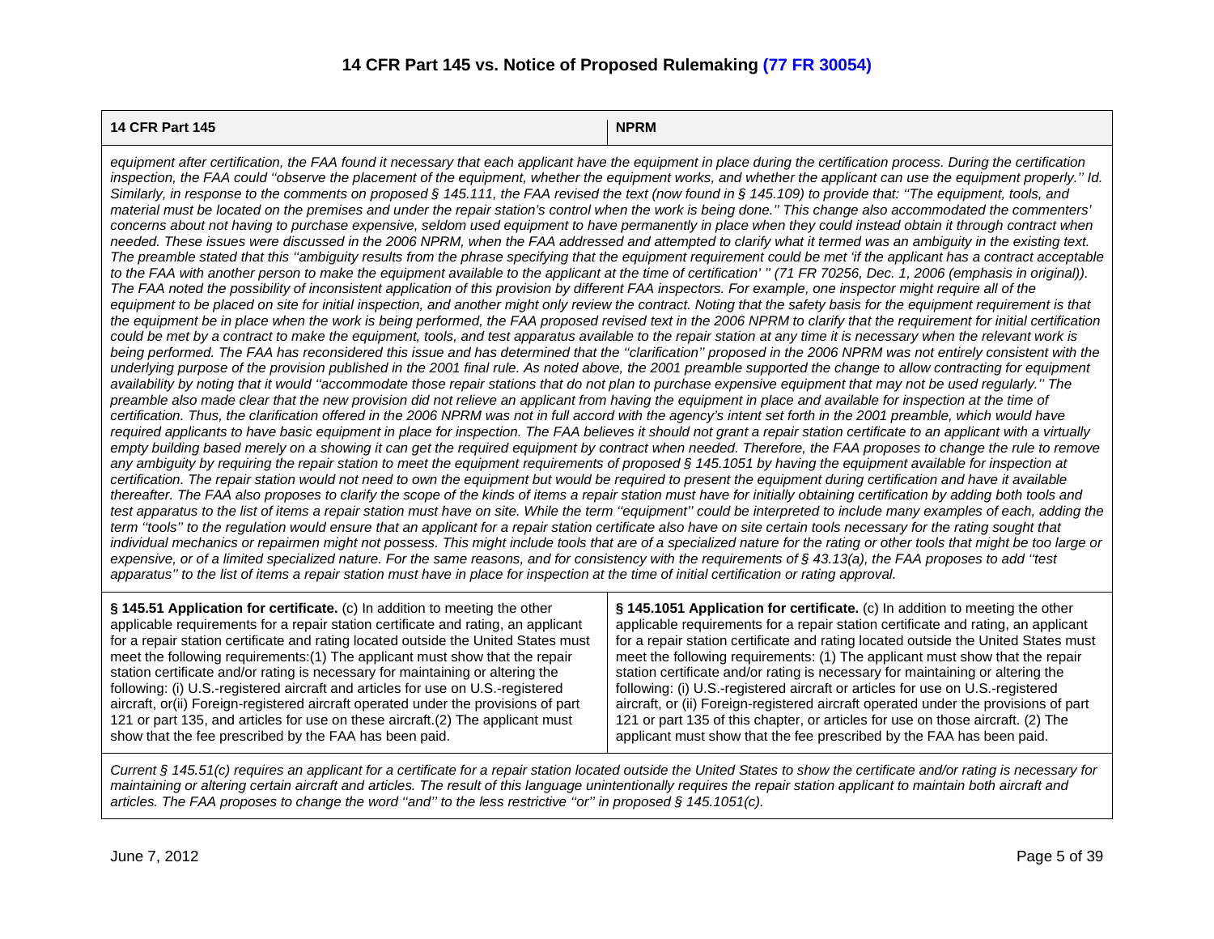## 14 CFR Part 145 vs. Notice of Proposed Rulemaking (77 FR 30054)

| 14 CFR Part 145 | NPRM |
|---|---|
| *equipment after certification, the FAA found it necessary that each applicant have the equipment in place during the certification process. During the certification inspection, the FAA could ''observe the placement of the equipment, whether the equipment works, and whether the applicant can use the equipment properly.'' Id. Similarly, in response to the comments on proposed § 145.111, the FAA revised the text (now found in § 145.109) to provide that: ''The equipment, tools, and material must be located on the premises and under the repair station's control when the work is being done.'' This change also accommodated the commenters' concerns about not having to purchase expensive, seldom used equipment to have permanently in place when they could instead obtain it through contract when needed. These issues were discussed in the 2006 NPRM, when the FAA addressed and attempted to clarify what it termed was an ambiguity in the existing text. The preamble stated that this ''ambiguity results from the phrase specifying that the equipment requirement could be met 'if the applicant has a contract acceptable to the FAA with another person to make the equipment available to the applicant at the time of certification' '' (71 FR 70256, Dec. 1, 2006 (emphasis in original)). The FAA noted the possibility of inconsistent application of this provision by different FAA inspectors. For example, one inspector might require all of the equipment to be placed on site for initial inspection, and another might only review the contract. Noting that the safety basis for the equipment requirement is that the equipment be in place when the work is being performed, the FAA proposed revised text in the 2006 NPRM to clarify that the requirement for initial certification could be met by a contract to make the equipment, tools, and test apparatus available to the repair station at any time it is necessary when the relevant work is being performed. The FAA has reconsidered this issue and has determined that the ''clarification'' proposed in the 2006 NPRM was not entirely consistent with the underlying purpose of the provision published in the 2001 final rule. As noted above, the 2001 preamble supported the change to allow contracting for equipment availability by noting that it would ''accommodate those repair stations that do not plan to purchase expensive equipment that may not be used regularly.'' The preamble also made clear that the new provision did not relieve an applicant from having the equipment in place and available for inspection at the time of certification. Thus, the clarification offered in the 2006 NPRM was not in full accord with the agency's intent set forth in the 2001 preamble, which would have required applicants to have basic equipment in place for inspection. The FAA believes it should not grant a repair station certificate to an applicant with a virtually empty building based merely on a showing it can get the required equipment by contract when needed. Therefore, the FAA proposes to change the rule to remove any ambiguity by requiring the repair station to meet the equipment requirements of proposed § 145.1051 by having the equipment available for inspection at certification. The repair station would not need to own the equipment but would be required to present the equipment during certification and have it available thereafter. The FAA also proposes to clarify the scope of the kinds of items a repair station must have for initially obtaining certification by adding both tools and test apparatus to the list of items a repair station must have on site. While the term ''equipment'' could be interpreted to include many examples of each, adding the term ''tools'' to the regulation would ensure that an applicant for a repair station certificate also have on site certain tools necessary for the rating sought that individual mechanics or repairmen might not possess. This might include tools that are of a specialized nature for the rating or other tools that might be too large or expensive, or of a limited specialized nature. For the same reasons, and for consistency with the requirements of § 43.13(a), the FAA proposes to add ''test apparatus'' to the list of items a repair station must have in place for inspection at the time of initial certification or rating approval.* | |
| **§ 145.51 Application for certificate.** (c) In addition to meeting the other applicable requirements for a repair station certificate and rating, an applicant for a repair station certificate and rating located outside the United States must meet the following requirements:(1) The applicant must show that the repair station certificate and/or rating is necessary for maintaining or altering the following: (i) U.S.-registered aircraft and articles for use on U.S.-registered aircraft, or(ii) Foreign-registered aircraft operated under the provisions of part 121 or part 135, and articles for use on these aircraft.(2) The applicant must show that the fee prescribed by the FAA has been paid. | **§ 145.1051 Application for certificate.** (c) In addition to meeting the other applicable requirements for a repair station certificate and rating, an applicant for a repair station certificate and rating located outside the United States must meet the following requirements: (1) The applicant must show that the repair station certificate and/or rating is necessary for maintaining or altering the following: (i) U.S.-registered aircraft or articles for use on U.S.-registered aircraft, or (ii) Foreign-registered aircraft operated under the provisions of part 121 or part 135 of this chapter, or articles for use on those aircraft. (2) The applicant must show that the fee prescribed by the FAA has been paid. |
| *Current § 145.51(c) requires an applicant for a certificate for a repair station located outside the United States to show the certificate and/or rating is necessary for maintaining or altering certain aircraft and articles. The result of this language unintentionally requires the repair station applicant to maintain both aircraft and articles. The FAA proposes to change the word ''and'' to the less restrictive ''or'' in proposed § 145.1051(c).* | |

June 7, 2012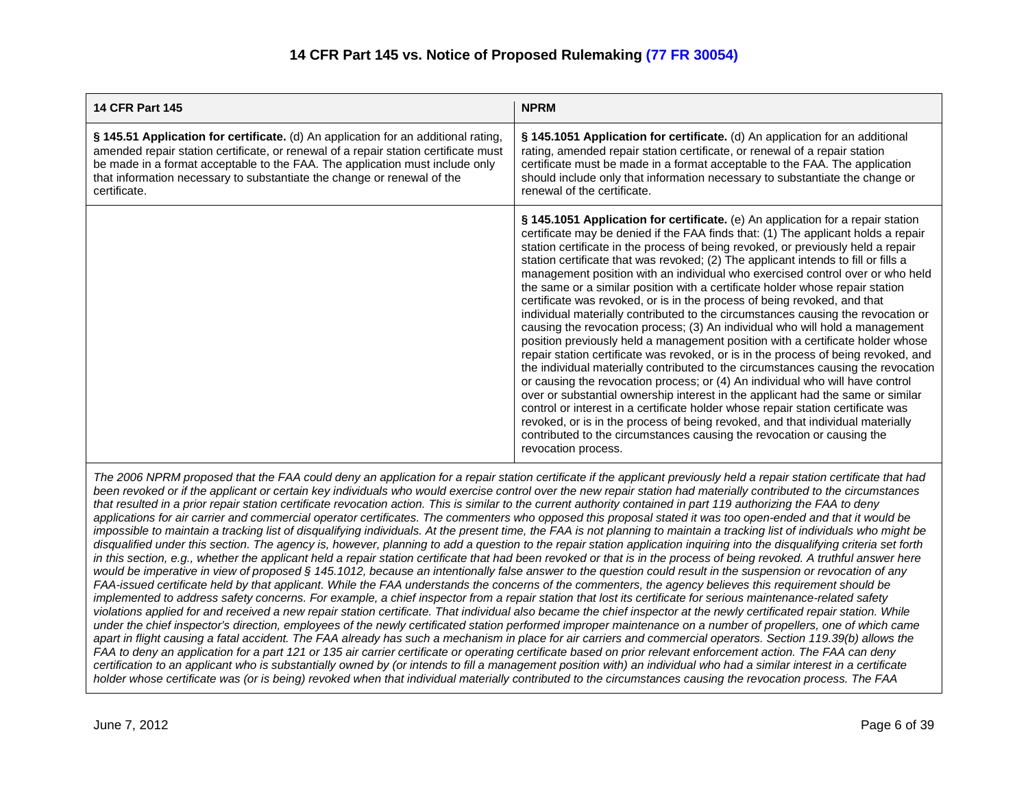# 14 CFR Part 145 vs. Notice of Proposed Rulemaking (77 FR 30054)

| 14 CFR Part 145 | NPRM |
| --- | --- |
| **§ 145.51 Application for certificate.** (d) An application for an additional rating, amended repair station certificate, or renewal of a repair station certificate must be made in a format acceptable to the FAA. The application must include only that information necessary to substantiate the change or renewal of the certificate. | **§ 145.1051 Application for certificate.** (d) An application for an additional rating, amended repair station certificate, or renewal of a repair station certificate must be made in a format acceptable to the FAA. The application should include only that information necessary to substantiate the change or renewal of the certificate. |
| | **§ 145.1051 Application for certificate.** (e) An application for a repair station certificate may be denied if the FAA finds that: (1) The applicant holds a repair station certificate in the process of being revoked, or previously held a repair station certificate that was revoked; (2) The applicant intends to fill or fills a management position with an individual who exercised control over or who held the same or a similar position with a certificate holder whose repair station certificate was revoked, or is in the process of being revoked, and that individual materially contributed to the circumstances causing the revocation or causing the revocation process; (3) An individual who will hold a management position previously held a management position with a certificate holder whose repair station certificate was revoked, or is in the process of being revoked, and the individual materially contributed to the circumstances causing the revocation or causing the revocation process; or (4) An individual who will have control over or substantial ownership interest in the applicant had the same or similar control or interest in a certificate holder whose repair station certificate was revoked, or is in the process of being revoked, and that individual materially contributed to the circumstances causing the revocation or causing the revocation process. |

*The 2006 NPRM proposed that the FAA could deny an application for a repair station certificate if the applicant previously held a repair station certificate that had been revoked or if the applicant or certain key individuals who would exercise control over the new repair station had materially contributed to the circumstances that resulted in a prior repair station certificate revocation action. This is similar to the current authority contained in part 119 authorizing the FAA to deny applications for air carrier and commercial operator certificates. The commenters who opposed this proposal stated it was too open-ended and that it would be impossible to maintain a tracking list of disqualifying individuals. At the present time, the FAA is not planning to maintain a tracking list of individuals who might be disqualified under this section. The agency is, however, planning to add a question to the repair station application inquiring into the disqualifying criteria set forth in this section, e.g., whether the applicant held a repair station certificate that had been revoked or that is in the process of being revoked. A truthful answer here would be imperative in view of proposed § 145.1012, because an intentionally false answer to the question could result in the suspension or revocation of any FAA-issued certificate held by that applicant. While the FAA understands the concerns of the commenters, the agency believes this requirement should be implemented to address safety concerns. For example, a chief inspector from a repair station that lost its certificate for serious maintenance-related safety violations applied for and received a new repair station certificate. That individual also became the chief inspector at the newly certificated repair station. While under the chief inspector's direction, employees of the newly certificated station performed improper maintenance on a number of propellers, one of which came apart in flight causing a fatal accident. The FAA already has such a mechanism in place for air carriers and commercial operators. Section 119.39(b) allows the FAA to deny an application for a part 121 or 135 air carrier certificate or operating certificate based on prior relevant enforcement action. The FAA can deny certification to an applicant who is substantially owned by (or intends to fill a management position with) an individual who had a similar interest in a certificate holder whose certificate was (or is being) revoked when that individual materially contributed to the circumstances causing the revocation process. The FAA*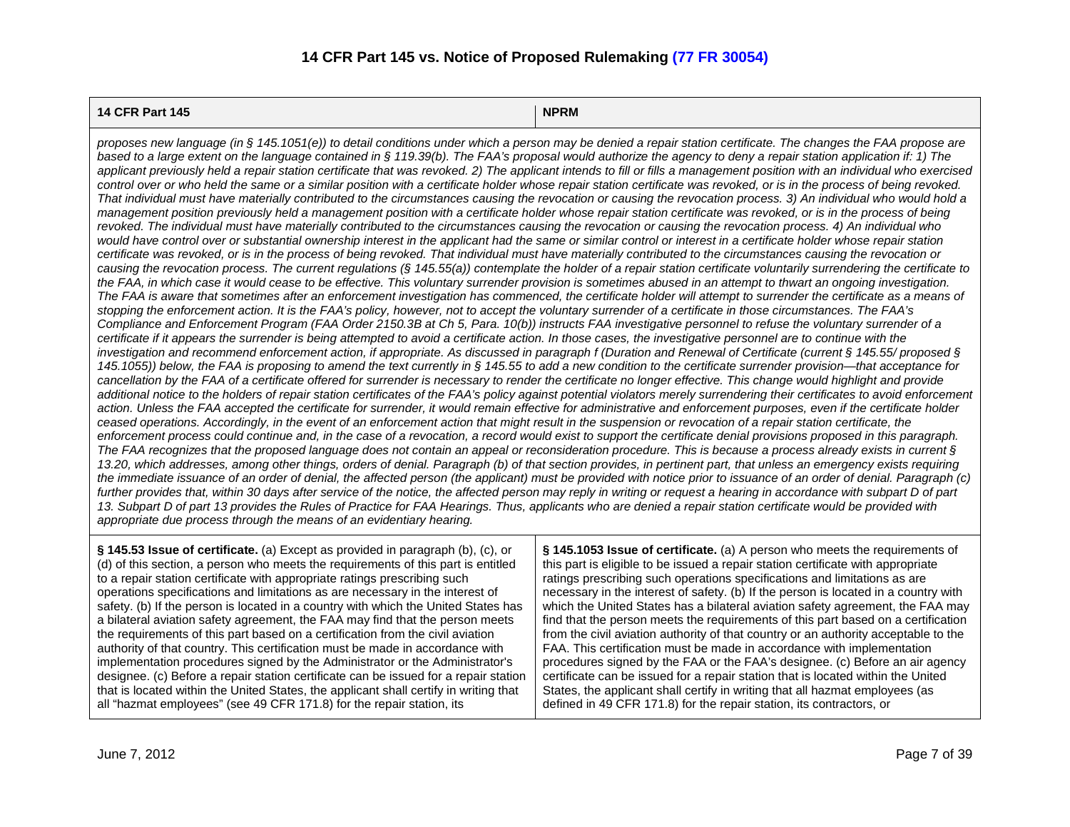# 14 CFR Part 145 vs. Notice of Proposed Rulemaking (77 FR 30054)

| 14 CFR Part 145 | NPRM |
|---|---|
| *proposes new language (in § 145.1051(e)) to detail conditions under which a person may be denied a repair station certificate. The changes the FAA propose are based to a large extent on the language contained in § 119.39(b). The FAA's proposal would authorize the agency to deny a repair station application if: 1) The applicant previously held a repair station certificate that was revoked. 2) The applicant intends to fill or fills a management position with an individual who exercised control over or who held the same or a similar position with a certificate holder whose repair station certificate was revoked, or is in the process of being revoked. That individual must have materially contributed to the circumstances causing the revocation or causing the revocation process. 3) An individual who would hold a management position previously held a management position with a certificate holder whose repair station certificate was revoked, or is in the process of being revoked. The individual must have materially contributed to the circumstances causing the revocation or causing the revocation process. 4) An individual who would have control over or substantial ownership interest in the applicant had the same or similar control or interest in a certificate holder whose repair station certificate was revoked, or is in the process of being revoked. That individual must have materially contributed to the circumstances causing the revocation or causing the revocation process. The current regulations (§ 145.55(a)) contemplate the holder of a repair station certificate voluntarily surrendering the certificate to the FAA, in which case it would cease to be effective. This voluntary surrender provision is sometimes abused in an attempt to thwart an ongoing investigation. The FAA is aware that sometimes after an enforcement investigation has commenced, the certificate holder will attempt to surrender the certificate as a means of stopping the enforcement action. It is the FAA's policy, however, not to accept the voluntary surrender of a certificate in those circumstances. The FAA's Compliance and Enforcement Program (FAA Order 2150.3B at Ch 5, Para. 10(b)) instructs FAA investigative personnel to refuse the voluntary surrender of a certificate if it appears the surrender is being attempted to avoid a certificate action. In those cases, the investigative personnel are to continue with the investigation and recommend enforcement action, if appropriate. As discussed in paragraph f (Duration and Renewal of Certificate (current § 145.55/ proposed § 145.1055)) below, the FAA is proposing to amend the text currently in § 145.55 to add a new condition to the certificate surrender provision—that acceptance for cancellation by the FAA of a certificate offered for surrender is necessary to render the certificate no longer effective. This change would highlight and provide additional notice to the holders of repair station certificates of the FAA's policy against potential violators merely surrendering their certificates to avoid enforcement action. Unless the FAA accepted the certificate for surrender, it would remain effective for administrative and enforcement purposes, even if the certificate holder ceased operations. Accordingly, in the event of an enforcement action that might result in the suspension or revocation of a repair station certificate, the enforcement process could continue and, in the case of a revocation, a record would exist to support the certificate denial provisions proposed in this paragraph. The FAA recognizes that the proposed language does not contain an appeal or reconsideration procedure. This is because a process already exists in current § 13.20, which addresses, among other things, orders of denial. Paragraph (b) of that section provides, in pertinent part, that unless an emergency exists requiring the immediate issuance of an order of denial, the affected person (the applicant) must be provided with notice prior to issuance of an order of denial. Paragraph (c) further provides that, within 30 days after service of the notice, the affected person may reply in writing or request a hearing in accordance with subpart D of part 13. Subpart D of part 13 provides the Rules of Practice for FAA Hearings. Thus, applicants who are denied a repair station certificate would be provided with appropriate due process through the means of an evidentiary hearing.* | |
| **§ 145.53 Issue of certificate.** (a) Except as provided in paragraph (b), (c), or (d) of this section, a person who meets the requirements of this part is entitled to a repair station certificate with appropriate ratings prescribing such operations specifications and limitations as are necessary in the interest of safety. (b) If the person is located in a country with which the United States has a bilateral aviation safety agreement, the FAA may find that the person meets the requirements of this part based on a certification from the civil aviation authority of that country. This certification must be made in accordance with implementation procedures signed by the Administrator or the Administrator's designee. (c) Before a repair station certificate can be issued for a repair station that is located within the United States, the applicant shall certify in writing that all "hazmat employees" (see 49 CFR 171.8) for the repair station, its | **§ 145.1053 Issue of certificate.** (a) A person who meets the requirements of this part is eligible to be issued a repair station certificate with appropriate ratings prescribing such operations specifications and limitations as are necessary in the interest of safety. (b) If the person is located in a country with which the United States has a bilateral aviation safety agreement, the FAA may find that the person meets the requirements of this part based on a certification from the civil aviation authority of that country or an authority acceptable to the FAA. This certification must be made in accordance with implementation procedures signed by the FAA or the FAA's designee. (c) Before an air agency certificate can be issued for a repair station that is located within the United States, the applicant shall certify in writing that all hazmat employees (as defined in 49 CFR 171.8) for the repair station, its contractors, or |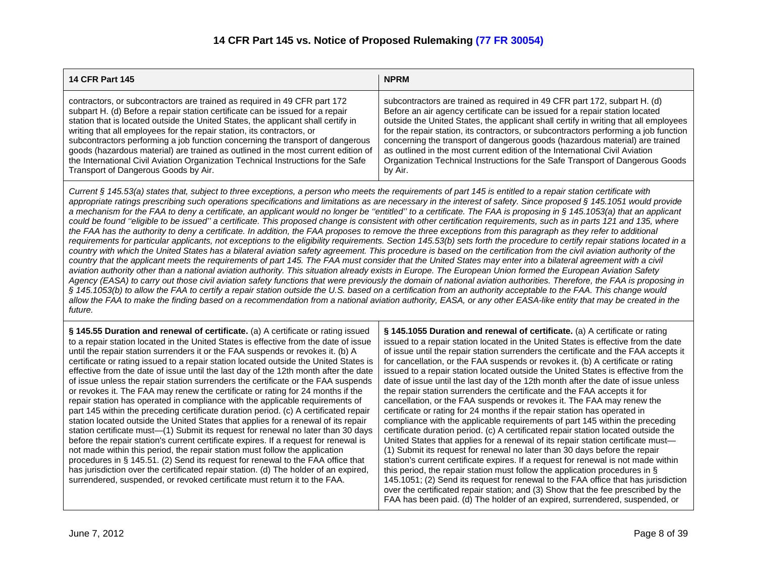# 14 CFR Part 145 vs. Notice of Proposed Rulemaking (77 FR 30054)

| 14 CFR Part 145 | NPRM |
|---|---|
| contractors, or subcontractors are trained as required in 49 CFR part 172 subpart H. (d) Before a repair station certificate can be issued for a repair station that is located outside the United States, the applicant shall certify in writing that all employees for the repair station, its contractors, or subcontractors performing a job function concerning the transport of dangerous goods (hazardous material) are trained as outlined in the most current edition of the International Civil Aviation Organization Technical Instructions for the Safe Transport of Dangerous Goods by Air. | subcontractors are trained as required in 49 CFR part 172, subpart H. (d) Before an air agency certificate can be issued for a repair station located outside the United States, the applicant shall certify in writing that all employees for the repair station, its contractors, or subcontractors performing a job function concerning the transport of dangerous goods (hazardous material) are trained as outlined in the most current edition of the International Civil Aviation Organization Technical Instructions for the Safe Transport of Dangerous Goods by Air. |
| *Current § 145.53(a) states that, subject to three exceptions, a person who meets the requirements of part 145 is entitled to a repair station certificate with appropriate ratings prescribing such operations specifications and limitations as are necessary in the interest of safety. Since proposed § 145.1051 would provide a mechanism for the FAA to deny a certificate, an applicant would no longer be ''entitled'' to a certificate. The FAA is proposing in § 145.1053(a) that an applicant could be found ''eligible to be issued'' a certificate. This proposed change is consistent with other certification requirements, such as in parts 121 and 135, where the FAA has the authority to deny a certificate. In addition, the FAA proposes to remove the three exceptions from this paragraph as they refer to additional requirements for particular applicants, not exceptions to the eligibility requirements. Section 145.53(b) sets forth the procedure to certify repair stations located in a country with which the United States has a bilateral aviation safety agreement. This procedure is based on the certification from the civil aviation authority of the country that the applicant meets the requirements of part 145. The FAA must consider that the United States may enter into a bilateral agreement with a civil aviation authority other than a national aviation authority. This situation already exists in Europe. The European Union formed the European Aviation Safety Agency (EASA) to carry out those civil aviation safety functions that were previously the domain of national aviation authorities. Therefore, the FAA is proposing in § 145.1053(b) to allow the FAA to certify a repair station outside the U.S. based on a certification from an authority acceptable to the FAA. This change would allow the FAA to make the finding based on a recommendation from a national aviation authority, EASA, or any other EASA-like entity that may be created in the future.* | |
| **§ 145.55 Duration and renewal of certificate.** (a) A certificate or rating issued to a repair station located in the United States is effective from the date of issue until the repair station surrenders it or the FAA suspends or revokes it. (b) A certificate or rating issued to a repair station located outside the United States is effective from the date of issue until the last day of the 12th month after the date of issue unless the repair station surrenders the certificate or the FAA suspends or revokes it. The FAA may renew the certificate or rating for 24 months if the repair station has operated in compliance with the applicable requirements of part 145 within the preceding certificate duration period. (c) A certificated repair station located outside the United States that applies for a renewal of its repair station certificate must—(1) Submit its request for renewal no later than 30 days before the repair station's current certificate expires. If a request for renewal is not made within this period, the repair station must follow the application procedures in § 145.51. (2) Send its request for renewal to the FAA office that has jurisdiction over the certificated repair station. (d) The holder of an expired, surrendered, suspended, or revoked certificate must return it to the FAA. | **§ 145.1055 Duration and renewal of certificate.** (a) A certificate or rating issued to a repair station located in the United States is effective from the date of issue until the repair station surrenders the certificate and the FAA accepts it for cancellation, or the FAA suspends or revokes it. (b) A certificate or rating issued to a repair station located outside the United States is effective from the date of issue until the last day of the 12th month after the date of issue unless the repair station surrenders the certificate and the FAA accepts it for cancellation, or the FAA suspends or revokes it. The FAA may renew the certificate or rating for 24 months if the repair station has operated in compliance with the applicable requirements of part 145 within the preceding certificate duration period. (c) A certificated repair station located outside the United States that applies for a renewal of its repair station certificate must—(1) Submit its request for renewal no later than 30 days before the repair station's current certificate expires. If a request for renewal is not made within this period, the repair station must follow the application procedures in § 145.1051; (2) Send its request for renewal to the FAA office that has jurisdiction over the certificated repair station; and (3) Show that the fee prescribed by the FAA has been paid. (d) The holder of an expired, surrendered, suspended, or |

June 7, 2012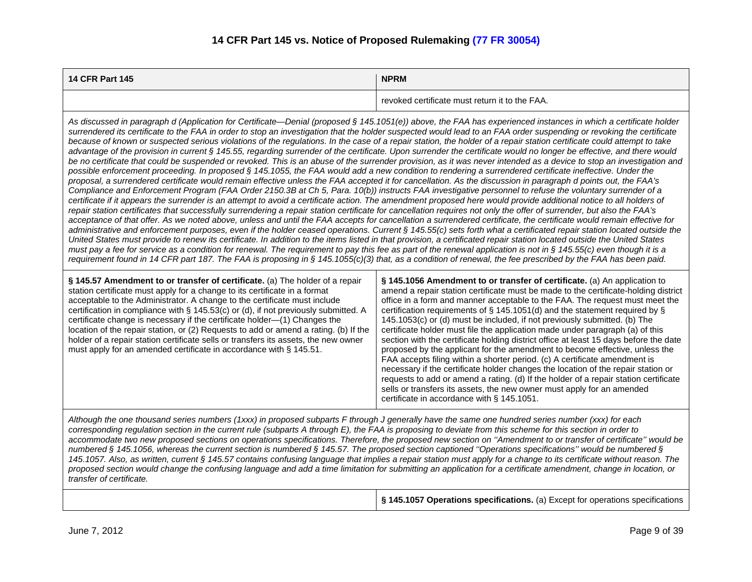# 14 CFR Part 145 vs. Notice of Proposed Rulemaking (77 FR 30054)

| 14 CFR Part 145 | NPRM |
|---|---|
| | revoked certificate must return it to the FAA. |
| *As discussed in paragraph d (Application for Certificate—Denial (proposed § 145.1051(e)) above, the FAA has experienced instances in which a certificate holder surrendered its certificate to the FAA in order to stop an investigation that the holder suspected would lead to an FAA order suspending or revoking the certificate because of known or suspected serious violations of the regulations. In the case of a repair station, the holder of a repair station certificate could attempt to take advantage of the provision in current § 145.55, regarding surrender of the certificate. Upon surrender the certificate would no longer be effective, and there would be no certificate that could be suspended or revoked. This is an abuse of the surrender provision, as it was never intended as a device to stop an investigation and possible enforcement proceeding. In proposed § 145.1055, the FAA would add a new condition to rendering a surrendered certificate ineffective. Under the proposal, a surrendered certificate would remain effective unless the FAA accepted it for cancellation. As the discussion in paragraph d points out, the FAA's Compliance and Enforcement Program (FAA Order 2150.3B at Ch 5, Para. 10(b)) instructs FAA investigative personnel to refuse the voluntary surrender of a certificate if it appears the surrender is an attempt to avoid a certificate action. The amendment proposed here would provide additional notice to all holders of repair station certificates that successfully surrendering a repair station certificate for cancellation requires not only the offer of surrender, but also the FAA's acceptance of that offer. As we noted above, unless and until the FAA accepts for cancellation a surrendered certificate, the certificate would remain effective for administrative and enforcement purposes, even if the holder ceased operations. Current § 145.55(c) sets forth what a certificated repair station located outside the United States must provide to renew its certificate. In addition to the items listed in that provision, a certificated repair station located outside the United States must pay a fee for service as a condition for renewal. The requirement to pay this fee as part of the renewal application is not in § 145.55(c) even though it is a requirement found in 14 CFR part 187. The FAA is proposing in § 145.1055(c)(3) that, as a condition of renewal, the fee prescribed by the FAA has been paid.* | |
| **§ 145.57 Amendment to or transfer of certificate.** (a) The holder of a repair station certificate must apply for a change to its certificate in a format acceptable to the Administrator. A change to the certificate must include certification in compliance with § 145.53(c) or (d), if not previously submitted. A certificate change is necessary if the certificate holder—(1) Changes the location of the repair station, or (2) Requests to add or amend a rating. (b) If the holder of a repair station certificate sells or transfers its assets, the new owner must apply for an amended certificate in accordance with § 145.51. | **§ 145.1056 Amendment to or transfer of certificate.** (a) An application to amend a repair station certificate must be made to the certificate-holding district office in a form and manner acceptable to the FAA. The request must meet the certification requirements of § 145.1051(d) and the statement required by § 145.1053(c) or (d) must be included, if not previously submitted. (b) The certificate holder must file the application made under paragraph (a) of this section with the certificate holding district office at least 15 days before the date proposed by the applicant for the amendment to become effective, unless the FAA accepts filing within a shorter period. (c) A certificate amendment is necessary if the certificate holder changes the location of the repair station or requests to add or amend a rating. (d) If the holder of a repair station certificate sells or transfers its assets, the new owner must apply for an amended certificate in accordance with § 145.1051. |
| *Although the one thousand series numbers (1xxx) in proposed subparts F through J generally have the same one hundred series number (xxx) for each corresponding regulation section in the current rule (subparts A through E), the FAA is proposing to deviate from this scheme for this section in order to accommodate two new proposed sections on operations specifications. Therefore, the proposed new section on ''Amendment to or transfer of certificate'' would be numbered § 145.1056, whereas the current section is numbered § 145.57. The proposed section captioned ''Operations specifications'' would be numbered § 145.1057. Also, as written, current § 145.57 contains confusing language that implies a repair station must apply for a change to its certificate without reason. The proposed section would change the confusing language and add a time limitation for submitting an application for a certificate amendment, change in location, or transfer of certificate.* | |
| | **§ 145.1057 Operations specifications.** (a) Except for operations specifications |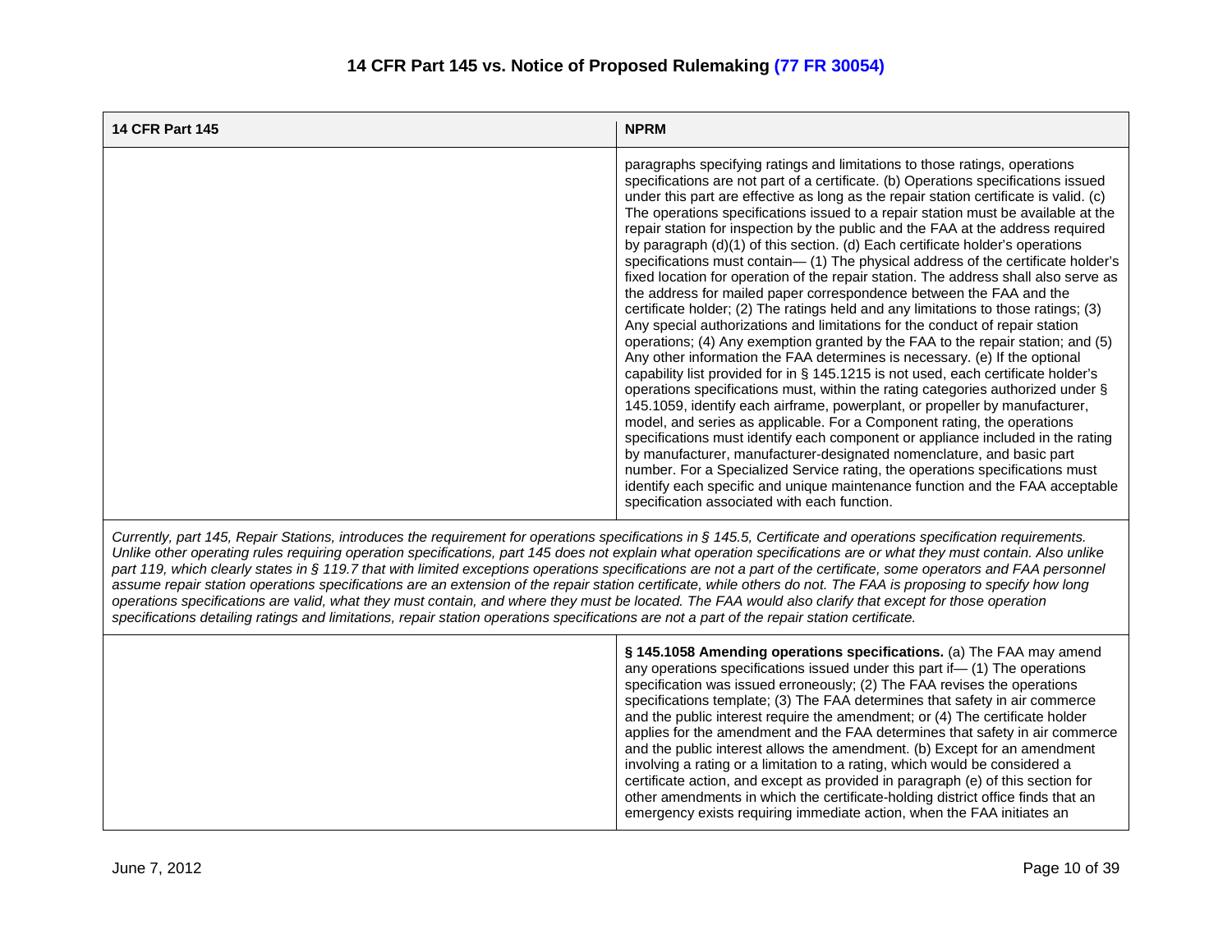# 14 CFR Part 145 vs. Notice of Proposed Rulemaking (77 FR 30054)

| 14 CFR Part 145 | NPRM |
|---|---|
| | paragraphs specifying ratings and limitations to those ratings, operations specifications are not part of a certificate. (b) Operations specifications issued under this part are effective as long as the repair station certificate is valid. (c) The operations specifications issued to a repair station must be available at the repair station for inspection by the public and the FAA at the address required by paragraph (d)(1) of this section. (d) Each certificate holder's operations specifications must contain— (1) The physical address of the certificate holder's fixed location for operation of the repair station. The address shall also serve as the address for mailed paper correspondence between the FAA and the certificate holder; (2) The ratings held and any limitations to those ratings; (3) Any special authorizations and limitations for the conduct of repair station operations; (4) Any exemption granted by the FAA to the repair station; and (5) Any other information the FAA determines is necessary. (e) If the optional capability list provided for in § 145.1215 is not used, each certificate holder's operations specifications must, within the rating categories authorized under § 145.1059, identify each airframe, powerplant, or propeller by manufacturer, model, and series as applicable. For a Component rating, the operations specifications must identify each component or appliance included in the rating by manufacturer, manufacturer-designated nomenclature, and basic part number. For a Specialized Service rating, the operations specifications must identify each specific and unique maintenance function and the FAA acceptable specification associated with each function. |
| *Currently, part 145, Repair Stations, introduces the requirement for operations specifications in § 145.5, Certificate and operations specification requirements. Unlike other operating rules requiring operation specifications, part 145 does not explain what operation specifications are or what they must contain. Also unlike part 119, which clearly states in § 119.7 that with limited exceptions operations specifications are not a part of the certificate, some operators and FAA personnel assume repair station operations specifications are an extension of the repair station certificate, while others do not. The FAA is proposing to specify how long operations specifications are valid, what they must contain, and where they must be located. The FAA would also clarify that except for those operation specifications detailing ratings and limitations, repair station operations specifications are not a part of the repair station certificate.* | |
| | **§ 145.1058 Amending operations specifications.** (a) The FAA may amend any operations specifications issued under this part if— (1) The operations specification was issued erroneously; (2) The FAA revises the operations specifications template; (3) The FAA determines that safety in air commerce and the public interest require the amendment; or (4) The certificate holder applies for the amendment and the FAA determines that safety in air commerce and the public interest allows the amendment. (b) Except for an amendment involving a rating or a limitation to a rating, which would be considered a certificate action, and except as provided in paragraph (e) of this section for other amendments in which the certificate-holding district office finds that an emergency exists requiring immediate action, when the FAA initiates an |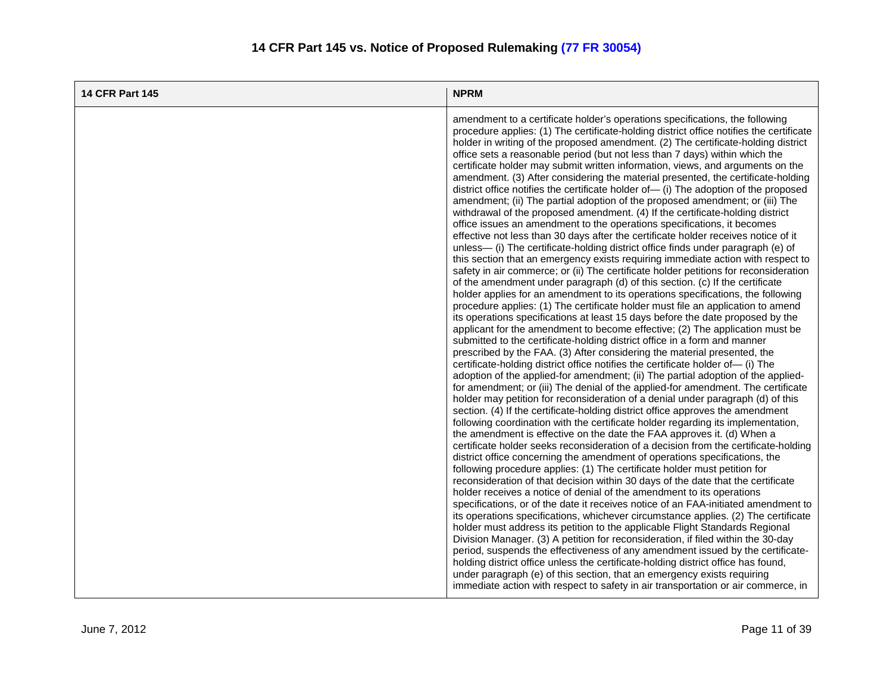# 14 CFR Part 145 vs. Notice of Proposed Rulemaking (77 FR 30054)

| 14 CFR Part 145 | NPRM |
| --- | --- |
| | amendment to a certificate holder's operations specifications, the following procedure applies: (1) The certificate-holding district office notifies the certificate holder in writing of the proposed amendment. (2) The certificate-holding district office sets a reasonable period (but not less than 7 days) within which the certificate holder may submit written information, views, and arguments on the amendment. (3) After considering the material presented, the certificate-holding district office notifies the certificate holder of— (i) The adoption of the proposed amendment; (ii) The partial adoption of the proposed amendment; or (iii) The withdrawal of the proposed amendment. (4) If the certificate-holding district office issues an amendment to the operations specifications, it becomes effective not less than 30 days after the certificate holder receives notice of it unless— (i) The certificate-holding district office finds under paragraph (e) of this section that an emergency exists requiring immediate action with respect to safety in air commerce; or (ii) The certificate holder petitions for reconsideration of the amendment under paragraph (d) of this section. (c) If the certificate holder applies for an amendment to its operations specifications, the following procedure applies: (1) The certificate holder must file an application to amend its operations specifications at least 15 days before the date proposed by the applicant for the amendment to become effective; (2) The application must be submitted to the certificate-holding district office in a form and manner prescribed by the FAA. (3) After considering the material presented, the certificate-holding district office notifies the certificate holder of— (i) The adoption of the applied-for amendment; (ii) The partial adoption of the applied-for amendment; or (iii) The denial of the applied-for amendment. The certificate holder may petition for reconsideration of a denial under paragraph (d) of this section. (4) If the certificate-holding district office approves the amendment following coordination with the certificate holder regarding its implementation, the amendment is effective on the date the FAA approves it. (d) When a certificate holder seeks reconsideration of a decision from the certificate-holding district office concerning the amendment of operations specifications, the following procedure applies: (1) The certificate holder must petition for reconsideration of that decision within 30 days of the date that the certificate holder receives a notice of denial of the amendment to its operations specifications, or of the date it receives notice of an FAA-initiated amendment to its operations specifications, whichever circumstance applies. (2) The certificate holder must address its petition to the applicable Flight Standards Regional Division Manager. (3) A petition for reconsideration, if filed within the 30-day period, suspends the effectiveness of any amendment issued by the certificate-holding district office unless the certificate-holding district office has found, under paragraph (e) of this section, that an emergency exists requiring immediate action with respect to safety in air transportation or air commerce, in |

June 7, 2012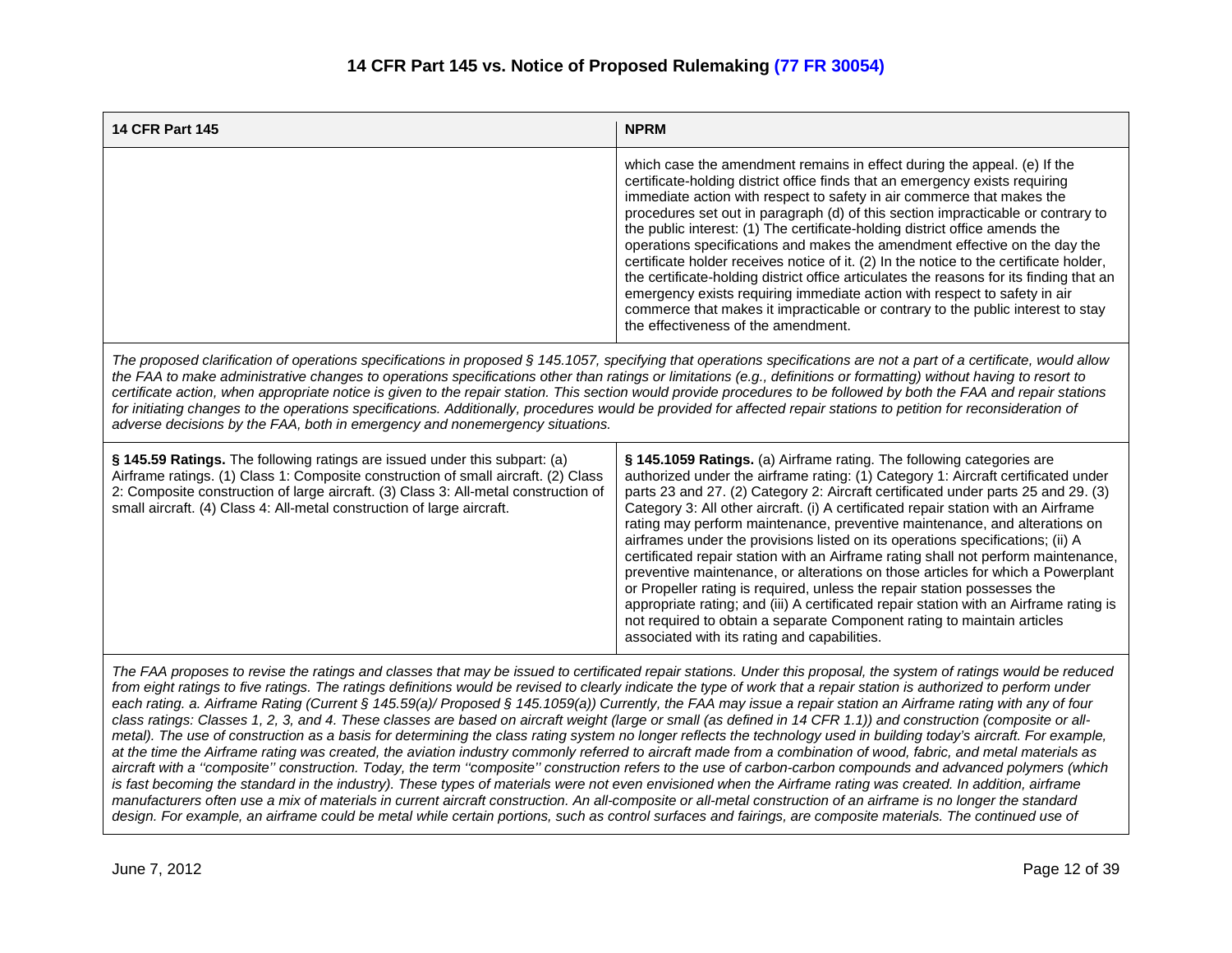# 14 CFR Part 145 vs. Notice of Proposed Rulemaking (77 FR 30054)

| 14 CFR Part 145 | NPRM |
|---|---|
| | which case the amendment remains in effect during the appeal. (e) If the certificate-holding district office finds that an emergency exists requiring immediate action with respect to safety in air commerce that makes the procedures set out in paragraph (d) of this section impracticable or contrary to the public interest: (1) The certificate-holding district office amends the operations specifications and makes the amendment effective on the day the certificate holder receives notice of it. (2) In the notice to the certificate holder, the certificate-holding district office articulates the reasons for its finding that an emergency exists requiring immediate action with respect to safety in air commerce that makes it impracticable or contrary to the public interest to stay the effectiveness of the amendment. |
| *The proposed clarification of operations specifications in proposed § 145.1057, specifying that operations specifications are not a part of a certificate, would allow the FAA to make administrative changes to operations specifications other than ratings or limitations (e.g., definitions or formatting) without having to resort to certificate action, when appropriate notice is given to the repair station. This section would provide procedures to be followed by both the FAA and repair stations for initiating changes to the operations specifications. Additionally, procedures would be provided for affected repair stations to petition for reconsideration of adverse decisions by the FAA, both in emergency and nonemergency situations.* | |
| **§ 145.59 Ratings.** The following ratings are issued under this subpart: (a) Airframe ratings. (1) Class 1: Composite construction of small aircraft. (2) Class 2: Composite construction of large aircraft. (3) Class 3: All-metal construction of small aircraft. (4) Class 4: All-metal construction of large aircraft. | **§ 145.1059 Ratings.** (a) Airframe rating. The following categories are authorized under the airframe rating: (1) Category 1: Aircraft certificated under parts 23 and 27. (2) Category 2: Aircraft certificated under parts 25 and 29. (3) Category 3: All other aircraft. (i) A certificated repair station with an Airframe rating may perform maintenance, preventive maintenance, and alterations on airframes under the provisions listed on its operations specifications; (ii) A certificated repair station with an Airframe rating shall not perform maintenance, preventive maintenance, or alterations on those articles for which a Powerplant or Propeller rating is required, unless the repair station possesses the appropriate rating; and (iii) A certificated repair station with an Airframe rating is not required to obtain a separate Component rating to maintain articles associated with its rating and capabilities. |
| *The FAA proposes to revise the ratings and classes that may be issued to certificated repair stations. Under this proposal, the system of ratings would be reduced from eight ratings to five ratings. The ratings definitions would be revised to clearly indicate the type of work that a repair station is authorized to perform under each rating. a. Airframe Rating (Current § 145.59(a)/ Proposed § 145.1059(a)) Currently, the FAA may issue a repair station an Airframe rating with any of four class ratings: Classes 1, 2, 3, and 4. These classes are based on aircraft weight (large or small (as defined in 14 CFR 1.1)) and construction (composite or all-metal). The use of construction as a basis for determining the class rating system no longer reflects the technology used in building today's aircraft. For example, at the time the Airframe rating was created, the aviation industry commonly referred to aircraft made from a combination of wood, fabric, and metal materials as aircraft with a ''composite'' construction. Today, the term ''composite'' construction refers to the use of carbon-carbon compounds and advanced polymers (which is fast becoming the standard in the industry). These types of materials were not even envisioned when the Airframe rating was created. In addition, airframe manufacturers often use a mix of materials in current aircraft construction. An all-composite or all-metal construction of an airframe is no longer the standard design. For example, an airframe could be metal while certain portions, such as control surfaces and fairings, are composite materials. The continued use of* | |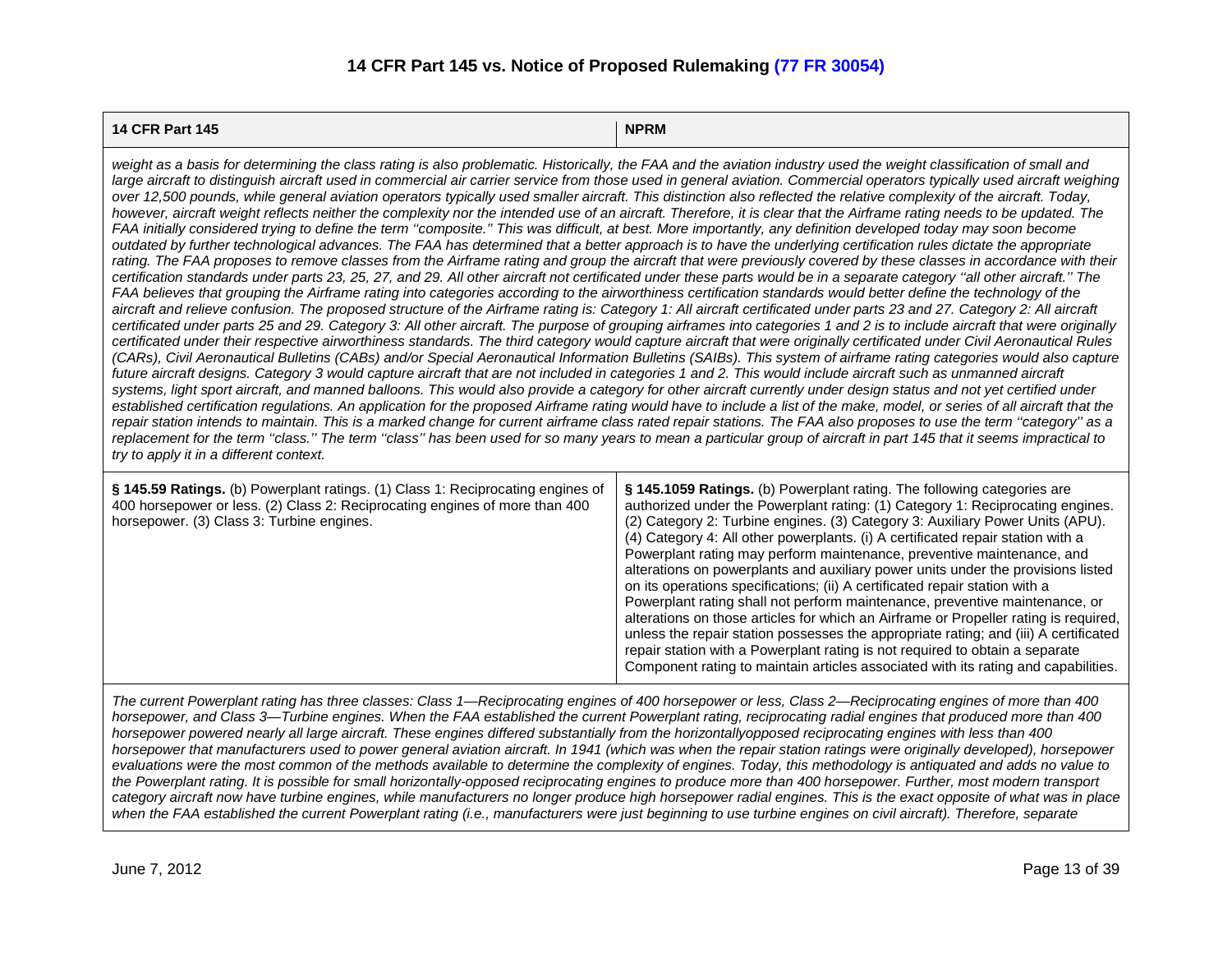# 14 CFR Part 145 vs. Notice of Proposed Rulemaking (77 FR 30054)

| 14 CFR Part 145 | NPRM |
|---|---|
| *weight as a basis for determining the class rating is also problematic. Historically, the FAA and the aviation industry used the weight classification of small and large aircraft to distinguish aircraft used in commercial air carrier service from those used in general aviation. Commercial operators typically used aircraft weighing over 12,500 pounds, while general aviation operators typically used smaller aircraft. This distinction also reflected the relative complexity of the aircraft. Today, however, aircraft weight reflects neither the complexity nor the intended use of an aircraft. Therefore, it is clear that the Airframe rating needs to be updated. The FAA initially considered trying to define the term ''composite.'' This was difficult, at best. More importantly, any definition developed today may soon become outdated by further technological advances. The FAA has determined that a better approach is to have the underlying certification rules dictate the appropriate rating. The FAA proposes to remove classes from the Airframe rating and group the aircraft that were previously covered by these classes in accordance with their certification standards under parts 23, 25, 27, and 29. All other aircraft not certificated under these parts would be in a separate category ''all other aircraft.'' The FAA believes that grouping the Airframe rating into categories according to the airworthiness certification standards would better define the technology of the aircraft and relieve confusion. The proposed structure of the Airframe rating is: Category 1: All aircraft certificated under parts 23 and 27. Category 2: All aircraft certificated under parts 25 and 29. Category 3: All other aircraft. The purpose of grouping airframes into categories 1 and 2 is to include aircraft that were originally certificated under their respective airworthiness standards. The third category would capture aircraft that were originally certificated under Civil Aeronautical Rules (CARs), Civil Aeronautical Bulletins (CABs) and/or Special Aeronautical Information Bulletins (SAIBs). This system of airframe rating categories would also capture future aircraft designs. Category 3 would capture aircraft that are not included in categories 1 and 2. This would include aircraft such as unmanned aircraft systems, light sport aircraft, and manned balloons. This would also provide a category for other aircraft currently under design status and not yet certified under established certification regulations. An application for the proposed Airframe rating would have to include a list of the make, model, or series of all aircraft that the repair station intends to maintain. This is a marked change for current airframe class rated repair stations. The FAA also proposes to use the term ''category'' as a replacement for the term ''class.'' The term ''class'' has been used for so many years to mean a particular group of aircraft in part 145 that it seems impractical to try to apply it in a different context.* | |
| **§ 145.59 Ratings.** (b) Powerplant ratings. (1) Class 1: Reciprocating engines of 400 horsepower or less. (2) Class 2: Reciprocating engines of more than 400 horsepower. (3) Class 3: Turbine engines. | **§ 145.1059 Ratings.** (b) Powerplant rating. The following categories are authorized under the Powerplant rating: (1) Category 1: Reciprocating engines. (2) Category 2: Turbine engines. (3) Category 3: Auxiliary Power Units (APU). (4) Category 4: All other powerplants. (i) A certificated repair station with a Powerplant rating may perform maintenance, preventive maintenance, and alterations on powerplants and auxiliary power units under the provisions listed on its operations specifications; (ii) A certificated repair station with a Powerplant rating shall not perform maintenance, preventive maintenance, or alterations on those articles for which an Airframe or Propeller rating is required, unless the repair station possesses the appropriate rating; and (iii) A certificated repair station with a Powerplant rating is not required to obtain a separate Component rating to maintain articles associated with its rating and capabilities. |
| *The current Powerplant rating has three classes: Class 1—Reciprocating engines of 400 horsepower or less, Class 2—Reciprocating engines of more than 400 horsepower, and Class 3—Turbine engines. When the FAA established the current Powerplant rating, reciprocating radial engines that produced more than 400 horsepower powered nearly all large aircraft. These engines differed substantially from the horizontallyopposed reciprocating engines with less than 400 horsepower that manufacturers used to power general aviation aircraft. In 1941 (which was when the repair station ratings were originally developed), horsepower evaluations were the most common of the methods available to determine the complexity of engines. Today, this methodology is antiquated and adds no value to the Powerplant rating. It is possible for small horizontally-opposed reciprocating engines to produce more than 400 horsepower. Further, most modern transport category aircraft now have turbine engines, while manufacturers no longer produce high horsepower radial engines. This is the exact opposite of what was in place when the FAA established the current Powerplant rating (i.e., manufacturers were just beginning to use turbine engines on civil aircraft). Therefore, separate* | |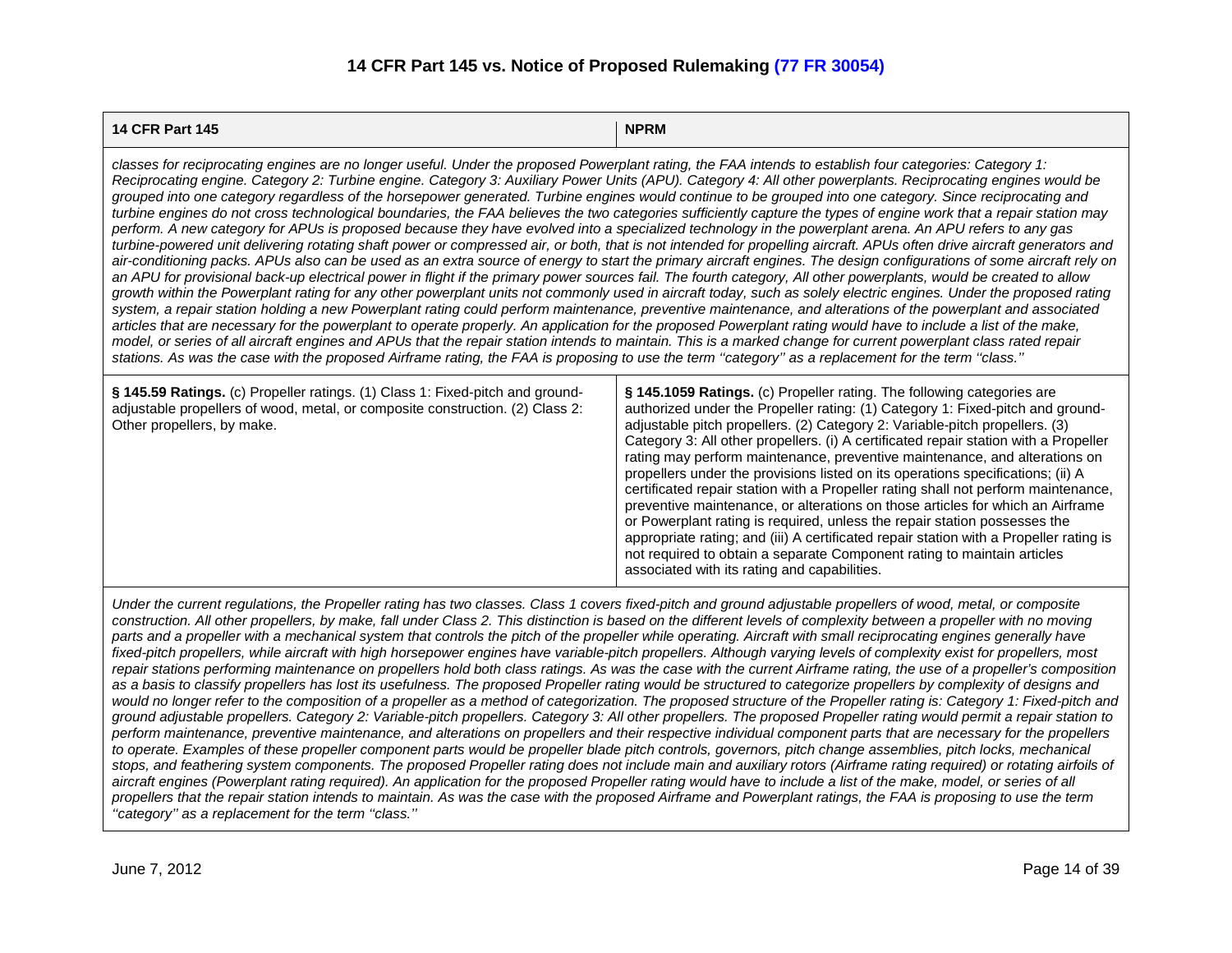# 14 CFR Part 145 vs. Notice of Proposed Rulemaking (77 FR 30054)

| 14 CFR Part 145 | NPRM |
|---|---|
| *classes for reciprocating engines are no longer useful. Under the proposed Powerplant rating, the FAA intends to establish four categories: Category 1: Reciprocating engine. Category 2: Turbine engine. Category 3: Auxiliary Power Units (APU). Category 4: All other powerplants. Reciprocating engines would be grouped into one category regardless of the horsepower generated. Turbine engines would continue to be grouped into one category. Since reciprocating and turbine engines do not cross technological boundaries, the FAA believes the two categories sufficiently capture the types of engine work that a repair station may perform. A new category for APUs is proposed because they have evolved into a specialized technology in the powerplant arena. An APU refers to any gas turbine-powered unit delivering rotating shaft power or compressed air, or both, that is not intended for propelling aircraft. APUs often drive aircraft generators and air-conditioning packs. APUs also can be used as an extra source of energy to start the primary aircraft engines. The design configurations of some aircraft rely on an APU for provisional back-up electrical power in flight if the primary power sources fail. The fourth category, All other powerplants, would be created to allow growth within the Powerplant rating for any other powerplant units not commonly used in aircraft today, such as solely electric engines. Under the proposed rating system, a repair station holding a new Powerplant rating could perform maintenance, preventive maintenance, and alterations of the powerplant and associated articles that are necessary for the powerplant to operate properly. An application for the proposed Powerplant rating would have to include a list of the make, model, or series of all aircraft engines and APUs that the repair station intends to maintain. This is a marked change for current powerplant class rated repair stations. As was the case with the proposed Airframe rating, the FAA is proposing to use the term ''category'' as a replacement for the term ''class.''* | |
| **§ 145.59 Ratings.** (c) Propeller ratings. (1) Class 1: Fixed-pitch and ground-adjustable propellers of wood, metal, or composite construction. (2) Class 2: Other propellers, by make. | **§ 145.1059 Ratings.** (c) Propeller rating. The following categories are authorized under the Propeller rating: (1) Category 1: Fixed-pitch and ground-adjustable pitch propellers. (2) Category 2: Variable-pitch propellers. (3) Category 3: All other propellers. (i) A certificated repair station with a Propeller rating may perform maintenance, preventive maintenance, and alterations on propellers under the provisions listed on its operations specifications; (ii) A certificated repair station with a Propeller rating shall not perform maintenance, preventive maintenance, or alterations on those articles for which an Airframe or Powerplant rating is required, unless the repair station possesses the appropriate rating; and (iii) A certificated repair station with a Propeller rating is not required to obtain a separate Component rating to maintain articles associated with its rating and capabilities. |
| *Under the current regulations, the Propeller rating has two classes. Class 1 covers fixed-pitch and ground adjustable propellers of wood, metal, or composite construction. All other propellers, by make, fall under Class 2. This distinction is based on the different levels of complexity between a propeller with no moving parts and a propeller with a mechanical system that controls the pitch of the propeller while operating. Aircraft with small reciprocating engines generally have fixed-pitch propellers, while aircraft with high horsepower engines have variable-pitch propellers. Although varying levels of complexity exist for propellers, most repair stations performing maintenance on propellers hold both class ratings. As was the case with the current Airframe rating, the use of a propeller's composition as a basis to classify propellers has lost its usefulness. The proposed Propeller rating would be structured to categorize propellers by complexity of designs and would no longer refer to the composition of a propeller as a method of categorization. The proposed structure of the Propeller rating is: Category 1: Fixed-pitch and ground adjustable propellers. Category 2: Variable-pitch propellers. Category 3: All other propellers. The proposed Propeller rating would permit a repair station to perform maintenance, preventive maintenance, and alterations on propellers and their respective individual component parts that are necessary for the propellers to operate. Examples of these propeller component parts would be propeller blade pitch controls, governors, pitch change assemblies, pitch locks, mechanical stops, and feathering system components. The proposed Propeller rating does not include main and auxiliary rotors (Airframe rating required) or rotating airfoils of aircraft engines (Powerplant rating required). An application for the proposed Propeller rating would have to include a list of the make, model, or series of all propellers that the repair station intends to maintain. As was the case with the proposed Airframe and Powerplant ratings, the FAA is proposing to use the term ''category'' as a replacement for the term ''class.''* | |

June 7, 2012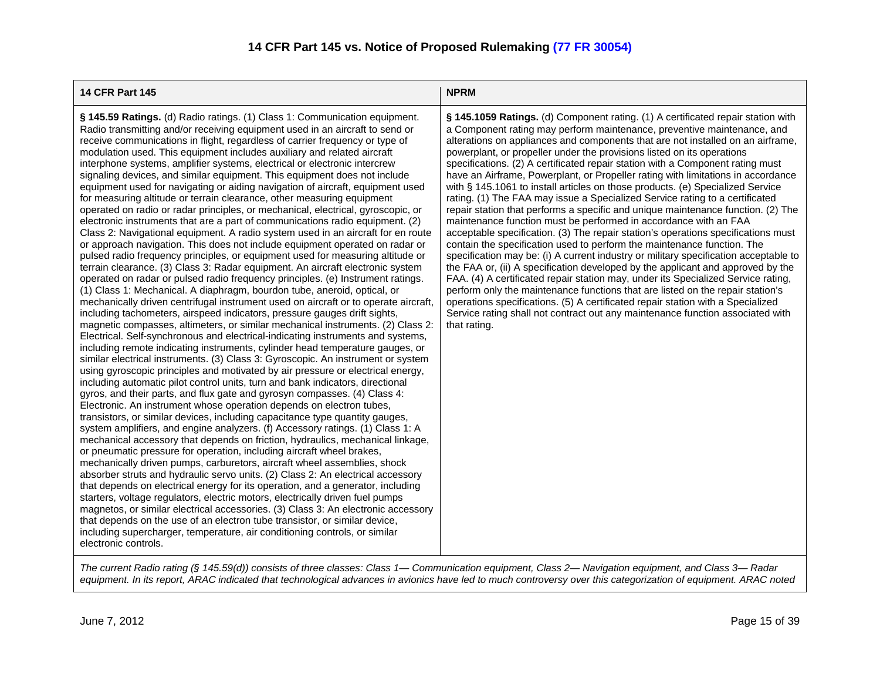## 14 CFR Part 145 vs. Notice of Proposed Rulemaking (77 FR 30054)

| 14 CFR Part 145 | NPRM |
|---|---|
| **§ 145.59 Ratings.** (d) Radio ratings. (1) Class 1: Communication equipment. Radio transmitting and/or receiving equipment used in an aircraft to send or receive communications in flight, regardless of carrier frequency or type of modulation used. This equipment includes auxiliary and related aircraft interphone systems, amplifier systems, electrical or electronic intercrew signaling devices, and similar equipment. This equipment does not include equipment used for navigating or aiding navigation of aircraft, equipment used for measuring altitude or terrain clearance, other measuring equipment operated on radio or radar principles, or mechanical, electrical, gyroscopic, or electronic instruments that are a part of communications radio equipment. (2) Class 2: Navigational equipment. A radio system used in an aircraft for en route or approach navigation. This does not include equipment operated on radar or pulsed radio frequency principles, or equipment used for measuring altitude or terrain clearance. (3) Class 3: Radar equipment. An aircraft electronic system operated on radar or pulsed radio frequency principles. (e) Instrument ratings. (1) Class 1: Mechanical. A diaphragm, bourdon tube, aneroid, optical, or mechanically driven centrifugal instrument used on aircraft or to operate aircraft, including tachometers, airspeed indicators, pressure gauges drift sights, magnetic compasses, altimeters, or similar mechanical instruments. (2) Class 2: Electrical. Self-synchronous and electrical-indicating instruments and systems, including remote indicating instruments, cylinder head temperature gauges, or similar electrical instruments. (3) Class 3: Gyroscopic. An instrument or system using gyroscopic principles and motivated by air pressure or electrical energy, including automatic pilot control units, turn and bank indicators, directional gyros, and their parts, and flux gate and gyrosyn compasses. (4) Class 4: Electronic. An instrument whose operation depends on electron tubes, transistors, or similar devices, including capacitance type quantity gauges, system amplifiers, and engine analyzers. (f) Accessory ratings. (1) Class 1: A mechanical accessory that depends on friction, hydraulics, mechanical linkage, or pneumatic pressure for operation, including aircraft wheel brakes, mechanically driven pumps, carburetors, aircraft wheel assemblies, shock absorber struts and hydraulic servo units. (2) Class 2: An electrical accessory that depends on electrical energy for its operation, and a generator, including starters, voltage regulators, electric motors, electrically driven fuel pumps magnetos, or similar electrical accessories. (3) Class 3: An electronic accessory that depends on the use of an electron tube transistor, or similar device, including supercharger, temperature, air conditioning controls, or similar electronic controls. | **§ 145.1059 Ratings.** (d) Component rating. (1) A certificated repair station with a Component rating may perform maintenance, preventive maintenance, and alterations on appliances and components that are not installed on an airframe, powerplant, or propeller under the provisions listed on its operations specifications. (2) A certificated repair station with a Component rating must have an Airframe, Powerplant, or Propeller rating with limitations in accordance with § 145.1061 to install articles on those products. (e) Specialized Service rating. (1) The FAA may issue a Specialized Service rating to a certificated repair station that performs a specific and unique maintenance function. (2) The maintenance function must be performed in accordance with an FAA acceptable specification. (3) The repair station's operations specifications must contain the specification used to perform the maintenance function. The specification may be: (i) A current industry or military specification acceptable to the FAA or, (ii) A specification developed by the applicant and approved by the FAA. (4) A certificated repair station may, under its Specialized Service rating, perform only the maintenance functions that are listed on the repair station's operations specifications. (5) A certificated repair station with a Specialized Service rating shall not contract out any maintenance function associated with that rating. |
| *The current Radio rating (§ 145.59(d)) consists of three classes: Class 1— Communication equipment, Class 2— Navigation equipment, and Class 3— Radar equipment. In its report, ARAC indicated that technological advances in avionics have led to much controversy over this categorization of equipment. ARAC noted* | |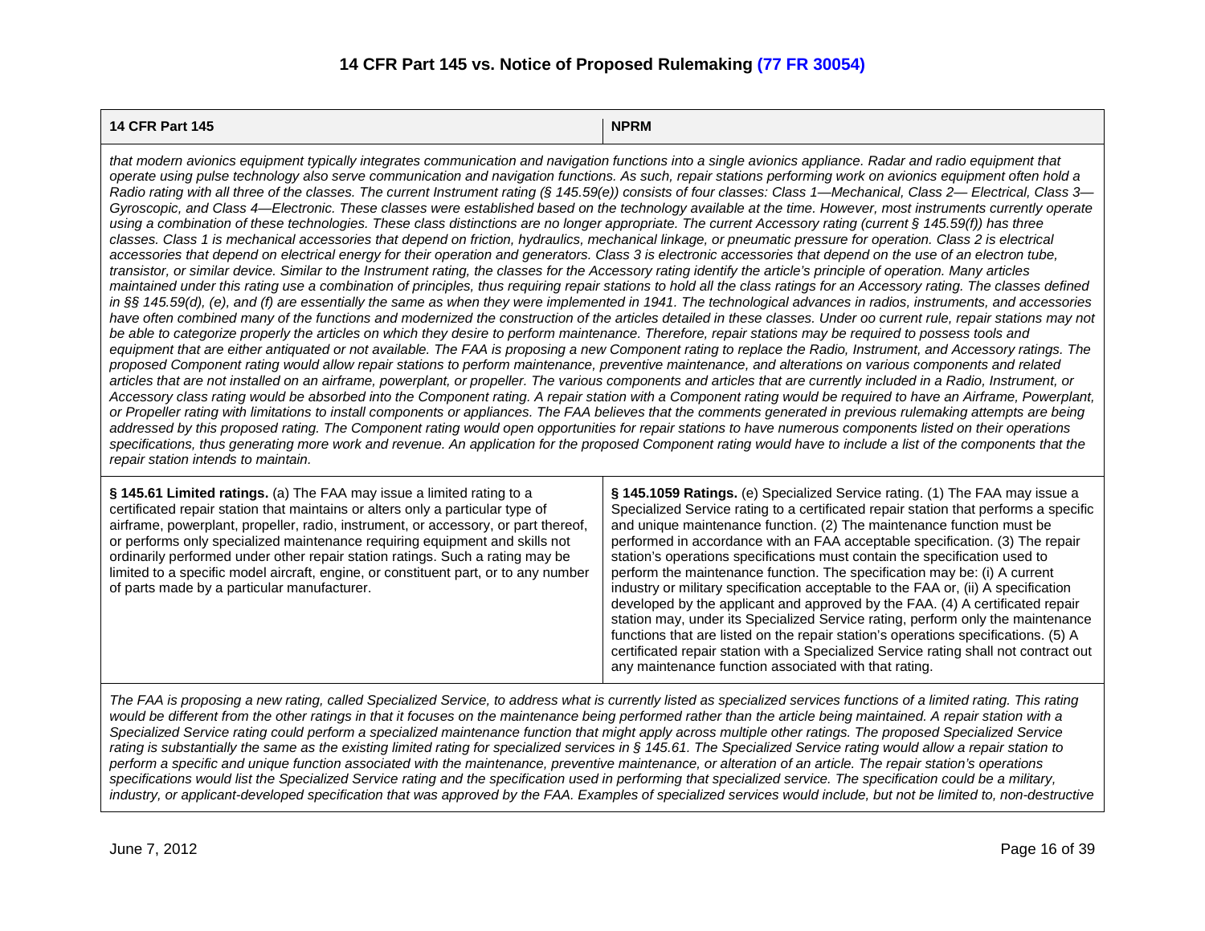## 14 CFR Part 145 vs. Notice of Proposed Rulemaking (77 FR 30054)

| 14 CFR Part 145 | NPRM |
|---|---|
| *that modern avionics equipment typically integrates communication and navigation functions into a single avionics appliance. Radar and radio equipment that operate using pulse technology also serve communication and navigation functions. As such, repair stations performing work on avionics equipment often hold a Radio rating with all three of the classes. The current Instrument rating (§ 145.59(e)) consists of four classes: Class 1—Mechanical, Class 2— Electrical, Class 3—Gyroscopic, and Class 4—Electronic. These classes were established based on the technology available at the time. However, most instruments currently operate using a combination of these technologies. These class distinctions are no longer appropriate. The current Accessory rating (current § 145.59(f)) has three classes. Class 1 is mechanical accessories that depend on friction, hydraulics, mechanical linkage, or pneumatic pressure for operation. Class 2 is electrical accessories that depend on electrical energy for their operation and generators. Class 3 is electronic accessories that depend on the use of an electron tube, transistor, or similar device. Similar to the Instrument rating, the classes for the Accessory rating identify the article's principle of operation. Many articles maintained under this rating use a combination of principles, thus requiring repair stations to hold all the class ratings for an Accessory rating. The classes defined in §§ 145.59(d), (e), and (f) are essentially the same as when they were implemented in 1941. The technological advances in radios, instruments, and accessories have often combined many of the functions and modernized the construction of the articles detailed in these classes. Under oo current rule, repair stations may not be able to categorize properly the articles on which they desire to perform maintenance. Therefore, repair stations may be required to possess tools and equipment that are either antiquated or not available. The FAA is proposing a new Component rating to replace the Radio, Instrument, and Accessory ratings. The proposed Component rating would allow repair stations to perform maintenance, preventive maintenance, and alterations on various components and related articles that are not installed on an airframe, powerplant, or propeller. The various components and articles that are currently included in a Radio, Instrument, or Accessory class rating would be absorbed into the Component rating. A repair station with a Component rating would be required to have an Airframe, Powerplant, or Propeller rating with limitations to install components or appliances. The FAA believes that the comments generated in previous rulemaking attempts are being addressed by this proposed rating. The Component rating would open opportunities for repair stations to have numerous components listed on their operations specifications, thus generating more work and revenue. An application for the proposed Component rating would have to include a list of the components that the repair station intends to maintain.* | |
| **§ 145.61 Limited ratings.** (a) The FAA may issue a limited rating to a certificated repair station that maintains or alters only a particular type of airframe, powerplant, propeller, radio, instrument, or accessory, or part thereof, or performs only specialized maintenance requiring equipment and skills not ordinarily performed under other repair station ratings. Such a rating may be limited to a specific model aircraft, engine, or constituent part, or to any number of parts made by a particular manufacturer. | **§ 145.1059 Ratings.** (e) Specialized Service rating. (1) The FAA may issue a Specialized Service rating to a certificated repair station that performs a specific and unique maintenance function. (2) The maintenance function must be performed in accordance with an FAA acceptable specification. (3) The repair station's operations specifications must contain the specification used to perform the maintenance function. The specification may be: (i) A current industry or military specification acceptable to the FAA or, (ii) A specification developed by the applicant and approved by the FAA. (4) A certificated repair station may, under its Specialized Service rating, perform only the maintenance functions that are listed on the repair station's operations specifications. (5) A certificated repair station with a Specialized Service rating shall not contract out any maintenance function associated with that rating. |
| *The FAA is proposing a new rating, called Specialized Service, to address what is currently listed as specialized services functions of a limited rating. This rating would be different from the other ratings in that it focuses on the maintenance being performed rather than the article being maintained. A repair station with a Specialized Service rating could perform a specialized maintenance function that might apply across multiple other ratings. The proposed Specialized Service rating is substantially the same as the existing limited rating for specialized services in § 145.61. The Specialized Service rating would allow a repair station to perform a specific and unique function associated with the maintenance, preventive maintenance, or alteration of an article. The repair station's operations specifications would list the Specialized Service rating and the specification used in performing that specialized service. The specification could be a military, industry, or applicant-developed specification that was approved by the FAA. Examples of specialized services would include, but not be limited to, non-destructive* | |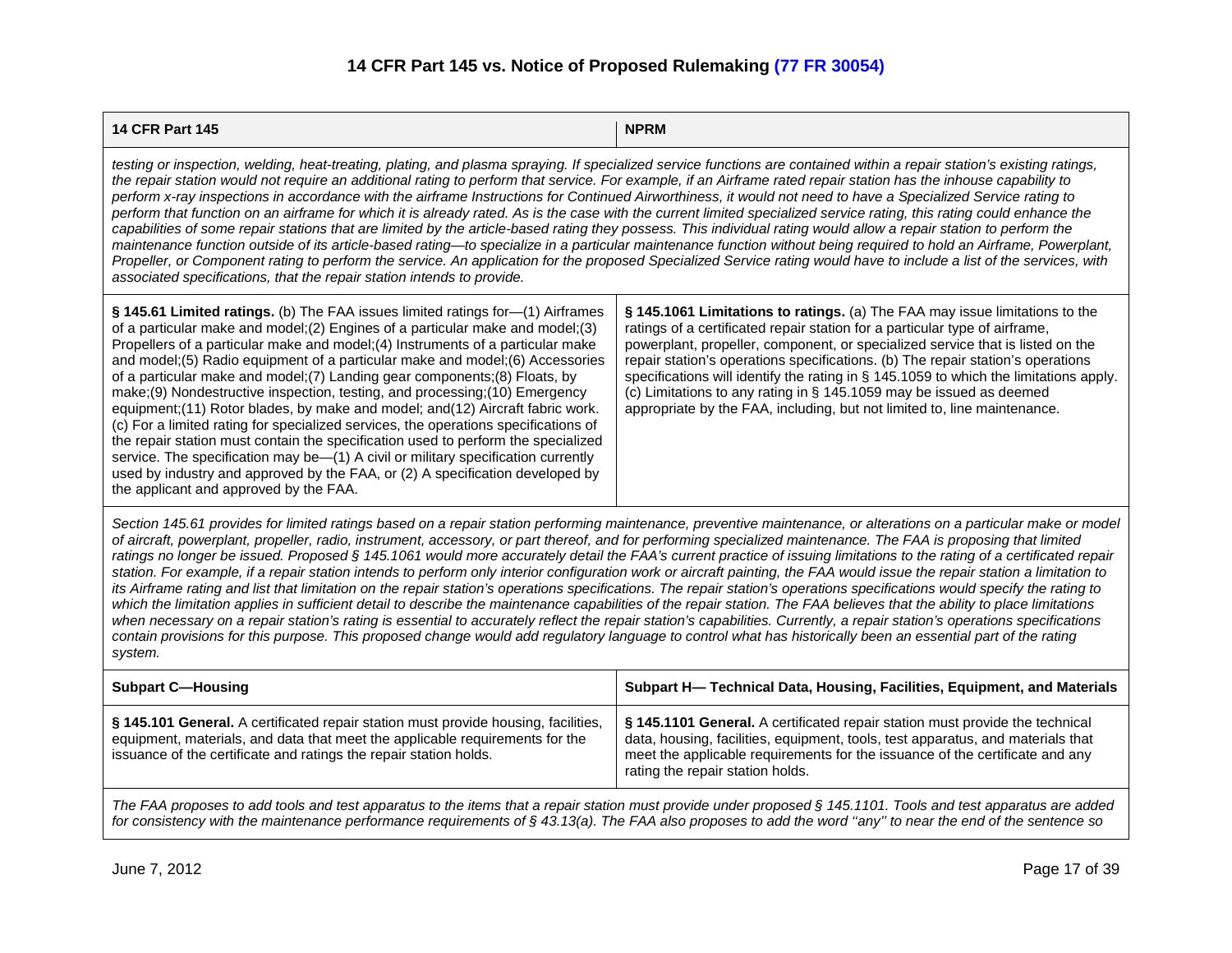## 14 CFR Part 145 vs. Notice of Proposed Rulemaking (77 FR 30054)

| 14 CFR Part 145 | NPRM |
|---|---|
| *testing or inspection, welding, heat-treating, plating, and plasma spraying. If specialized service functions are contained within a repair station's existing ratings, the repair station would not require an additional rating to perform that service. For example, if an Airframe rated repair station has the inhouse capability to perform x-ray inspections in accordance with the airframe Instructions for Continued Airworthiness, it would not need to have a Specialized Service rating to perform that function on an airframe for which it is already rated. As is the case with the current limited specialized service rating, this rating could enhance the capabilities of some repair stations that are limited by the article-based rating they possess. This individual rating would allow a repair station to perform the maintenance function outside of its article-based rating—to specialize in a particular maintenance function without being required to hold an Airframe, Powerplant, Propeller, or Component rating to perform the service. An application for the proposed Specialized Service rating would have to include a list of the services, with associated specifications, that the repair station intends to provide.* | |
| **§ 145.61 Limited ratings.** (b) The FAA issues limited ratings for—(1) Airframes of a particular make and model;(2) Engines of a particular make and model;(3) Propellers of a particular make and model;(4) Instruments of a particular make and model;(5) Radio equipment of a particular make and model;(6) Accessories of a particular make and model;(7) Landing gear components;(8) Floats, by make;(9) Nondestructive inspection, testing, and processing;(10) Emergency equipment;(11) Rotor blades, by make and model; and(12) Aircraft fabric work. (c) For a limited rating for specialized services, the operations specifications of the repair station must contain the specification used to perform the specialized service. The specification may be—(1) A civil or military specification currently used by industry and approved by the FAA, or (2) A specification developed by the applicant and approved by the FAA. | **§ 145.1061 Limitations to ratings.** (a) The FAA may issue limitations to the ratings of a certificated repair station for a particular type of airframe, powerplant, propeller, component, or specialized service that is listed on the repair station's operations specifications. (b) The repair station's operations specifications will identify the rating in § 145.1059 to which the limitations apply. (c) Limitations to any rating in § 145.1059 may be issued as deemed appropriate by the FAA, including, but not limited to, line maintenance. |
| *Section 145.61 provides for limited ratings based on a repair station performing maintenance, preventive maintenance, or alterations on a particular make or model of aircraft, powerplant, propeller, radio, instrument, accessory, or part thereof, and for performing specialized maintenance. The FAA is proposing that limited ratings no longer be issued. Proposed § 145.1061 would more accurately detail the FAA's current practice of issuing limitations to the rating of a certificated repair station. For example, if a repair station intends to perform only interior configuration work or aircraft painting, the FAA would issue the repair station a limitation to its Airframe rating and list that limitation on the repair station's operations specifications. The repair station's operations specifications would specify the rating to which the limitation applies in sufficient detail to describe the maintenance capabilities of the repair station. The FAA believes that the ability to place limitations when necessary on a repair station's rating is essential to accurately reflect the repair station's capabilities. Currently, a repair station's operations specifications contain provisions for this purpose. This proposed change would add regulatory language to control what has historically been an essential part of the rating system.* | |
| **Subpart C—Housing** | **Subpart H— Technical Data, Housing, Facilities, Equipment, and Materials** |
| **§ 145.101 General.** A certificated repair station must provide housing, facilities, equipment, materials, and data that meet the applicable requirements for the issuance of the certificate and ratings the repair station holds. | **§ 145.1101 General.** A certificated repair station must provide the technical data, housing, facilities, equipment, tools, test apparatus, and materials that meet the applicable requirements for the issuance of the certificate and any rating the repair station holds. |
| *The FAA proposes to add tools and test apparatus to the items that a repair station must provide under proposed § 145.1101. Tools and test apparatus are added for consistency with the maintenance performance requirements of § 43.13(a). The FAA also proposes to add the word ''any'' to near the end of the sentence so* | |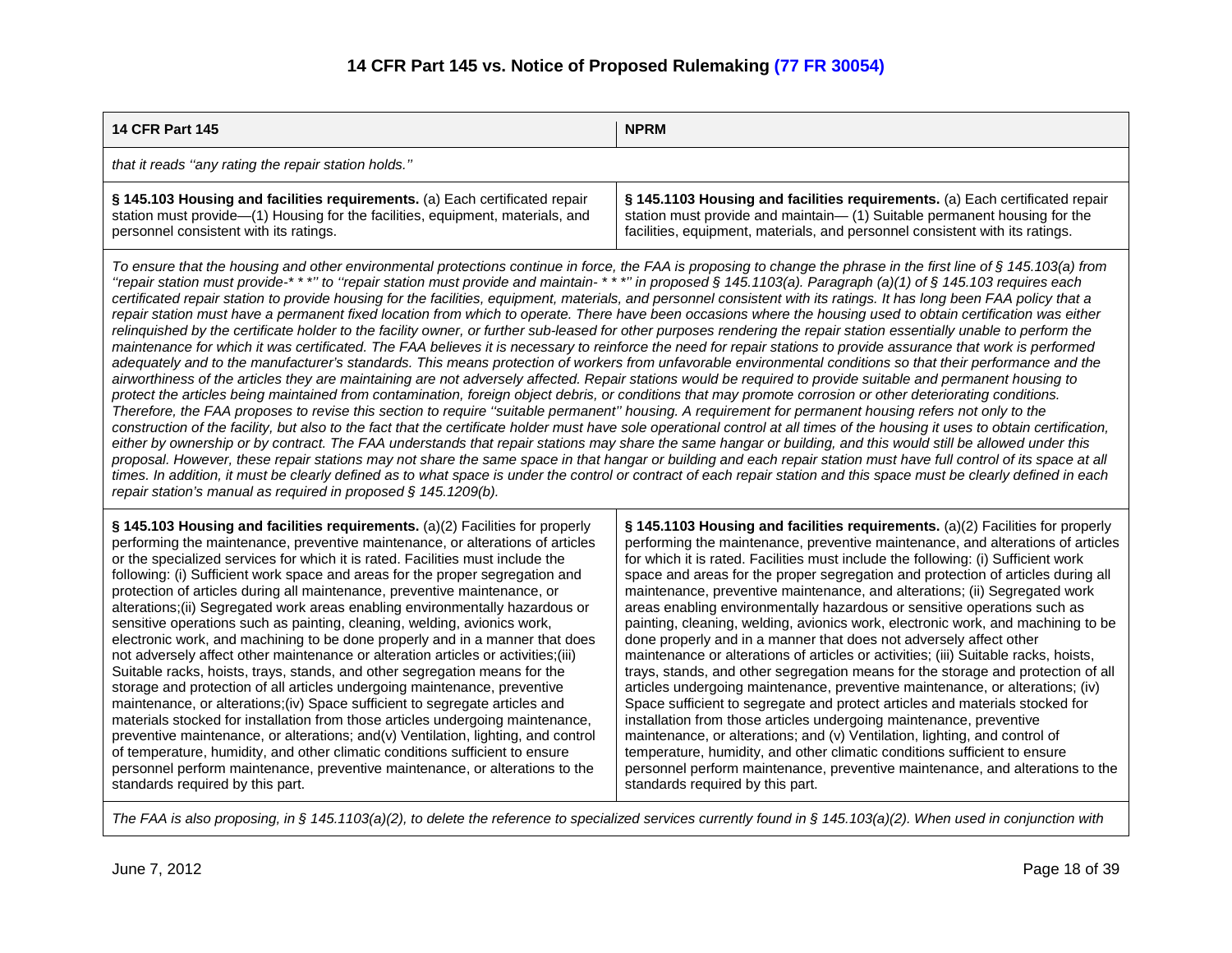# 14 CFR Part 145 vs. Notice of Proposed Rulemaking (77 FR 30054)

| 14 CFR Part 145 | NPRM |
|---|---|
| *that it reads ''any rating the repair station holds.''* | |
| **§ 145.103 Housing and facilities requirements.** (a) Each certificated repair station must provide—(1) Housing for the facilities, equipment, materials, and personnel consistent with its ratings. | **§ 145.1103 Housing and facilities requirements.** (a) Each certificated repair station must provide and maintain— (1) Suitable permanent housing for the facilities, equipment, materials, and personnel consistent with its ratings. |
| *To ensure that the housing and other environmental protections continue in force, the FAA is proposing to change the phrase in the first line of § 145.103(a) from ''repair station must provide-* * *'' to ''repair station must provide and maintain- * * *'' in proposed § 145.1103(a). Paragraph (a)(1) of § 145.103 requires each certificated repair station to provide housing for the facilities, equipment, materials, and personnel consistent with its ratings. It has long been FAA policy that a repair station must have a permanent fixed location from which to operate. There have been occasions where the housing used to obtain certification was either relinquished by the certificate holder to the facility owner, or further sub-leased for other purposes rendering the repair station essentially unable to perform the maintenance for which it was certificated. The FAA believes it is necessary to reinforce the need for repair stations to provide assurance that work is performed adequately and to the manufacturer's standards. This means protection of workers from unfavorable environmental conditions so that their performance and the airworthiness of the articles they are maintaining are not adversely affected. Repair stations would be required to provide suitable and permanent housing to protect the articles being maintained from contamination, foreign object debris, or conditions that may promote corrosion or other deteriorating conditions. Therefore, the FAA proposes to revise this section to require ''suitable permanent'' housing. A requirement for permanent housing refers not only to the construction of the facility, but also to the fact that the certificate holder must have sole operational control at all times of the housing it uses to obtain certification, either by ownership or by contract. The FAA understands that repair stations may share the same hangar or building, and this would still be allowed under this proposal. However, these repair stations may not share the same space in that hangar or building and each repair station must have full control of its space at all times. In addition, it must be clearly defined as to what space is under the control or contract of each repair station and this space must be clearly defined in each repair station's manual as required in proposed § 145.1209(b).* | |
| **§ 145.103 Housing and facilities requirements.** (a)(2) Facilities for properly performing the maintenance, preventive maintenance, or alterations of articles or the specialized services for which it is rated. Facilities must include the following: (i) Sufficient work space and areas for the proper segregation and protection of articles during all maintenance, preventive maintenance, or alterations;(ii) Segregated work areas enabling environmentally hazardous or sensitive operations such as painting, cleaning, welding, avionics work, electronic work, and machining to be done properly and in a manner that does not adversely affect other maintenance or alteration articles or activities;(iii) Suitable racks, hoists, trays, stands, and other segregation means for the storage and protection of all articles undergoing maintenance, preventive maintenance, or alterations;(iv) Space sufficient to segregate articles and materials stocked for installation from those articles undergoing maintenance, preventive maintenance, or alterations; and(v) Ventilation, lighting, and control of temperature, humidity, and other climatic conditions sufficient to ensure personnel perform maintenance, preventive maintenance, or alterations to the standards required by this part. | **§ 145.1103 Housing and facilities requirements.** (a)(2) Facilities for properly performing the maintenance, preventive maintenance, and alterations of articles for which it is rated. Facilities must include the following: (i) Sufficient work space and areas for the proper segregation and protection of articles during all maintenance, preventive maintenance, and alterations; (ii) Segregated work areas enabling environmentally hazardous or sensitive operations such as painting, cleaning, welding, avionics work, electronic work, and machining to be done properly and in a manner that does not adversely affect other maintenance or alterations of articles or activities; (iii) Suitable racks, hoists, trays, stands, and other segregation means for the storage and protection of all articles undergoing maintenance, preventive maintenance, or alterations; (iv) Space sufficient to segregate and protect articles and materials stocked for installation from those articles undergoing maintenance, preventive maintenance, or alterations; and (v) Ventilation, lighting, and control of temperature, humidity, and other climatic conditions sufficient to ensure personnel perform maintenance, preventive maintenance, and alterations to the standards required by this part. |
| *The FAA is also proposing, in § 145.1103(a)(2), to delete the reference to specialized services currently found in § 145.103(a)(2). When used in conjunction with* | |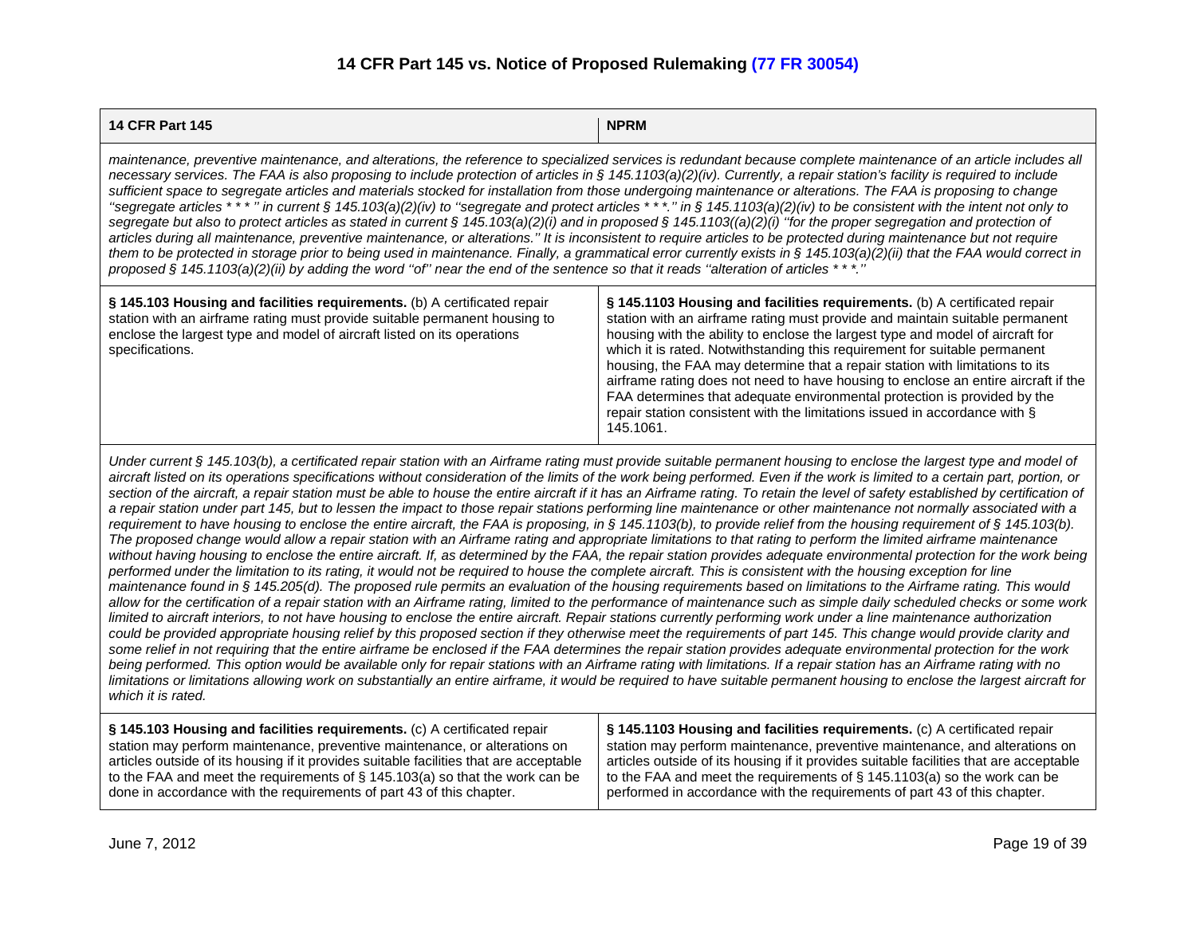# 14 CFR Part 145 vs. Notice of Proposed Rulemaking (77 FR 30054)

| 14 CFR Part 145 | NPRM |
|---|---|
| *maintenance, preventive maintenance, and alterations, the reference to specialized services is redundant because complete maintenance of an article includes all necessary services. The FAA is also proposing to include protection of articles in § 145.1103(a)(2)(iv). Currently, a repair station's facility is required to include sufficient space to segregate articles and materials stocked for installation from those undergoing maintenance or alterations. The FAA is proposing to change ''segregate articles * * * '' in current § 145.103(a)(2)(iv) to ''segregate and protect articles * * *.'' in § 145.1103(a)(2)(iv) to be consistent with the intent not only to segregate but also to protect articles as stated in current § 145.103(a)(2)(i) and in proposed § 145.1103((a)(2)(i) ''for the proper segregation and protection of articles during all maintenance, preventive maintenance, or alterations.'' It is inconsistent to require articles to be protected during maintenance but not require them to be protected in storage prior to being used in maintenance. Finally, a grammatical error currently exists in § 145.103(a)(2)(ii) that the FAA would correct in proposed § 145.1103(a)(2)(ii) by adding the word ''of'' near the end of the sentence so that it reads ''alteration of articles * * *.''* | |
| **§ 145.103 Housing and facilities requirements.** (b) A certificated repair station with an airframe rating must provide suitable permanent housing to enclose the largest type and model of aircraft listed on its operations specifications. | **§ 145.1103 Housing and facilities requirements.** (b) A certificated repair station with an airframe rating must provide and maintain suitable permanent housing with the ability to enclose the largest type and model of aircraft for which it is rated. Notwithstanding this requirement for suitable permanent housing, the FAA may determine that a repair station with limitations to its airframe rating does not need to have housing to enclose an entire aircraft if the FAA determines that adequate environmental protection is provided by the repair station consistent with the limitations issued in accordance with § 145.1061. |
| *Under current § 145.103(b), a certificated repair station with an Airframe rating must provide suitable permanent housing to enclose the largest type and model of aircraft listed on its operations specifications without consideration of the limits of the work being performed. Even if the work is limited to a certain part, portion, or section of the aircraft, a repair station must be able to house the entire aircraft if it has an Airframe rating. To retain the level of safety established by certification of a repair station under part 145, but to lessen the impact to those repair stations performing line maintenance or other maintenance not normally associated with a requirement to have housing to enclose the entire aircraft, the FAA is proposing, in § 145.1103(b), to provide relief from the housing requirement of § 145.103(b). The proposed change would allow a repair station with an Airframe rating and appropriate limitations to that rating to perform the limited airframe maintenance without having housing to enclose the entire aircraft. If, as determined by the FAA, the repair station provides adequate environmental protection for the work being performed under the limitation to its rating, it would not be required to house the complete aircraft. This is consistent with the housing exception for line maintenance found in § 145.205(d). The proposed rule permits an evaluation of the housing requirements based on limitations to the Airframe rating. This would allow for the certification of a repair station with an Airframe rating, limited to the performance of maintenance such as simple daily scheduled checks or some work limited to aircraft interiors, to not have housing to enclose the entire aircraft. Repair stations currently performing work under a line maintenance authorization could be provided appropriate housing relief by this proposed section if they otherwise meet the requirements of part 145. This change would provide clarity and some relief in not requiring that the entire airframe be enclosed if the FAA determines the repair station provides adequate environmental protection for the work being performed. This option would be available only for repair stations with an Airframe rating with limitations. If a repair station has an Airframe rating with no limitations or limitations allowing work on substantially an entire airframe, it would be required to have suitable permanent housing to enclose the largest aircraft for which it is rated.* | |
| **§ 145.103 Housing and facilities requirements.** (c) A certificated repair station may perform maintenance, preventive maintenance, or alterations on articles outside of its housing if it provides suitable facilities that are acceptable to the FAA and meet the requirements of § 145.103(a) so that the work can be done in accordance with the requirements of part 43 of this chapter. | **§ 145.1103 Housing and facilities requirements.** (c) A certificated repair station may perform maintenance, preventive maintenance, and alterations on articles outside of its housing if it provides suitable facilities that are acceptable to the FAA and meet the requirements of § 145.1103(a) so the work can be performed in accordance with the requirements of part 43 of this chapter. |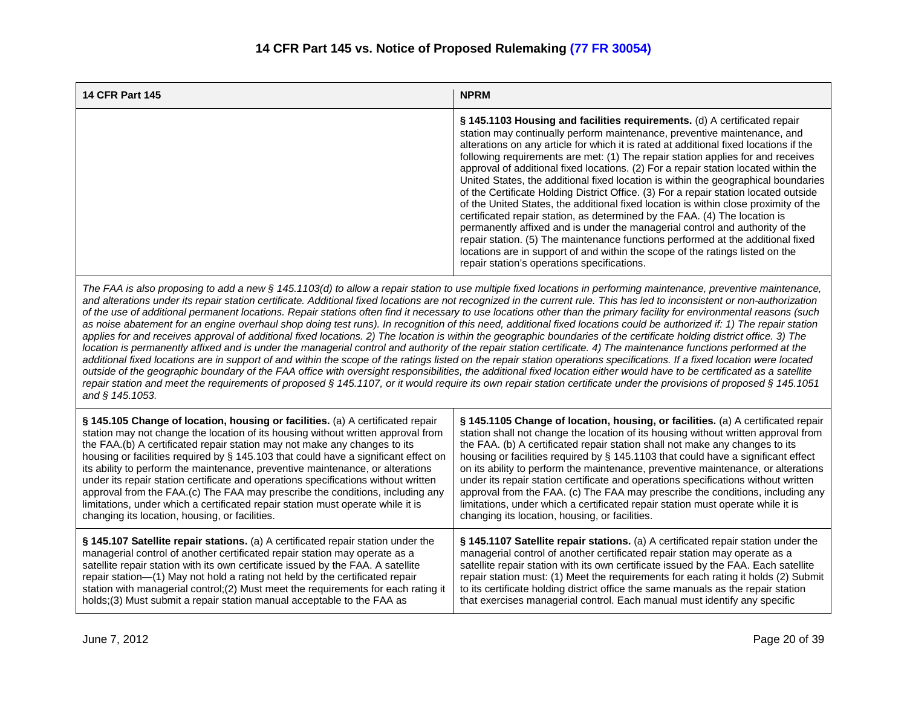# 14 CFR Part 145 vs. Notice of Proposed Rulemaking (77 FR 30054)

| 14 CFR Part 145 | NPRM |
|---|---|
| | **§ 145.1103 Housing and facilities requirements.** (d) A certificated repair station may continually perform maintenance, preventive maintenance, and alterations on any article for which it is rated at additional fixed locations if the following requirements are met: (1) The repair station applies for and receives approval of additional fixed locations. (2) For a repair station located within the United States, the additional fixed location is within the geographical boundaries of the Certificate Holding District Office. (3) For a repair station located outside of the United States, the additional fixed location is within close proximity of the certificated repair station, as determined by the FAA. (4) The location is permanently affixed and is under the managerial control and authority of the repair station. (5) The maintenance functions performed at the additional fixed locations are in support of and within the scope of the ratings listed on the repair station's operations specifications. |
| *The FAA is also proposing to add a new § 145.1103(d) to allow a repair station to use multiple fixed locations in performing maintenance, preventive maintenance, and alterations under its repair station certificate. Additional fixed locations are not recognized in the current rule. This has led to inconsistent or non-authorization of the use of additional permanent locations. Repair stations often find it necessary to use locations other than the primary facility for environmental reasons (such as noise abatement for an engine overhaul shop doing test runs). In recognition of this need, additional fixed locations could be authorized if: 1) The repair station applies for and receives approval of additional fixed locations. 2) The location is within the geographic boundaries of the certificate holding district office. 3) The location is permanently affixed and is under the managerial control and authority of the repair station certificate. 4) The maintenance functions performed at the additional fixed locations are in support of and within the scope of the ratings listed on the repair station operations specifications. If a fixed location were located outside of the geographic boundary of the FAA office with oversight responsibilities, the additional fixed location either would have to be certificated as a satellite repair station and meet the requirements of proposed § 145.1107, or it would require its own repair station certificate under the provisions of proposed § 145.1051 and § 145.1053.* | |
| **§ 145.105 Change of location, housing or facilities.** (a) A certificated repair station may not change the location of its housing without written approval from the FAA.(b) A certificated repair station may not make any changes to its housing or facilities required by § 145.103 that could have a significant effect on its ability to perform the maintenance, preventive maintenance, or alterations under its repair station certificate and operations specifications without written approval from the FAA.(c) The FAA may prescribe the conditions, including any limitations, under which a certificated repair station must operate while it is changing its location, housing, or facilities. | **§ 145.1105 Change of location, housing, or facilities.** (a) A certificated repair station shall not change the location of its housing without written approval from the FAA. (b) A certificated repair station shall not make any changes to its housing or facilities required by § 145.1103 that could have a significant effect on its ability to perform the maintenance, preventive maintenance, or alterations under its repair station certificate and operations specifications without written approval from the FAA. (c) The FAA may prescribe the conditions, including any limitations, under which a certificated repair station must operate while it is changing its location, housing, or facilities. |
| **§ 145.107 Satellite repair stations.** (a) A certificated repair station under the managerial control of another certificated repair station may operate as a satellite repair station with its own certificate issued by the FAA. A satellite repair station—(1) May not hold a rating not held by the certificated repair station with managerial control;(2) Must meet the requirements for each rating it holds;(3) Must submit a repair station manual acceptable to the FAA as | **§ 145.1107 Satellite repair stations.** (a) A certificated repair station under the managerial control of another certificated repair station may operate as a satellite repair station with its own certificate issued by the FAA. Each satellite repair station must: (1) Meet the requirements for each rating it holds (2) Submit to its certificate holding district office the same manuals as the repair station that exercises managerial control. Each manual must identify any specific |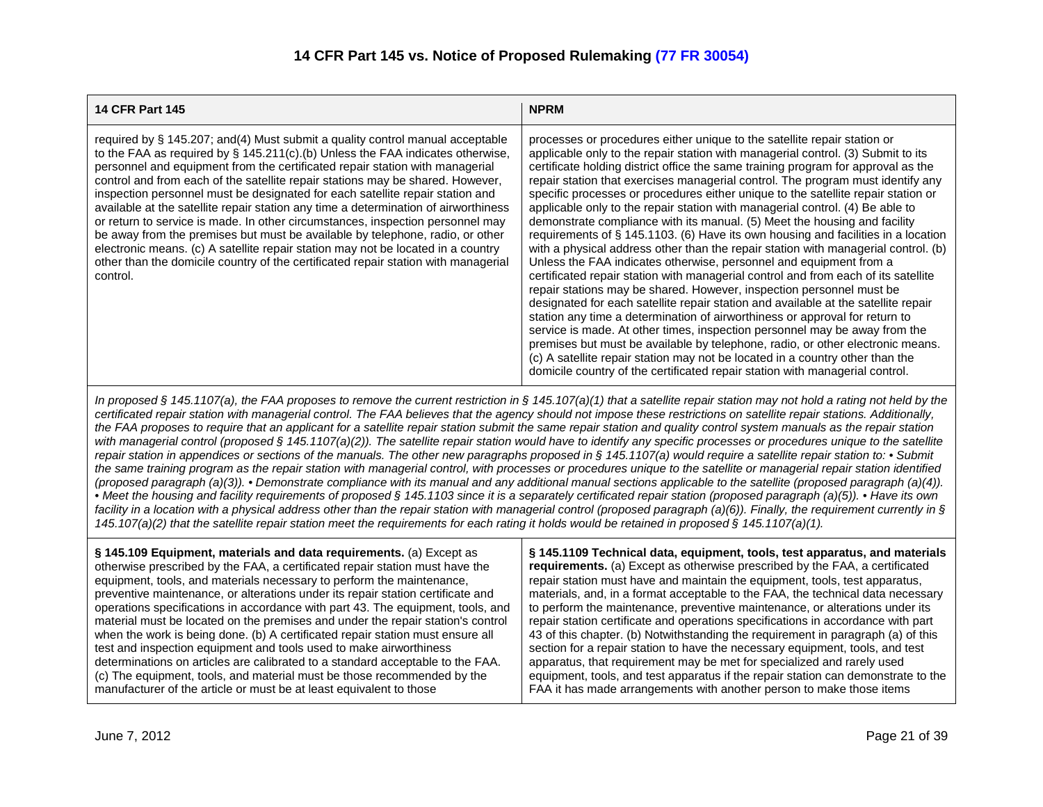# 14 CFR Part 145 vs. Notice of Proposed Rulemaking (77 FR 30054)

| 14 CFR Part 145 | NPRM |
|---|---|
| required by § 145.207; and(4) Must submit a quality control manual acceptable to the FAA as required by § 145.211(c).(b) Unless the FAA indicates otherwise, personnel and equipment from the certificated repair station with managerial control and from each of the satellite repair stations may be shared. However, inspection personnel must be designated for each satellite repair station and available at the satellite repair station any time a determination of airworthiness or return to service is made. In other circumstances, inspection personnel may be away from the premises but must be available by telephone, radio, or other electronic means. (c) A satellite repair station may not be located in a country other than the domicile country of the certificated repair station with managerial control. | processes or procedures either unique to the satellite repair station or applicable only to the repair station with managerial control. (3) Submit to its certificate holding district office the same training program for approval as the repair station that exercises managerial control. The program must identify any specific processes or procedures either unique to the satellite repair station or applicable only to the repair station with managerial control. (4) Be able to demonstrate compliance with its manual. (5) Meet the housing and facility requirements of § 145.1103. (6) Have its own housing and facilities in a location with a physical address other than the repair station with managerial control. (b) Unless the FAA indicates otherwise, personnel and equipment from a certificated repair station with managerial control and from each of its satellite repair stations may be shared. However, inspection personnel must be designated for each satellite repair station and available at the satellite repair station any time a determination of airworthiness or approval for return to service is made. At other times, inspection personnel may be away from the premises but must be available by telephone, radio, or other electronic means. (c) A satellite repair station may not be located in a country other than the domicile country of the certificated repair station with managerial control. |

*In proposed § 145.1107(a), the FAA proposes to remove the current restriction in § 145.107(a)(1) that a satellite repair station may not hold a rating not held by the certificated repair station with managerial control. The FAA believes that the agency should not impose these restrictions on satellite repair stations. Additionally, the FAA proposes to require that an applicant for a satellite repair station submit the same repair station and quality control system manuals as the repair station with managerial control (proposed § 145.1107(a)(2)). The satellite repair station would have to identify any specific processes or procedures unique to the satellite repair station in appendices or sections of the manuals. The other new paragraphs proposed in § 145.1107(a) would require a satellite repair station to: • Submit the same training program as the repair station with managerial control, with processes or procedures unique to the satellite or managerial repair station identified (proposed paragraph (a)(3)). • Demonstrate compliance with its manual and any additional manual sections applicable to the satellite (proposed paragraph (a)(4)). • Meet the housing and facility requirements of proposed § 145.1103 since it is a separately certificated repair station (proposed paragraph (a)(5)). • Have its own facility in a location with a physical address other than the repair station with managerial control (proposed paragraph (a)(6)). Finally, the requirement currently in § 145.107(a)(2) that the satellite repair station meet the requirements for each rating it holds would be retained in proposed § 145.1107(a)(1).*

| 14 CFR Part 145 | NPRM |
|---|---|
| **§ 145.109 Equipment, materials and data requirements.** (a) Except as otherwise prescribed by the FAA, a certificated repair station must have the equipment, tools, and materials necessary to perform the maintenance, preventive maintenance, or alterations under its repair station certificate and operations specifications in accordance with part 43. The equipment, tools, and material must be located on the premises and under the repair station's control when the work is being done. (b) A certificated repair station must ensure all test and inspection equipment and tools used to make airworthiness determinations on articles are calibrated to a standard acceptable to the FAA. (c) The equipment, tools, and material must be those recommended by the manufacturer of the article or must be at least equivalent to those | **§ 145.1109 Technical data, equipment, tools, test apparatus, and materials requirements.** (a) Except as otherwise prescribed by the FAA, a certificated repair station must have and maintain the equipment, tools, test apparatus, materials, and, in a format acceptable to the FAA, the technical data necessary to perform the maintenance, preventive maintenance, or alterations under its repair station certificate and operations specifications in accordance with part 43 of this chapter. (b) Notwithstanding the requirement in paragraph (a) of this section for a repair station to have the necessary equipment, tools, and test apparatus, that requirement may be met for specialized and rarely used equipment, tools, and test apparatus if the repair station can demonstrate to the FAA it has made arrangements with another person to make those items |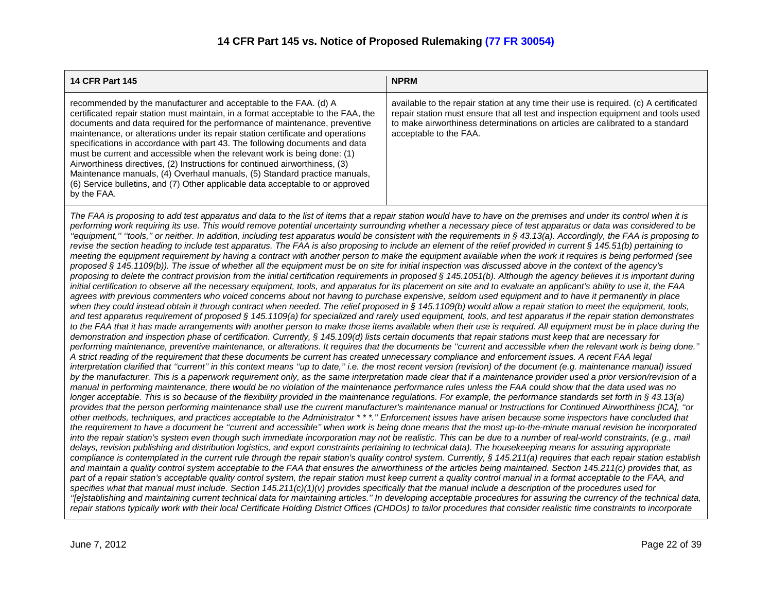## 14 CFR Part 145 vs. Notice of Proposed Rulemaking (77 FR 30054)

| 14 CFR Part 145 | NPRM |
|---|---|
| recommended by the manufacturer and acceptable to the FAA. (d) A certificated repair station must maintain, in a format acceptable to the FAA, the documents and data required for the performance of maintenance, preventive maintenance, or alterations under its repair station certificate and operations specifications in accordance with part 43. The following documents and data must be current and accessible when the relevant work is being done: (1) Airworthiness directives, (2) Instructions for continued airworthiness, (3) Maintenance manuals, (4) Overhaul manuals, (5) Standard practice manuals, (6) Service bulletins, and (7) Other applicable data acceptable to or approved by the FAA. | available to the repair station at any time their use is required. (c) A certificated repair station must ensure that all test and inspection equipment and tools used to make airworthiness determinations on articles are calibrated to a standard acceptable to the FAA. |

*The FAA is proposing to add test apparatus and data to the list of items that a repair station would have to have on the premises and under its control when it is performing work requiring its use. This would remove potential uncertainty surrounding whether a necessary piece of test apparatus or data was considered to be ''equipment,'' ''tools,'' or neither. In addition, including test apparatus would be consistent with the requirements in § 43.13(a). Accordingly, the FAA is proposing to revise the section heading to include test apparatus. The FAA is also proposing to include an element of the relief provided in current § 145.51(b) pertaining to meeting the equipment requirement by having a contract with another person to make the equipment available when the work it requires is being performed (see proposed § 145.1109(b)). The issue of whether all the equipment must be on site for initial inspection was discussed above in the context of the agency's proposing to delete the contract provision from the initial certification requirements in proposed § 145.1051(b). Although the agency believes it is important during initial certification to observe all the necessary equipment, tools, and apparatus for its placement on site and to evaluate an applicant's ability to use it, the FAA agrees with previous commenters who voiced concerns about not having to purchase expensive, seldom used equipment and to have it permanently in place when they could instead obtain it through contract when needed. The relief proposed in § 145.1109(b) would allow a repair station to meet the equipment, tools, and test apparatus requirement of proposed § 145.1109(a) for specialized and rarely used equipment, tools, and test apparatus if the repair station demonstrates to the FAA that it has made arrangements with another person to make those items available when their use is required. All equipment must be in place during the demonstration and inspection phase of certification. Currently, § 145.109(d) lists certain documents that repair stations must keep that are necessary for performing maintenance, preventive maintenance, or alterations. It requires that the documents be ''current and accessible when the relevant work is being done.'' A strict reading of the requirement that these documents be current has created unnecessary compliance and enforcement issues. A recent FAA legal interpretation clarified that ''current'' in this context means ''up to date,'' i.e. the most recent version (revision) of the document (e.g. maintenance manual) issued by the manufacturer. This is a paperwork requirement only, as the same interpretation made clear that if a maintenance provider used a prior version/revision of a manual in performing maintenance, there would be no violation of the maintenance performance rules unless the FAA could show that the data used was no longer acceptable. This is so because of the flexibility provided in the maintenance regulations. For example, the performance standards set forth in § 43.13(a) provides that the person performing maintenance shall use the current manufacturer's maintenance manual or Instructions for Continued Airworthiness [ICA], ''or other methods, techniques, and practices acceptable to the Administrator * * *.'' Enforcement issues have arisen because some inspectors have concluded that the requirement to have a document be ''current and accessible'' when work is being done means that the most up-to-the-minute manual revision be incorporated into the repair station's system even though such immediate incorporation may not be realistic. This can be due to a number of real-world constraints, (e.g., mail delays, revision publishing and distribution logistics, and export constraints pertaining to technical data). The housekeeping means for assuring appropriate compliance is contemplated in the current rule through the repair station's quality control system. Currently, § 145.211(a) requires that each repair station establish and maintain a quality control system acceptable to the FAA that ensures the airworthiness of the articles being maintained. Section 145.211(c) provides that, as part of a repair station's acceptable quality control system, the repair station must keep current a quality control manual in a format acceptable to the FAA, and specifies what that manual must include. Section 145.211(c)(1)(v) provides specifically that the manual include a description of the procedures used for ''[e]stablishing and maintaining current technical data for maintaining articles.'' In developing acceptable procedures for assuring the currency of the technical data, repair stations typically work with their local Certificate Holding District Offices (CHDOs) to tailor procedures that consider realistic time constraints to incorporate*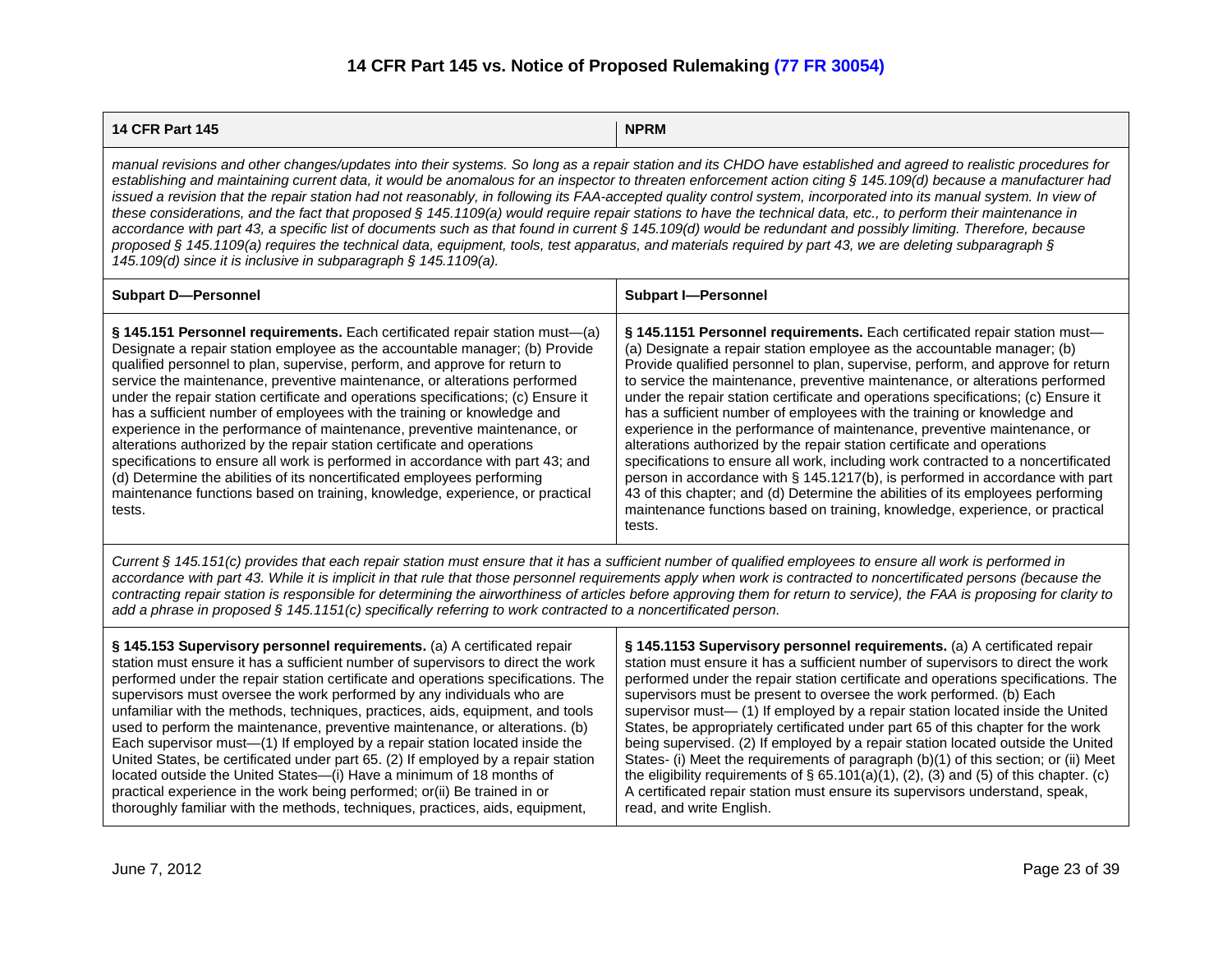# 14 CFR Part 145 vs. Notice of Proposed Rulemaking (77 FR 30054)

| 14 CFR Part 145 | NPRM |
|---|---|
| *manual revisions and other changes/updates into their systems. So long as a repair station and its CHDO have established and agreed to realistic procedures for establishing and maintaining current data, it would be anomalous for an inspector to threaten enforcement action citing § 145.109(d) because a manufacturer had issued a revision that the repair station had not reasonably, in following its FAA-accepted quality control system, incorporated into its manual system. In view of these considerations, and the fact that proposed § 145.1109(a) would require repair stations to have the technical data, etc., to perform their maintenance in accordance with part 43, a specific list of documents such as that found in current § 145.109(d) would be redundant and possibly limiting. Therefore, because proposed § 145.1109(a) requires the technical data, equipment, tools, test apparatus, and materials required by part 43, we are deleting subparagraph § 145.109(d) since it is inclusive in subparagraph § 145.1109(a).* | |
| **Subpart D—Personnel** | **Subpart I—Personnel** |
| **§ 145.151 Personnel requirements.** Each certificated repair station must—(a) Designate a repair station employee as the accountable manager; (b) Provide qualified personnel to plan, supervise, perform, and approve for return to service the maintenance, preventive maintenance, or alterations performed under the repair station certificate and operations specifications; (c) Ensure it has a sufficient number of employees with the training or knowledge and experience in the performance of maintenance, preventive maintenance, or alterations authorized by the repair station certificate and operations specifications to ensure all work is performed in accordance with part 43; and (d) Determine the abilities of its noncertificated employees performing maintenance functions based on training, knowledge, experience, or practical tests. | **§ 145.1151 Personnel requirements.** Each certificated repair station must—(a) Designate a repair station employee as the accountable manager; (b) Provide qualified personnel to plan, supervise, perform, and approve for return to service the maintenance, preventive maintenance, or alterations performed under the repair station certificate and operations specifications; (c) Ensure it has a sufficient number of employees with the training or knowledge and experience in the performance of maintenance, preventive maintenance, or alterations authorized by the repair station certificate and operations specifications to ensure all work, including work contracted to a noncertificated person in accordance with § 145.1217(b), is performed in accordance with part 43 of this chapter; and (d) Determine the abilities of its employees performing maintenance functions based on training, knowledge, experience, or practical tests. |
| *Current § 145.151(c) provides that each repair station must ensure that it has a sufficient number of qualified employees to ensure all work is performed in accordance with part 43. While it is implicit in that rule that those personnel requirements apply when work is contracted to noncertificated persons (because the contracting repair station is responsible for determining the airworthiness of articles before approving them for return to service), the FAA is proposing for clarity to add a phrase in proposed § 145.1151(c) specifically referring to work contracted to a noncertificated person.* | |
| **§ 145.153 Supervisory personnel requirements.** (a) A certificated repair station must ensure it has a sufficient number of supervisors to direct the work performed under the repair station certificate and operations specifications. The supervisors must oversee the work performed by any individuals who are unfamiliar with the methods, techniques, practices, aids, equipment, and tools used to perform the maintenance, preventive maintenance, or alterations. (b) Each supervisor must—(1) If employed by a repair station located inside the United States, be certificated under part 65. (2) If employed by a repair station located outside the United States—(i) Have a minimum of 18 months of practical experience in the work being performed; or(ii) Be trained in or thoroughly familiar with the methods, techniques, practices, aids, equipment, | **§ 145.1153 Supervisory personnel requirements.** (a) A certificated repair station must ensure it has a sufficient number of supervisors to direct the work performed under the repair station certificate and operations specifications. The supervisors must be present to oversee the work performed. (b) Each supervisor must— (1) If employed by a repair station located inside the United States, be appropriately certificated under part 65 of this chapter for the work being supervised. (2) If employed by a repair station located outside the United States- (i) Meet the requirements of paragraph (b)(1) of this section; or (ii) Meet the eligibility requirements of § 65.101(a)(1), (2), (3) and (5) of this chapter. (c) A certificated repair station must ensure its supervisors understand, speak, read, and write English. |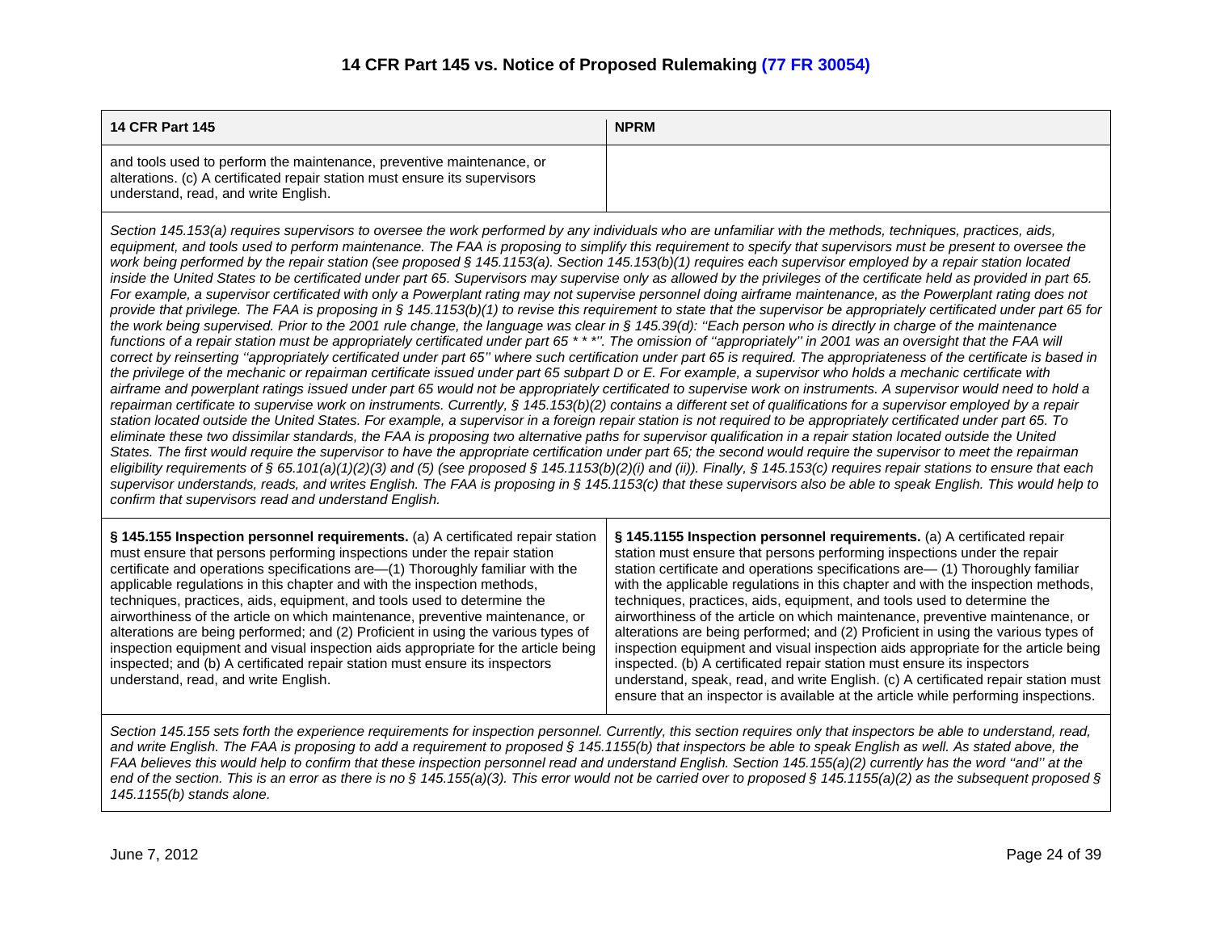# 14 CFR Part 145 vs. Notice of Proposed Rulemaking (77 FR 30054)

| 14 CFR Part 145 | NPRM |
|---|---|
| and tools used to perform the maintenance, preventive maintenance, or alterations. (c) A certificated repair station must ensure its supervisors understand, read, and write English. | |

*Section 145.153(a) requires supervisors to oversee the work performed by any individuals who are unfamiliar with the methods, techniques, practices, aids, equipment, and tools used to perform maintenance. The FAA is proposing to simplify this requirement to specify that supervisors must be present to oversee the work being performed by the repair station (see proposed § 145.1153(a). Section 145.153(b)(1) requires each supervisor employed by a repair station located inside the United States to be certificated under part 65. Supervisors may supervise only as allowed by the privileges of the certificate held as provided in part 65. For example, a supervisor certificated with only a Powerplant rating may not supervise personnel doing airframe maintenance, as the Powerplant rating does not provide that privilege. The FAA is proposing in § 145.1153(b)(1) to revise this requirement to state that the supervisor be appropriately certificated under part 65 for the work being supervised. Prior to the 2001 rule change, the language was clear in § 145.39(d): ''Each person who is directly in charge of the maintenance functions of a repair station must be appropriately certificated under part 65 * * *''. The omission of ''appropriately'' in 2001 was an oversight that the FAA will correct by reinserting ''appropriately certificated under part 65'' where such certification under part 65 is required. The appropriateness of the certificate is based in the privilege of the mechanic or repairman certificate issued under part 65 subpart D or E. For example, a supervisor who holds a mechanic certificate with airframe and powerplant ratings issued under part 65 would not be appropriately certificated to supervise work on instruments. A supervisor would need to hold a repairman certificate to supervise work on instruments. Currently, § 145.153(b)(2) contains a different set of qualifications for a supervisor employed by a repair station located outside the United States. For example, a supervisor in a foreign repair station is not required to be appropriately certificated under part 65. To eliminate these two dissimilar standards, the FAA is proposing two alternative paths for supervisor qualification in a repair station located outside the United States. The first would require the supervisor to have the appropriate certification under part 65; the second would require the supervisor to meet the repairman eligibility requirements of § 65.101(a)(1)(2)(3) and (5) (see proposed § 145.1153(b)(2)(i) and (ii)). Finally, § 145.153(c) requires repair stations to ensure that each supervisor understands, reads, and writes English. The FAA is proposing in § 145.1153(c) that these supervisors also be able to speak English. This would help to confirm that supervisors read and understand English.*

| 14 CFR Part 145 | NPRM |
|---|---|
| **§ 145.155 Inspection personnel requirements.** (a) A certificated repair station must ensure that persons performing inspections under the repair station certificate and operations specifications are—(1) Thoroughly familiar with the applicable regulations in this chapter and with the inspection methods, techniques, practices, aids, equipment, and tools used to determine the airworthiness of the article on which maintenance, preventive maintenance, or alterations are being performed; and (2) Proficient in using the various types of inspection equipment and visual inspection aids appropriate for the article being inspected; and (b) A certificated repair station must ensure its inspectors understand, read, and write English. | **§ 145.1155 Inspection personnel requirements.** (a) A certificated repair station must ensure that persons performing inspections under the repair station certificate and operations specifications are— (1) Thoroughly familiar with the applicable regulations in this chapter and with the inspection methods, techniques, practices, aids, equipment, and tools used to determine the airworthiness of the article on which maintenance, preventive maintenance, or alterations are being performed; and (2) Proficient in using the various types of inspection equipment and visual inspection aids appropriate for the article being inspected. (b) A certificated repair station must ensure its inspectors understand, speak, read, and write English. (c) A certificated repair station must ensure that an inspector is available at the article while performing inspections. |

*Section 145.155 sets forth the experience requirements for inspection personnel. Currently, this section requires only that inspectors be able to understand, read, and write English. The FAA is proposing to add a requirement to proposed § 145.1155(b) that inspectors be able to speak English as well. As stated above, the FAA believes this would help to confirm that these inspection personnel read and understand English. Section 145.155(a)(2) currently has the word ''and'' at the end of the section. This is an error as there is no § 145.155(a)(3). This error would not be carried over to proposed § 145.1155(a)(2) as the subsequent proposed § 145.1155(b) stands alone.*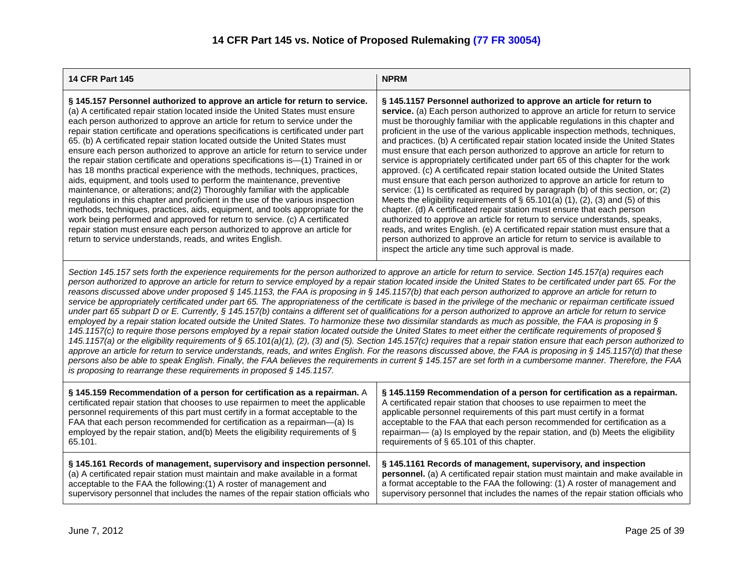## 14 CFR Part 145 vs. Notice of Proposed Rulemaking (77 FR 30054)

| 14 CFR Part 145 | NPRM |
|---|---|
| **§ 145.157 Personnel authorized to approve an article for return to service.** (a) A certificated repair station located inside the United States must ensure each person authorized to approve an article for return to service under the repair station certificate and operations specifications is certificated under part 65. (b) A certificated repair station located outside the United States must ensure each person authorized to approve an article for return to service under the repair station certificate and operations specifications is—(1) Trained in or has 18 months practical experience with the methods, techniques, practices, aids, equipment, and tools used to perform the maintenance, preventive maintenance, or alterations; and(2) Thoroughly familiar with the applicable regulations in this chapter and proficient in the use of the various inspection methods, techniques, practices, aids, equipment, and tools appropriate for the work being performed and approved for return to service. (c) A certificated repair station must ensure each person authorized to approve an article for return to service understands, reads, and writes English. | **§ 145.1157 Personnel authorized to approve an article for return to service.** (a) Each person authorized to approve an article for return to service must be thoroughly familiar with the applicable regulations in this chapter and proficient in the use of the various applicable inspection methods, techniques, and practices. (b) A certificated repair station located inside the United States must ensure that each person authorized to approve an article for return to service is appropriately certificated under part 65 of this chapter for the work approved. (c) A certificated repair station located outside the United States must ensure that each person authorized to approve an article for return to service: (1) Is certificated as required by paragraph (b) of this section, or; (2) Meets the eligibility requirements of § 65.101(a) (1), (2), (3) and (5) of this chapter. (d) A certificated repair station must ensure that each person authorized to approve an article for return to service understands, speaks, reads, and writes English. (e) A certificated repair station must ensure that a person authorized to approve an article for return to service is available to inspect the article any time such approval is made. |
| *Section 145.157 sets forth the experience requirements for the person authorized to approve an article for return to service. Section 145.157(a) requires each person authorized to approve an article for return to service employed by a repair station located inside the United States to be certificated under part 65. For the reasons discussed above under proposed § 145.1153, the FAA is proposing in § 145.1157(b) that each person authorized to approve an article for return to service be appropriately certificated under part 65. The appropriateness of the certificate is based in the privilege of the mechanic or repairman certificate issued under part 65 subpart D or E. Currently, § 145.157(b) contains a different set of qualifications for a person authorized to approve an article for return to service employed by a repair station located outside the United States. To harmonize these two dissimilar standards as much as possible, the FAA is proposing in § 145.1157(c) to require those persons employed by a repair station located outside the United States to meet either the certificate requirements of proposed § 145.1157(a) or the eligibility requirements of § 65.101(a)(1), (2), (3) and (5). Section 145.157(c) requires that a repair station ensure that each person authorized to approve an article for return to service understands, reads, and writes English. For the reasons discussed above, the FAA is proposing in § 145.1157(d) that these persons also be able to speak English. Finally, the FAA believes the requirements in current § 145.157 are set forth in a cumbersome manner. Therefore, the FAA is proposing to rearrange these requirements in proposed § 145.1157.* | |
| **§ 145.159 Recommendation of a person for certification as a repairman.** A certificated repair station that chooses to use repairmen to meet the applicable personnel requirements of this part must certify in a format acceptable to the FAA that each person recommended for certification as a repairman—(a) Is employed by the repair station, and(b) Meets the eligibility requirements of § 65.101. | **§ 145.1159 Recommendation of a person for certification as a repairman.** A certificated repair station that chooses to use repairmen to meet the applicable personnel requirements of this part must certify in a format acceptable to the FAA that each person recommended for certification as a repairman— (a) Is employed by the repair station, and (b) Meets the eligibility requirements of § 65.101 of this chapter. |
| **§ 145.161 Records of management, supervisory and inspection personnel.** (a) A certificated repair station must maintain and make available in a format acceptable to the FAA the following:(1) A roster of management and supervisory personnel that includes the names of the repair station officials who | **§ 145.1161 Records of management, supervisory, and inspection personnel.** (a) A certificated repair station must maintain and make available in a format acceptable to the FAA the following: (1) A roster of management and supervisory personnel that includes the names of the repair station officials who |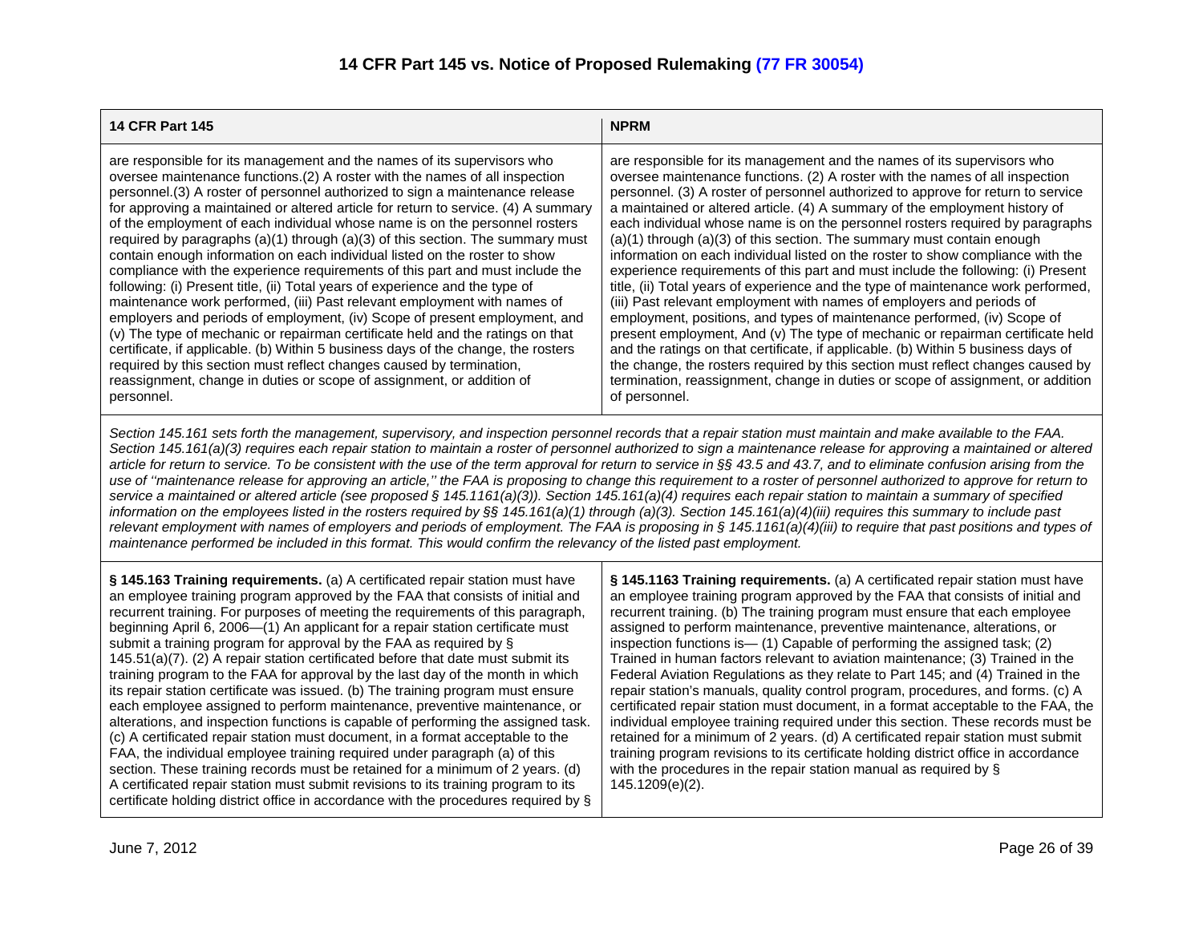# 14 CFR Part 145 vs. Notice of Proposed Rulemaking (77 FR 30054)

| 14 CFR Part 145 | NPRM |
|---|---|
| are responsible for its management and the names of its supervisors who oversee maintenance functions.(2) A roster with the names of all inspection personnel.(3) A roster of personnel authorized to sign a maintenance release for approving a maintained or altered article for return to service. (4) A summary of the employment of each individual whose name is on the personnel rosters required by paragraphs (a)(1) through (a)(3) of this section. The summary must contain enough information on each individual listed on the roster to show compliance with the experience requirements of this part and must include the following: (i) Present title, (ii) Total years of experience and the type of maintenance work performed, (iii) Past relevant employment with names of employers and periods of employment, (iv) Scope of present employment, and (v) The type of mechanic or repairman certificate held and the ratings on that certificate, if applicable. (b) Within 5 business days of the change, the rosters required by this section must reflect changes caused by termination, reassignment, change in duties or scope of assignment, or addition of personnel. | are responsible for its management and the names of its supervisors who oversee maintenance functions. (2) A roster with the names of all inspection personnel. (3) A roster of personnel authorized to approve for return to service a maintained or altered article. (4) A summary of the employment history of each individual whose name is on the personnel rosters required by paragraphs (a)(1) through (a)(3) of this section. The summary must contain enough information on each individual listed on the roster to show compliance with the experience requirements of this part and must include the following: (i) Present title, (ii) Total years of experience and the type of maintenance work performed, (iii) Past relevant employment with names of employers and periods of employment, positions, and types of maintenance performed, (iv) Scope of present employment, And (v) The type of mechanic or repairman certificate held and the ratings on that certificate, if applicable. (b) Within 5 business days of the change, the rosters required by this section must reflect changes caused by termination, reassignment, change in duties or scope of assignment, or addition of personnel. |
| *Section 145.161 sets forth the management, supervisory, and inspection personnel records that a repair station must maintain and make available to the FAA. Section 145.161(a)(3) requires each repair station to maintain a roster of personnel authorized to sign a maintenance release for approving a maintained or altered article for return to service. To be consistent with the use of the term approval for return to service in §§ 43.5 and 43.7, and to eliminate confusion arising from the use of ''maintenance release for approving an article,'' the FAA is proposing to change this requirement to a roster of personnel authorized to approve for return to service a maintained or altered article (see proposed § 145.1161(a)(3)). Section 145.161(a)(4) requires each repair station to maintain a summary of specified information on the employees listed in the rosters required by §§ 145.161(a)(1) through (a)(3). Section 145.161(a)(4)(iii) requires this summary to include past relevant employment with names of employers and periods of employment. The FAA is proposing in § 145.1161(a)(4)(iii) to require that past positions and types of maintenance performed be included in this format. This would confirm the relevancy of the listed past employment.* | |
| **§ 145.163 Training requirements.** (a) A certificated repair station must have an employee training program approved by the FAA that consists of initial and recurrent training. For purposes of meeting the requirements of this paragraph, beginning April 6, 2006—(1) An applicant for a repair station certificate must submit a training program for approval by the FAA as required by § 145.51(a)(7). (2) A repair station certificated before that date must submit its training program to the FAA for approval by the last day of the month in which its repair station certificate was issued. (b) The training program must ensure each employee assigned to perform maintenance, preventive maintenance, or alterations, and inspection functions is capable of performing the assigned task. (c) A certificated repair station must document, in a format acceptable to the FAA, the individual employee training required under paragraph (a) of this section. These training records must be retained for a minimum of 2 years. (d) A certificated repair station must submit revisions to its training program to its certificate holding district office in accordance with the procedures required by § | **§ 145.1163 Training requirements.** (a) A certificated repair station must have an employee training program approved by the FAA that consists of initial and recurrent training. (b) The training program must ensure that each employee assigned to perform maintenance, preventive maintenance, alterations, or inspection functions is— (1) Capable of performing the assigned task; (2) Trained in human factors relevant to aviation maintenance; (3) Trained in the Federal Aviation Regulations as they relate to Part 145; and (4) Trained in the repair station's manuals, quality control program, procedures, and forms. (c) A certificated repair station must document, in a format acceptable to the FAA, the individual employee training required under this section. These records must be retained for a minimum of 2 years. (d) A certificated repair station must submit training program revisions to its certificate holding district office in accordance with the procedures in the repair station manual as required by § 145.1209(e)(2). |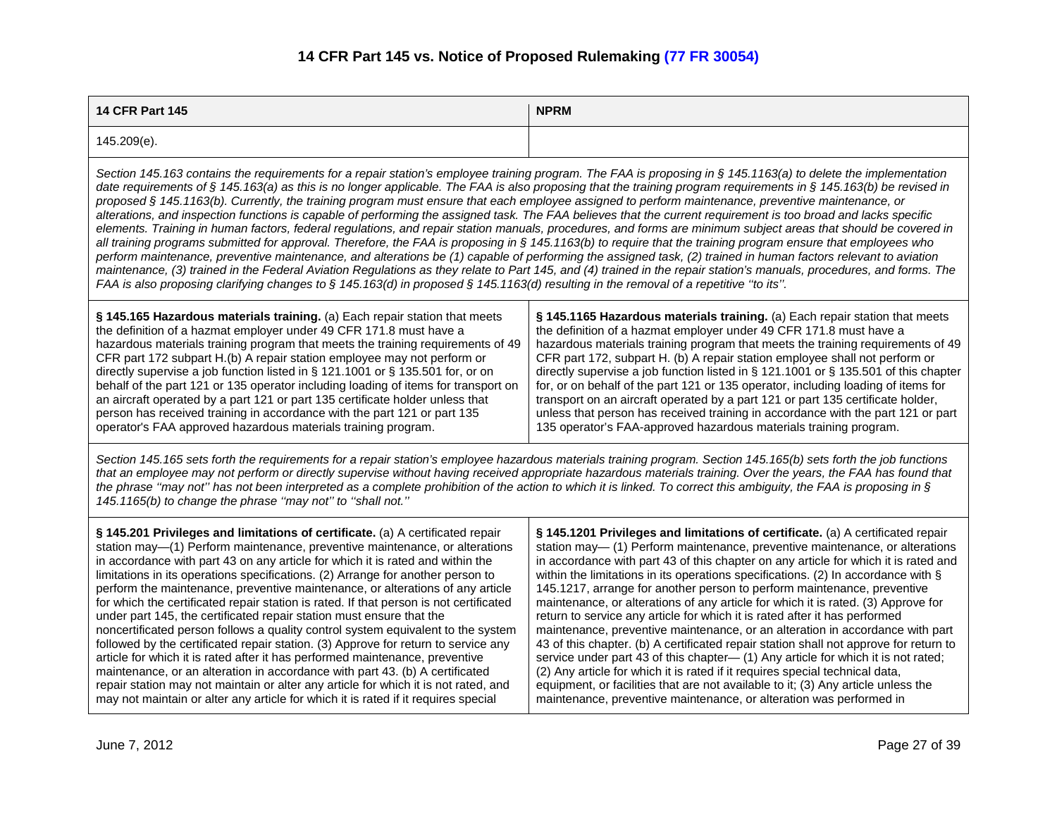# 14 CFR Part 145 vs. Notice of Proposed Rulemaking (77 FR 30054)

| 14 CFR Part 145 | NPRM |
|---|---|
| 145.209(e). | |
| *Section 145.163 contains the requirements for a repair station's employee training program. The FAA is proposing in § 145.1163(a) to delete the implementation date requirements of § 145.163(a) as this is no longer applicable. The FAA is also proposing that the training program requirements in § 145.163(b) be revised in proposed § 145.1163(b). Currently, the training program must ensure that each employee assigned to perform maintenance, preventive maintenance, or alterations, and inspection functions is capable of performing the assigned task. The FAA believes that the current requirement is too broad and lacks specific elements. Training in human factors, federal regulations, and repair station manuals, procedures, and forms are minimum subject areas that should be covered in all training programs submitted for approval. Therefore, the FAA is proposing in § 145.1163(b) to require that the training program ensure that employees who perform maintenance, preventive maintenance, and alterations be (1) capable of performing the assigned task, (2) trained in human factors relevant to aviation maintenance, (3) trained in the Federal Aviation Regulations as they relate to Part 145, and (4) trained in the repair station's manuals, procedures, and forms. The FAA is also proposing clarifying changes to § 145.163(d) in proposed § 145.1163(d) resulting in the removal of a repetitive ''to its''.* | |
| **§ 145.165 Hazardous materials training.** (a) Each repair station that meets the definition of a hazmat employer under 49 CFR 171.8 must have a hazardous materials training program that meets the training requirements of 49 CFR part 172 subpart H.(b) A repair station employee may not perform or directly supervise a job function listed in § 121.1001 or § 135.501 for, or on behalf of the part 121 or 135 operator including loading of items for transport on an aircraft operated by a part 121 or part 135 certificate holder unless that person has received training in accordance with the part 121 or part 135 operator's FAA approved hazardous materials training program. | **§ 145.1165 Hazardous materials training.** (a) Each repair station that meets the definition of a hazmat employer under 49 CFR 171.8 must have a hazardous materials training program that meets the training requirements of 49 CFR part 172, subpart H. (b) A repair station employee shall not perform or directly supervise a job function listed in § 121.1001 or § 135.501 of this chapter for, or on behalf of the part 121 or 135 operator, including loading of items for transport on an aircraft operated by a part 121 or part 135 certificate holder, unless that person has received training in accordance with the part 121 or part 135 operator's FAA-approved hazardous materials training program. |
| *Section 145.165 sets forth the requirements for a repair station's employee hazardous materials training program. Section 145.165(b) sets forth the job functions that an employee may not perform or directly supervise without having received appropriate hazardous materials training. Over the years, the FAA has found that the phrase ''may not'' has not been interpreted as a complete prohibition of the action to which it is linked. To correct this ambiguity, the FAA is proposing in § 145.1165(b) to change the phrase ''may not'' to ''shall not.''* | |
| **§ 145.201 Privileges and limitations of certificate.** (a) A certificated repair station may—(1) Perform maintenance, preventive maintenance, or alterations in accordance with part 43 on any article for which it is rated and within the limitations in its operations specifications. (2) Arrange for another person to perform the maintenance, preventive maintenance, or alterations of any article for which the certificated repair station is rated. If that person is not certificated under part 145, the certificated repair station must ensure that the noncertificated person follows a quality control system equivalent to the system followed by the certificated repair station. (3) Approve for return to service any article for which it is rated after it has performed maintenance, preventive maintenance, or an alteration in accordance with part 43. (b) A certificated repair station may not maintain or alter any article for which it is not rated, and may not maintain or alter any article for which it is rated if it requires special | **§ 145.1201 Privileges and limitations of certificate.** (a) A certificated repair station may— (1) Perform maintenance, preventive maintenance, or alterations in accordance with part 43 of this chapter on any article for which it is rated and within the limitations in its operations specifications. (2) In accordance with § 145.1217, arrange for another person to perform maintenance, preventive maintenance, or alterations of any article for which it is rated. (3) Approve for return to service any article for which it is rated after it has performed maintenance, preventive maintenance, or an alteration in accordance with part 43 of this chapter. (b) A certificated repair station shall not approve for return to service under part 43 of this chapter— (1) Any article for which it is not rated; (2) Any article for which it is rated if it requires special technical data, equipment, or facilities that are not available to it; (3) Any article unless the maintenance, preventive maintenance, or alteration was performed in |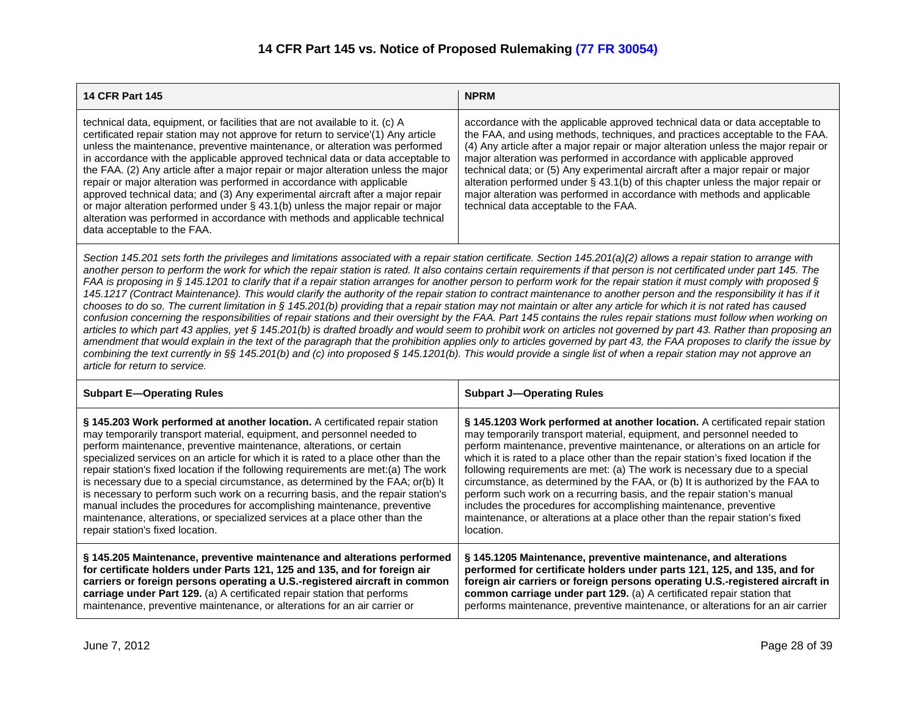## 14 CFR Part 145 vs. Notice of Proposed Rulemaking (77 FR 30054)

| 14 CFR Part 145 | NPRM |
|---|---|
| technical data, equipment, or facilities that are not available to it. (c) A certificated repair station may not approve for return to service'(1) Any article unless the maintenance, preventive maintenance, or alteration was performed in accordance with the applicable approved technical data or data acceptable to the FAA. (2) Any article after a major repair or major alteration unless the major repair or major alteration was performed in accordance with applicable approved technical data; and (3) Any experimental aircraft after a major repair or major alteration performed under § 43.1(b) unless the major repair or major alteration was performed in accordance with methods and applicable technical data acceptable to the FAA. | accordance with the applicable approved technical data or data acceptable to the FAA, and using methods, techniques, and practices acceptable to the FAA. (4) Any article after a major repair or major alteration unless the major repair or major alteration was performed in accordance with applicable approved technical data; or (5) Any experimental aircraft after a major repair or major alteration performed under § 43.1(b) of this chapter unless the major repair or major alteration was performed in accordance with methods and applicable technical data acceptable to the FAA. |
| *Section 145.201 sets forth the privileges and limitations associated with a repair station certificate. Section 145.201(a)(2) allows a repair station to arrange with another person to perform the work for which the repair station is rated. It also contains certain requirements if that person is not certificated under part 145. The FAA is proposing in § 145.1201 to clarify that if a repair station arranges for another person to perform work for the repair station it must comply with proposed § 145.1217 (Contract Maintenance). This would clarify the authority of the repair station to contract maintenance to another person and the responsibility it has if it chooses to do so. The current limitation in § 145.201(b) providing that a repair station may not maintain or alter any article for which it is not rated has caused confusion concerning the responsibilities of repair stations and their oversight by the FAA. Part 145 contains the rules repair stations must follow when working on articles to which part 43 applies, yet § 145.201(b) is drafted broadly and would seem to prohibit work on articles not governed by part 43. Rather than proposing an amendment that would explain in the text of the paragraph that the prohibition applies only to articles governed by part 43, the FAA proposes to clarify the issue by combining the text currently in §§ 145.201(b) and (c) into proposed § 145.1201(b). This would provide a single list of when a repair station may not approve an article for return to service.* | |
| **Subpart E—Operating Rules** | **Subpart J—Operating Rules** |
| **§ 145.203 Work performed at another location.** A certificated repair station may temporarily transport material, equipment, and personnel needed to perform maintenance, preventive maintenance, alterations, or certain specialized services on an article for which it is rated to a place other than the repair station's fixed location if the following requirements are met:(a) The work is necessary due to a special circumstance, as determined by the FAA; or(b) It is necessary to perform such work on a recurring basis, and the repair station's manual includes the procedures for accomplishing maintenance, preventive maintenance, alterations, or specialized services at a place other than the repair station's fixed location. | **§ 145.1203 Work performed at another location.** A certificated repair station may temporarily transport material, equipment, and personnel needed to perform maintenance, preventive maintenance, or alterations on an article for which it is rated to a place other than the repair station's fixed location if the following requirements are met: (a) The work is necessary due to a special circumstance, as determined by the FAA, or (b) It is authorized by the FAA to perform such work on a recurring basis, and the repair station's manual includes the procedures for accomplishing maintenance, preventive maintenance, or alterations at a place other than the repair station's fixed location. |
| **§ 145.205 Maintenance, preventive maintenance and alterations performed for certificate holders under Parts 121, 125 and 135, and for foreign air carriers or foreign persons operating a U.S.-registered aircraft in common carriage under Part 129.** (a) A certificated repair station that performs maintenance, preventive maintenance, or alterations for an air carrier or | **§ 145.1205 Maintenance, preventive maintenance, and alterations performed for certificate holders under parts 121, 125, and 135, and for foreign air carriers or foreign persons operating U.S.-registered aircraft in common carriage under part 129.** (a) A certificated repair station that performs maintenance, preventive maintenance, or alterations for an air carrier |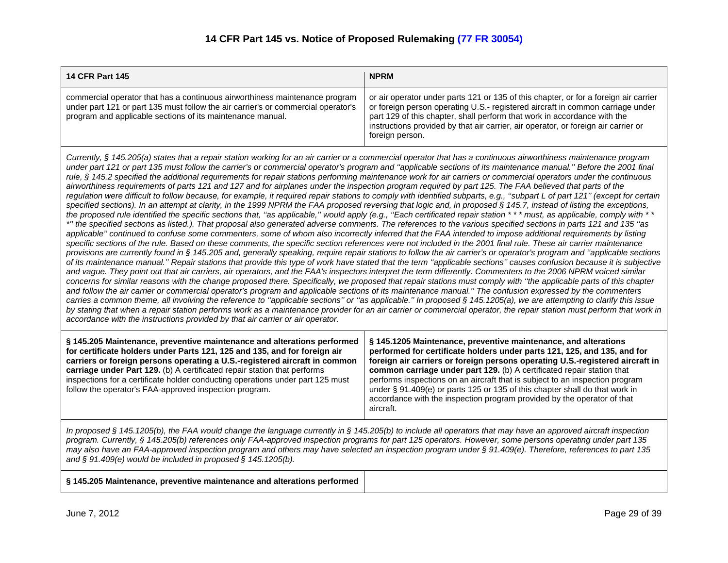# 14 CFR Part 145 vs. Notice of Proposed Rulemaking (77 FR 30054)

| 14 CFR Part 145 | NPRM |
|---|---|
| commercial operator that has a continuous airworthiness maintenance program under part 121 or part 135 must follow the air carrier's or commercial operator's program and applicable sections of its maintenance manual. | or air operator under parts 121 or 135 of this chapter, or for a foreign air carrier or foreign person operating U.S.- registered aircraft in common carriage under part 129 of this chapter, shall perform that work in accordance with the instructions provided by that air carrier, air operator, or foreign air carrier or foreign person. |
| *Currently, § 145.205(a) states that a repair station working for an air carrier or a commercial operator that has a continuous airworthiness maintenance program under part 121 or part 135 must follow the carrier's or commercial operator's program and ''applicable sections of its maintenance manual.'' Before the 2001 final rule, § 145.2 specified the additional requirements for repair stations performing maintenance work for air carriers or commercial operators under the continuous airworthiness requirements of parts 121 and 127 and for airplanes under the inspection program required by part 125. The FAA believed that parts of the regulation were difficult to follow because, for example, it required repair stations to comply with identified subparts, e.g., ''subpart L of part 121'' (except for certain specified sections). In an attempt at clarity, in the 1999 NPRM the FAA proposed reversing that logic and, in proposed § 145.7, instead of listing the exceptions, the proposed rule identified the specific sections that, ''as applicable,'' would apply (e.g., ''Each certificated repair station * * * must, as applicable, comply with * * *'' the specified sections as listed.). That proposal also generated adverse comments. The references to the various specified sections in parts 121 and 135 ''as applicable'' continued to confuse some commenters, some of whom also incorrectly inferred that the FAA intended to impose additional requirements by listing specific sections of the rule. Based on these comments, the specific section references were not included in the 2001 final rule. These air carrier maintenance provisions are currently found in § 145.205 and, generally speaking, require repair stations to follow the air carrier's or operator's program and ''applicable sections of its maintenance manual.'' Repair stations that provide this type of work have stated that the term ''applicable sections'' causes confusion because it is subjective and vague. They point out that air carriers, air operators, and the FAA's inspectors interpret the term differently. Commenters to the 2006 NPRM voiced similar concerns for similar reasons with the change proposed there. Specifically, we proposed that repair stations must comply with ''the applicable parts of this chapter and follow the air carrier or commercial operator's program and applicable sections of its maintenance manual.'' The confusion expressed by the commenters carries a common theme, all involving the reference to ''applicable sections'' or ''as applicable.'' In proposed § 145.1205(a), we are attempting to clarify this issue by stating that when a repair station performs work as a maintenance provider for an air carrier or commercial operator, the repair station must perform that work in accordance with the instructions provided by that air carrier or air operator.* | |
| **§ 145.205 Maintenance, preventive maintenance and alterations performed for certificate holders under Parts 121, 125 and 135, and for foreign air carriers or foreign persons operating a U.S.-registered aircraft in common carriage under Part 129.** (b) A certificated repair station that performs inspections for a certificate holder conducting operations under part 125 must follow the operator's FAA-approved inspection program. | **§ 145.1205 Maintenance, preventive maintenance, and alterations performed for certificate holders under parts 121, 125, and 135, and for foreign air carriers or foreign persons operating U.S.-registered aircraft in common carriage under part 129.** (b) A certificated repair station that performs inspections on an aircraft that is subject to an inspection program under § 91.409(e) or parts 125 or 135 of this chapter shall do that work in accordance with the inspection program provided by the operator of that aircraft. |
| *In proposed § 145.1205(b), the FAA would change the language currently in § 145.205(b) to include all operators that may have an approved aircraft inspection program. Currently, § 145.205(b) references only FAA-approved inspection programs for part 125 operators. However, some persons operating under part 135 may also have an FAA-approved inspection program and others may have selected an inspection program under § 91.409(e). Therefore, references to part 135 and § 91.409(e) would be included in proposed § 145.1205(b).* | |
| **§ 145.205 Maintenance, preventive maintenance and alterations performed** | |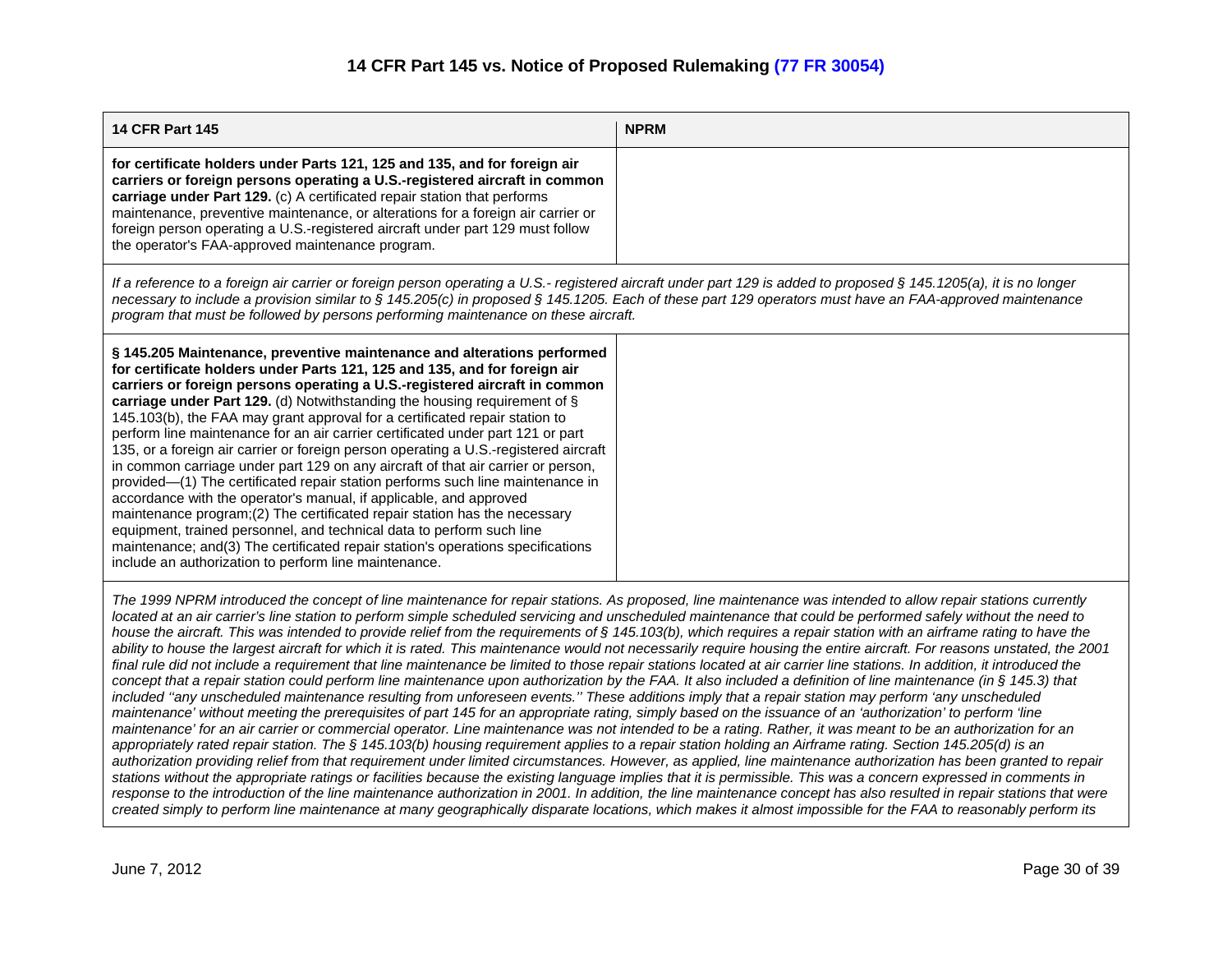## 14 CFR Part 145 vs. Notice of Proposed Rulemaking (77 FR 30054)

| 14 CFR Part 145 | NPRM |
|---|---|
| **for certificate holders under Parts 121, 125 and 135, and for foreign air carriers or foreign persons operating a U.S.-registered aircraft in common carriage under Part 129.** (c) A certificated repair station that performs maintenance, preventive maintenance, or alterations for a foreign air carrier or foreign person operating a U.S.-registered aircraft under part 129 must follow the operator's FAA-approved maintenance program. | |
| *If a reference to a foreign air carrier or foreign person operating a U.S.- registered aircraft under part 129 is added to proposed § 145.1205(a), it is no longer necessary to include a provision similar to § 145.205(c) in proposed § 145.1205. Each of these part 129 operators must have an FAA-approved maintenance program that must be followed by persons performing maintenance on these aircraft.* | |
| **§ 145.205 Maintenance, preventive maintenance and alterations performed for certificate holders under Parts 121, 125 and 135, and for foreign air carriers or foreign persons operating a U.S.-registered aircraft in common carriage under Part 129.** (d) Notwithstanding the housing requirement of § 145.103(b), the FAA may grant approval for a certificated repair station to perform line maintenance for an air carrier certificated under part 121 or part 135, or a foreign air carrier or foreign person operating a U.S.-registered aircraft in common carriage under part 129 on any aircraft of that air carrier or person, provided—(1) The certificated repair station performs such line maintenance in accordance with the operator's manual, if applicable, and approved maintenance program;(2) The certificated repair station has the necessary equipment, trained personnel, and technical data to perform such line maintenance; and(3) The certificated repair station's operations specifications include an authorization to perform line maintenance. | |
| *The 1999 NPRM introduced the concept of line maintenance for repair stations. As proposed, line maintenance was intended to allow repair stations currently located at an air carrier's line station to perform simple scheduled servicing and unscheduled maintenance that could be performed safely without the need to house the aircraft. This was intended to provide relief from the requirements of § 145.103(b), which requires a repair station with an airframe rating to have the ability to house the largest aircraft for which it is rated. This maintenance would not necessarily require housing the entire aircraft. For reasons unstated, the 2001 final rule did not include a requirement that line maintenance be limited to those repair stations located at air carrier line stations. In addition, it introduced the concept that a repair station could perform line maintenance upon authorization by the FAA. It also included a definition of line maintenance (in § 145.3) that included ''any unscheduled maintenance resulting from unforeseen events.'' These additions imply that a repair station may perform 'any unscheduled maintenance' without meeting the prerequisites of part 145 for an appropriate rating, simply based on the issuance of an 'authorization' to perform 'line maintenance' for an air carrier or commercial operator. Line maintenance was not intended to be a rating. Rather, it was meant to be an authorization for an appropriately rated repair station. The § 145.103(b) housing requirement applies to a repair station holding an Airframe rating. Section 145.205(d) is an authorization providing relief from that requirement under limited circumstances. However, as applied, line maintenance authorization has been granted to repair stations without the appropriate ratings or facilities because the existing language implies that it is permissible. This was a concern expressed in comments in response to the introduction of the line maintenance authorization in 2001. In addition, the line maintenance concept has also resulted in repair stations that were created simply to perform line maintenance at many geographically disparate locations, which makes it almost impossible for the FAA to reasonably perform its* | |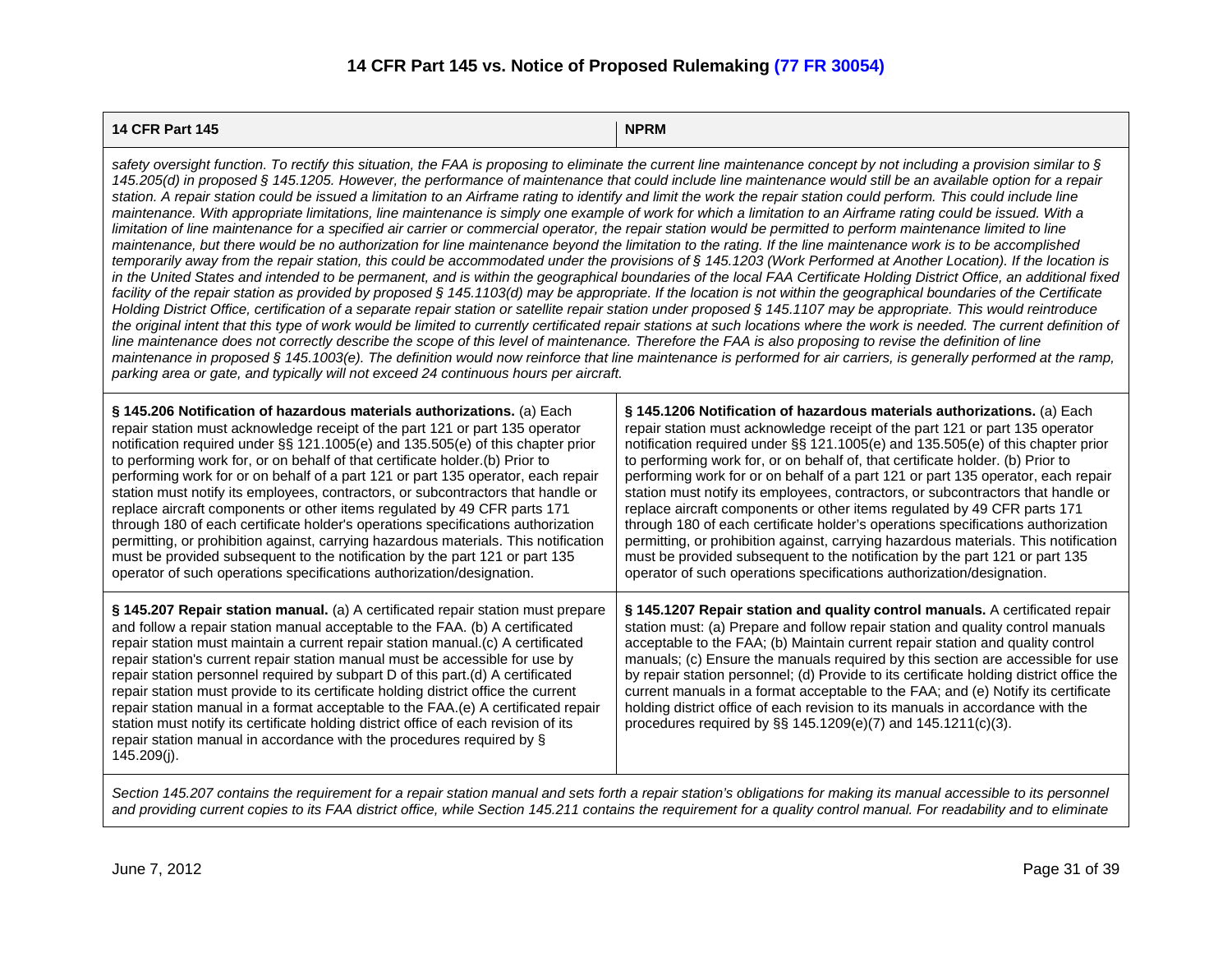# 14 CFR Part 145 vs. Notice of Proposed Rulemaking (77 FR 30054)

| 14 CFR Part 145 | NPRM |
|---|---|
| *safety oversight function. To rectify this situation, the FAA is proposing to eliminate the current line maintenance concept by not including a provision similar to § 145.205(d) in proposed § 145.1205. However, the performance of maintenance that could include line maintenance would still be an available option for a repair station. A repair station could be issued a limitation to an Airframe rating to identify and limit the work the repair station could perform. This could include line maintenance. With appropriate limitations, line maintenance is simply one example of work for which a limitation to an Airframe rating could be issued. With a limitation of line maintenance for a specified air carrier or commercial operator, the repair station would be permitted to perform maintenance limited to line maintenance, but there would be no authorization for line maintenance beyond the limitation to the rating. If the line maintenance work is to be accomplished temporarily away from the repair station, this could be accommodated under the provisions of § 145.1203 (Work Performed at Another Location). If the location is in the United States and intended to be permanent, and is within the geographical boundaries of the local FAA Certificate Holding District Office, an additional fixed facility of the repair station as provided by proposed § 145.1103(d) may be appropriate. If the location is not within the geographical boundaries of the Certificate Holding District Office, certification of a separate repair station or satellite repair station under proposed § 145.1107 may be appropriate. This would reintroduce the original intent that this type of work would be limited to currently certificated repair stations at such locations where the work is needed. The current definition of line maintenance does not correctly describe the scope of this level of maintenance. Therefore the FAA is also proposing to revise the definition of line maintenance in proposed § 145.1003(e). The definition would now reinforce that line maintenance is performed for air carriers, is generally performed at the ramp, parking area or gate, and typically will not exceed 24 continuous hours per aircraft.* | |
| **§ 145.206 Notification of hazardous materials authorizations.** (a) Each repair station must acknowledge receipt of the part 121 or part 135 operator notification required under §§ 121.1005(e) and 135.505(e) of this chapter prior to performing work for, or on behalf of that certificate holder.(b) Prior to performing work for or on behalf of a part 121 or part 135 operator, each repair station must notify its employees, contractors, or subcontractors that handle or replace aircraft components or other items regulated by 49 CFR parts 171 through 180 of each certificate holder's operations specifications authorization permitting, or prohibition against, carrying hazardous materials. This notification must be provided subsequent to the notification by the part 121 or part 135 operator of such operations specifications authorization/designation. | **§ 145.1206 Notification of hazardous materials authorizations.** (a) Each repair station must acknowledge receipt of the part 121 or part 135 operator notification required under §§ 121.1005(e) and 135.505(e) of this chapter prior to performing work for, or on behalf of, that certificate holder. (b) Prior to performing work for or on behalf of a part 121 or part 135 operator, each repair station must notify its employees, contractors, or subcontractors that handle or replace aircraft components or other items regulated by 49 CFR parts 171 through 180 of each certificate holder's operations specifications authorization permitting, or prohibition against, carrying hazardous materials. This notification must be provided subsequent to the notification by the part 121 or part 135 operator of such operations specifications authorization/designation. |
| **§ 145.207 Repair station manual.** (a) A certificated repair station must prepare and follow a repair station manual acceptable to the FAA. (b) A certificated repair station must maintain a current repair station manual.(c) A certificated repair station's current repair station manual must be accessible for use by repair station personnel required by subpart D of this part.(d) A certificated repair station must provide to its certificate holding district office the current repair station manual in a format acceptable to the FAA.(e) A certificated repair station must notify its certificate holding district office of each revision of its repair station manual in accordance with the procedures required by § 145.209(j). | **§ 145.1207 Repair station and quality control manuals.** A certificated repair station must: (a) Prepare and follow repair station and quality control manuals acceptable to the FAA; (b) Maintain current repair station and quality control manuals; (c) Ensure the manuals required by this section are accessible for use by repair station personnel; (d) Provide to its certificate holding district office the current manuals in a format acceptable to the FAA; and (e) Notify its certificate holding district office of each revision to its manuals in accordance with the procedures required by §§ 145.1209(e)(7) and 145.1211(c)(3). |
| *Section 145.207 contains the requirement for a repair station manual and sets forth a repair station's obligations for making its manual accessible to its personnel and providing current copies to its FAA district office, while Section 145.211 contains the requirement for a quality control manual. For readability and to eliminate* | |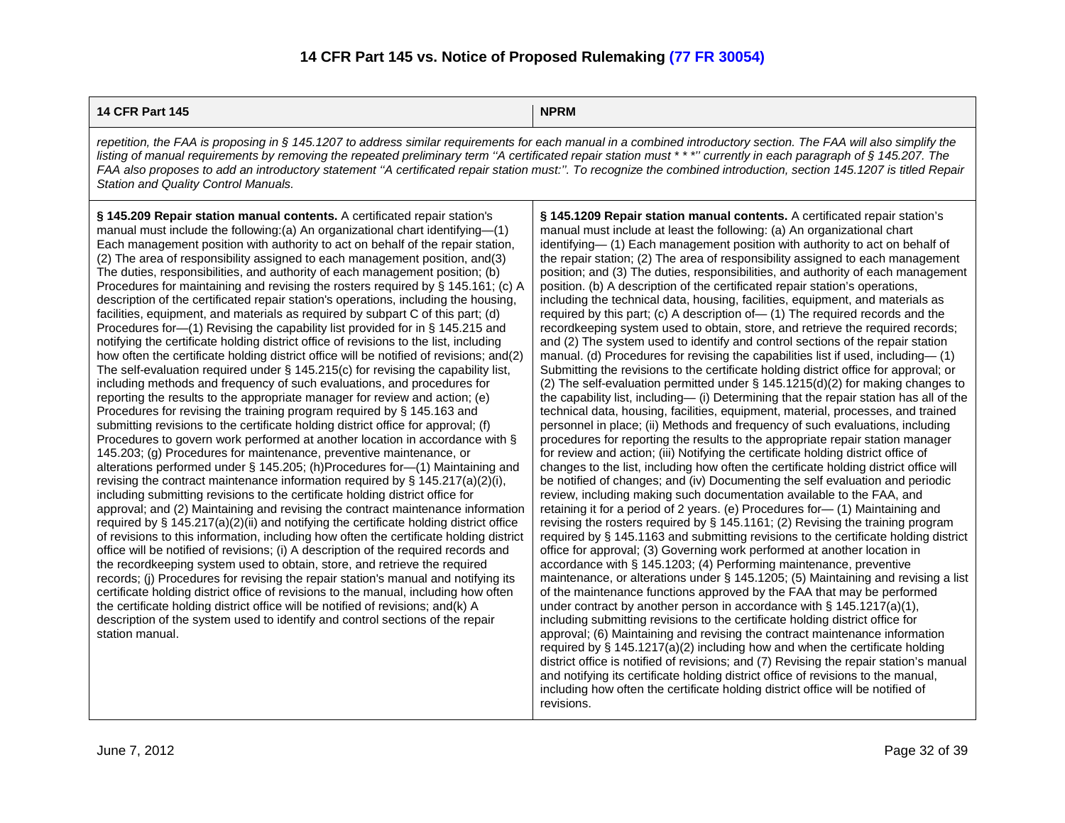# 14 CFR Part 145 vs. Notice of Proposed Rulemaking (77 FR 30054)

| 14 CFR Part 145 | NPRM |
|---|---|
| *repetition, the FAA is proposing in § 145.1207 to address similar requirements for each manual in a combined introductory section. The FAA will also simplify the listing of manual requirements by removing the repeated preliminary term ''A certificated repair station must * * *'' currently in each paragraph of § 145.207. The FAA also proposes to add an introductory statement ''A certificated repair station must:''. To recognize the combined introduction, section 145.1207 is titled Repair Station and Quality Control Manuals.* | |
| **§ 145.209 Repair station manual contents.** A certificated repair station's manual must include the following:(a) An organizational chart identifying—(1) Each management position with authority to act on behalf of the repair station, (2) The area of responsibility assigned to each management position, and(3) The duties, responsibilities, and authority of each management position; (b) Procedures for maintaining and revising the rosters required by § 145.161; (c) A description of the certificated repair station's operations, including the housing, facilities, equipment, and materials as required by subpart C of this part; (d) Procedures for—(1) Revising the capability list provided for in § 145.215 and notifying the certificate holding district office of revisions to the list, including how often the certificate holding district office will be notified of revisions; and(2) The self-evaluation required under § 145.215(c) for revising the capability list, including methods and frequency of such evaluations, and procedures for reporting the results to the appropriate manager for review and action; (e) Procedures for revising the training program required by § 145.163 and submitting revisions to the certificate holding district office for approval; (f) Procedures to govern work performed at another location in accordance with § 145.203; (g) Procedures for maintenance, preventive maintenance, or alterations performed under § 145.205; (h)Procedures for—(1) Maintaining and revising the contract maintenance information required by § 145.217(a)(2)(i), including submitting revisions to the certificate holding district office for approval; and (2) Maintaining and revising the contract maintenance information required by § 145.217(a)(2)(ii) and notifying the certificate holding district office of revisions to this information, including how often the certificate holding district office will be notified of revisions; (i) A description of the required records and the recordkeeping system used to obtain, store, and retrieve the required records; (j) Procedures for revising the repair station's manual and notifying its certificate holding district office of revisions to the manual, including how often the certificate holding district office will be notified of revisions; and(k) A description of the system used to identify and control sections of the repair station manual. | **§ 145.1209 Repair station manual contents.** A certificated repair station's manual must include at least the following: (a) An organizational chart identifying— (1) Each management position with authority to act on behalf of the repair station; (2) The area of responsibility assigned to each management position; and (3) The duties, responsibilities, and authority of each management position. (b) A description of the certificated repair station's operations, including the technical data, housing, facilities, equipment, and materials as required by this part; (c) A description of— (1) The required records and the recordkeeping system used to obtain, store, and retrieve the required records; and (2) The system used to identify and control sections of the repair station manual. (d) Procedures for revising the capabilities list if used, including— (1) Submitting the revisions to the certificate holding district office for approval; or (2) The self-evaluation permitted under § 145.1215(d)(2) for making changes to the capability list, including— (i) Determining that the repair station has all of the technical data, housing, facilities, equipment, material, processes, and trained personnel in place; (ii) Methods and frequency of such evaluations, including procedures for reporting the results to the appropriate repair station manager for review and action; (iii) Notifying the certificate holding district office of changes to the list, including how often the certificate holding district office will be notified of changes; and (iv) Documenting the self evaluation and periodic review, including making such documentation available to the FAA, and retaining it for a period of 2 years. (e) Procedures for— (1) Maintaining and revising the rosters required by § 145.1161; (2) Revising the training program required by § 145.1163 and submitting revisions to the certificate holding district office for approval; (3) Governing work performed at another location in accordance with § 145.1203; (4) Performing maintenance, preventive maintenance, or alterations under § 145.1205; (5) Maintaining and revising a list of the maintenance functions approved by the FAA that may be performed under contract by another person in accordance with § 145.1217(a)(1), including submitting revisions to the certificate holding district office for approval; (6) Maintaining and revising the contract maintenance information required by § 145.1217(a)(2) including how and when the certificate holding district office is notified of revisions; and (7) Revising the repair station's manual and notifying its certificate holding district office of revisions to the manual, including how often the certificate holding district office will be notified of revisions. |

June 7, 2012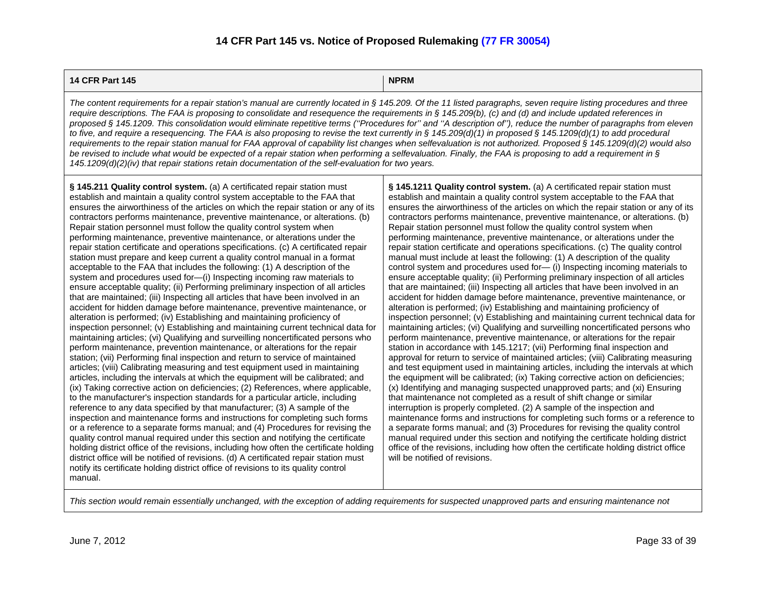# 14 CFR Part 145 vs. Notice of Proposed Rulemaking (77 FR 30054)

| 14 CFR Part 145 | NPRM |
|---|---|
| *The content requirements for a repair station's manual are currently located in § 145.209. Of the 11 listed paragraphs, seven require listing procedures and three require descriptions. The FAA is proposing to consolidate and resequence the requirements in § 145.209(b), (c) and (d) and include updated references in proposed § 145.1209. This consolidation would eliminate repetitive terms (''Procedures for'' and ''A description of''), reduce the number of paragraphs from eleven to five, and require a resequencing. The FAA is also proposing to revise the text currently in § 145.209(d)(1) in proposed § 145.1209(d)(1) to add procedural requirements to the repair station manual for FAA approval of capability list changes when selfevaluation is not authorized. Proposed § 145.1209(d)(2) would also be revised to include what would be expected of a repair station when performing a selfevaluation. Finally, the FAA is proposing to add a requirement in § 145.1209(d)(2)(iv) that repair stations retain documentation of the self-evaluation for two years.* | |
| **§ 145.211 Quality control system.** (a) A certificated repair station must establish and maintain a quality control system acceptable to the FAA that ensures the airworthiness of the articles on which the repair station or any of its contractors performs maintenance, preventive maintenance, or alterations. (b) Repair station personnel must follow the quality control system when performing maintenance, preventive maintenance, or alterations under the repair station certificate and operations specifications. (c) A certificated repair station must prepare and keep current a quality control manual in a format acceptable to the FAA that includes the following: (1) A description of the system and procedures used for—(i) Inspecting incoming raw materials to ensure acceptable quality; (ii) Performing preliminary inspection of all articles that are maintained; (iii) Inspecting all articles that have been involved in an accident for hidden damage before maintenance, preventive maintenance, or alteration is performed; (iv) Establishing and maintaining proficiency of inspection personnel; (v) Establishing and maintaining current technical data for maintaining articles; (vi) Qualifying and surveilling noncertificated persons who perform maintenance, prevention maintenance, or alterations for the repair station; (vii) Performing final inspection and return to service of maintained articles; (viii) Calibrating measuring and test equipment used in maintaining articles, including the intervals at which the equipment will be calibrated; and (ix) Taking corrective action on deficiencies; (2) References, where applicable, to the manufacturer's inspection standards for a particular article, including reference to any data specified by that manufacturer; (3) A sample of the inspection and maintenance forms and instructions for completing such forms or a reference to a separate forms manual; and (4) Procedures for revising the quality control manual required under this section and notifying the certificate holding district office of the revisions, including how often the certificate holding district office will be notified of revisions. (d) A certificated repair station must notify its certificate holding district office of revisions to its quality control manual. | **§ 145.1211 Quality control system.** (a) A certificated repair station must establish and maintain a quality control system acceptable to the FAA that ensures the airworthiness of the articles on which the repair station or any of its contractors performs maintenance, preventive maintenance, or alterations. (b) Repair station personnel must follow the quality control system when performing maintenance, preventive maintenance, or alterations under the repair station certificate and operations specifications. (c) The quality control manual must include at least the following: (1) A description of the quality control system and procedures used for— (i) Inspecting incoming materials to ensure acceptable quality; (ii) Performing preliminary inspection of all articles that are maintained; (iii) Inspecting all articles that have been involved in an accident for hidden damage before maintenance, preventive maintenance, or alteration is performed; (iv) Establishing and maintaining proficiency of inspection personnel; (v) Establishing and maintaining current technical data for maintaining articles; (vi) Qualifying and surveilling noncertificated persons who perform maintenance, preventive maintenance, or alterations for the repair station in accordance with 145.1217; (vii) Performing final inspection and approval for return to service of maintained articles; (viii) Calibrating measuring and test equipment used in maintaining articles, including the intervals at which the equipment will be calibrated; (ix) Taking corrective action on deficiencies; (x) Identifying and managing suspected unapproved parts; and (xi) Ensuring that maintenance not completed as a result of shift change or similar interruption is properly completed. (2) A sample of the inspection and maintenance forms and instructions for completing such forms or a reference to a separate forms manual; and (3) Procedures for revising the quality control manual required under this section and notifying the certificate holding district office of the revisions, including how often the certificate holding district office will be notified of revisions. |
| *This section would remain essentially unchanged, with the exception of adding requirements for suspected unapproved parts and ensuring maintenance not* | |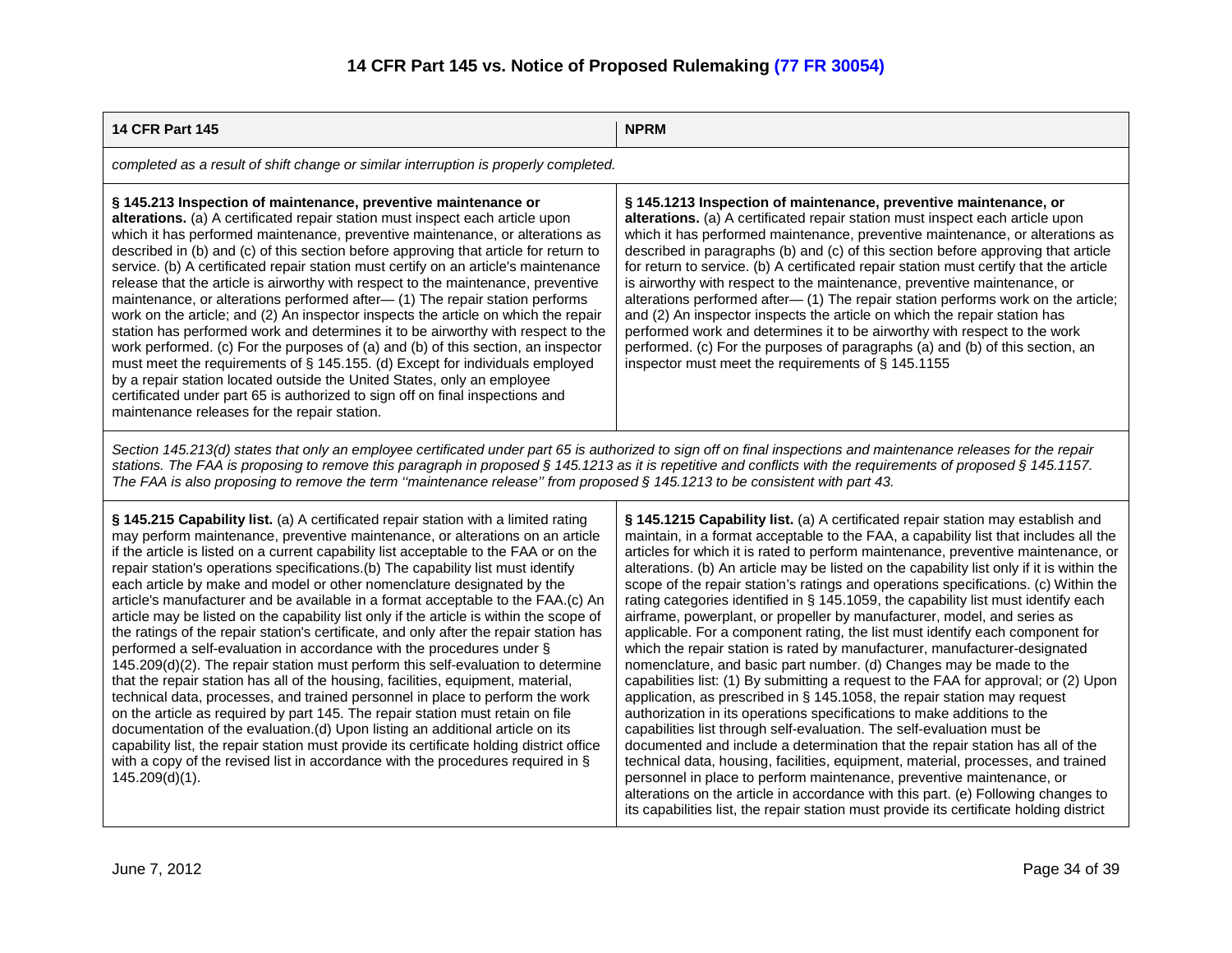# 14 CFR Part 145 vs. Notice of Proposed Rulemaking (77 FR 30054)

| 14 CFR Part 145 | NPRM |
|---|---|
| *completed as a result of shift change or similar interruption is properly completed.* | |
| **§ 145.213 Inspection of maintenance, preventive maintenance or alterations.** (a) A certificated repair station must inspect each article upon which it has performed maintenance, preventive maintenance, or alterations as described in (b) and (c) of this section before approving that article for return to service. (b) A certificated repair station must certify on an article's maintenance release that the article is airworthy with respect to the maintenance, preventive maintenance, or alterations performed after— (1) The repair station performs work on the article; and (2) An inspector inspects the article on which the repair station has performed work and determines it to be airworthy with respect to the work performed. (c) For the purposes of (a) and (b) of this section, an inspector must meet the requirements of § 145.155. (d) Except for individuals employed by a repair station located outside the United States, only an employee certificated under part 65 is authorized to sign off on final inspections and maintenance releases for the repair station. | **§ 145.1213 Inspection of maintenance, preventive maintenance, or alterations.** (a) A certificated repair station must inspect each article upon which it has performed maintenance, preventive maintenance, or alterations as described in paragraphs (b) and (c) of this section before approving that article for return to service. (b) A certificated repair station must certify that the article is airworthy with respect to the maintenance, preventive maintenance, or alterations performed after— (1) The repair station performs work on the article; and (2) An inspector inspects the article on which the repair station has performed work and determines it to be airworthy with respect to the work performed. (c) For the purposes of paragraphs (a) and (b) of this section, an inspector must meet the requirements of § 145.1155 |
| *Section 145.213(d) states that only an employee certificated under part 65 is authorized to sign off on final inspections and maintenance releases for the repair stations. The FAA is proposing to remove this paragraph in proposed § 145.1213 as it is repetitive and conflicts with the requirements of proposed § 145.1157. The FAA is also proposing to remove the term ''maintenance release'' from proposed § 145.1213 to be consistent with part 43.* | |
| **§ 145.215 Capability list.** (a) A certificated repair station with a limited rating may perform maintenance, preventive maintenance, or alterations on an article if the article is listed on a current capability list acceptable to the FAA or on the repair station's operations specifications.(b) The capability list must identify each article by make and model or other nomenclature designated by the article's manufacturer and be available in a format acceptable to the FAA.(c) An article may be listed on the capability list only if the article is within the scope of the ratings of the repair station's certificate, and only after the repair station has performed a self-evaluation in accordance with the procedures under § 145.209(d)(2). The repair station must perform this self-evaluation to determine that the repair station has all of the housing, facilities, equipment, material, technical data, processes, and trained personnel in place to perform the work on the article as required by part 145. The repair station must retain on file documentation of the evaluation.(d) Upon listing an additional article on its capability list, the repair station must provide its certificate holding district office with a copy of the revised list in accordance with the procedures required in § 145.209(d)(1). | **§ 145.1215 Capability list.** (a) A certificated repair station may establish and maintain, in a format acceptable to the FAA, a capability list that includes all the articles for which it is rated to perform maintenance, preventive maintenance, or alterations. (b) An article may be listed on the capability list only if it is within the scope of the repair station's ratings and operations specifications. (c) Within the rating categories identified in § 145.1059, the capability list must identify each airframe, powerplant, or propeller by manufacturer, model, and series as applicable. For a component rating, the list must identify each component for which the repair station is rated by manufacturer, manufacturer-designated nomenclature, and basic part number. (d) Changes may be made to the capabilities list: (1) By submitting a request to the FAA for approval; or (2) Upon application, as prescribed in § 145.1058, the repair station may request authorization in its operations specifications to make additions to the capabilities list through self-evaluation. The self-evaluation must be documented and include a determination that the repair station has all of the technical data, housing, facilities, equipment, material, processes, and trained personnel in place to perform maintenance, preventive maintenance, or alterations on the article in accordance with this part. (e) Following changes to its capabilities list, the repair station must provide its certificate holding district |

June 7, 2012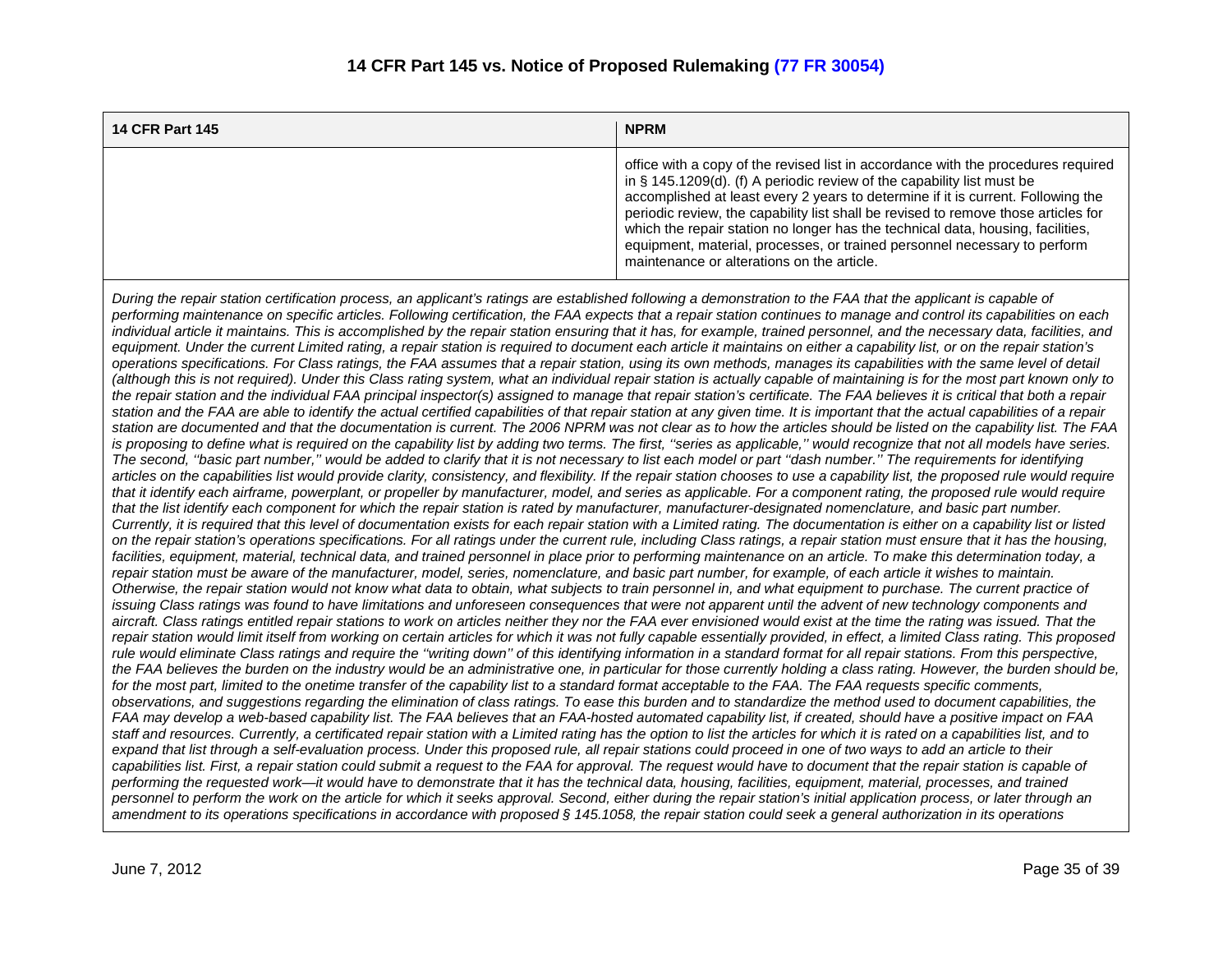## 14 CFR Part 145 vs. Notice of Proposed Rulemaking (77 FR 30054)

| 14 CFR Part 145 | NPRM |
|---|---|
| | office with a copy of the revised list in accordance with the procedures required in § 145.1209(d). (f) A periodic review of the capability list must be accomplished at least every 2 years to determine if it is current. Following the periodic review, the capability list shall be revised to remove those articles for which the repair station no longer has the technical data, housing, facilities, equipment, material, processes, or trained personnel necessary to perform maintenance or alterations on the article. |

*During the repair station certification process, an applicant's ratings are established following a demonstration to the FAA that the applicant is capable of performing maintenance on specific articles. Following certification, the FAA expects that a repair station continues to manage and control its capabilities on each individual article it maintains. This is accomplished by the repair station ensuring that it has, for example, trained personnel, and the necessary data, facilities, and equipment. Under the current Limited rating, a repair station is required to document each article it maintains on either a capability list, or on the repair station's operations specifications. For Class ratings, the FAA assumes that a repair station, using its own methods, manages its capabilities with the same level of detail (although this is not required). Under this Class rating system, what an individual repair station is actually capable of maintaining is for the most part known only to the repair station and the individual FAA principal inspector(s) assigned to manage that repair station's certificate. The FAA believes it is critical that both a repair station and the FAA are able to identify the actual certified capabilities of that repair station at any given time. It is important that the actual capabilities of a repair station are documented and that the documentation is current. The 2006 NPRM was not clear as to how the articles should be listed on the capability list. The FAA is proposing to define what is required on the capability list by adding two terms. The first, ''series as applicable,'' would recognize that not all models have series. The second, ''basic part number,'' would be added to clarify that it is not necessary to list each model or part ''dash number.'' The requirements for identifying articles on the capabilities list would provide clarity, consistency, and flexibility. If the repair station chooses to use a capability list, the proposed rule would require that it identify each airframe, powerplant, or propeller by manufacturer, model, and series as applicable. For a component rating, the proposed rule would require that the list identify each component for which the repair station is rated by manufacturer, manufacturer-designated nomenclature, and basic part number. Currently, it is required that this level of documentation exists for each repair station with a Limited rating. The documentation is either on a capability list or listed on the repair station's operations specifications. For all ratings under the current rule, including Class ratings, a repair station must ensure that it has the housing, facilities, equipment, material, technical data, and trained personnel in place prior to performing maintenance on an article. To make this determination today, a repair station must be aware of the manufacturer, model, series, nomenclature, and basic part number, for example, of each article it wishes to maintain. Otherwise, the repair station would not know what data to obtain, what subjects to train personnel in, and what equipment to purchase. The current practice of issuing Class ratings was found to have limitations and unforeseen consequences that were not apparent until the advent of new technology components and aircraft. Class ratings entitled repair stations to work on articles neither they nor the FAA ever envisioned would exist at the time the rating was issued. That the repair station would limit itself from working on certain articles for which it was not fully capable essentially provided, in effect, a limited Class rating. This proposed rule would eliminate Class ratings and require the ''writing down'' of this identifying information in a standard format for all repair stations. From this perspective, the FAA believes the burden on the industry would be an administrative one, in particular for those currently holding a class rating. However, the burden should be, for the most part, limited to the onetime transfer of the capability list to a standard format acceptable to the FAA. The FAA requests specific comments, observations, and suggestions regarding the elimination of class ratings. To ease this burden and to standardize the method used to document capabilities, the FAA may develop a web-based capability list. The FAA believes that an FAA-hosted automated capability list, if created, should have a positive impact on FAA staff and resources. Currently, a certificated repair station with a Limited rating has the option to list the articles for which it is rated on a capabilities list, and to expand that list through a self-evaluation process. Under this proposed rule, all repair stations could proceed in one of two ways to add an article to their capabilities list. First, a repair station could submit a request to the FAA for approval. The request would have to document that the repair station is capable of performing the requested work—it would have to demonstrate that it has the technical data, housing, facilities, equipment, material, processes, and trained personnel to perform the work on the article for which it seeks approval. Second, either during the repair station's initial application process, or later through an amendment to its operations specifications in accordance with proposed § 145.1058, the repair station could seek a general authorization in its operations*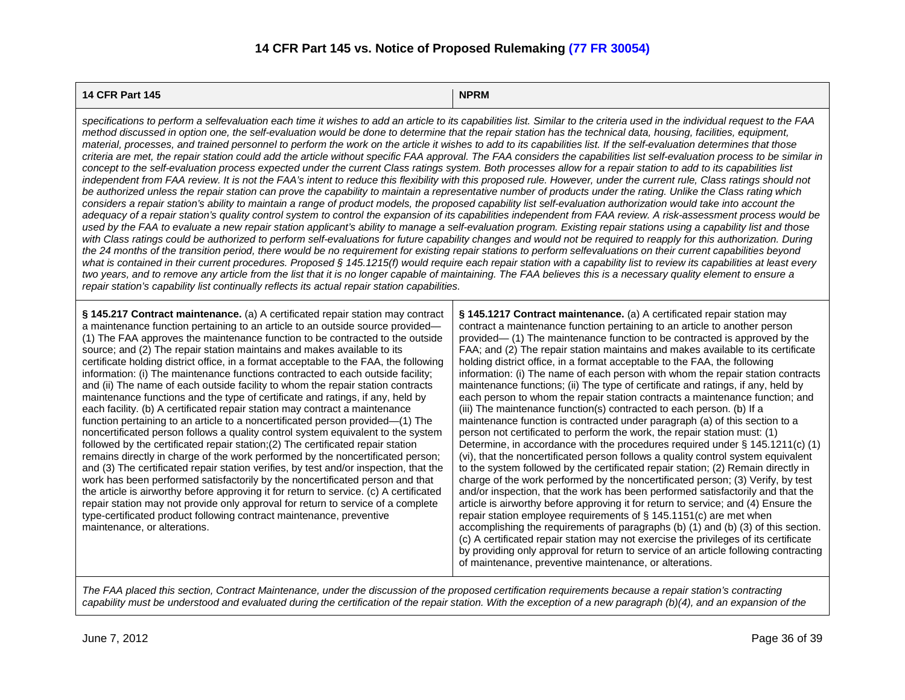## 14 CFR Part 145 vs. Notice of Proposed Rulemaking (77 FR 30054)

| 14 CFR Part 145 | NPRM |
|---|---|
| *specifications to perform a selfevaluation each time it wishes to add an article to its capabilities list. Similar to the criteria used in the individual request to the FAA method discussed in option one, the self-evaluation would be done to determine that the repair station has the technical data, housing, facilities, equipment, material, processes, and trained personnel to perform the work on the article it wishes to add to its capabilities list. If the self-evaluation determines that those criteria are met, the repair station could add the article without specific FAA approval. The FAA considers the capabilities list self-evaluation process to be similar in concept to the self-evaluation process expected under the current Class ratings system. Both processes allow for a repair station to add to its capabilities list independent from FAA review. It is not the FAA's intent to reduce this flexibility with this proposed rule. However, under the current rule, Class ratings should not be authorized unless the repair station can prove the capability to maintain a representative number of products under the rating. Unlike the Class rating which considers a repair station's ability to maintain a range of product models, the proposed capability list self-evaluation authorization would take into account the adequacy of a repair station's quality control system to control the expansion of its capabilities independent from FAA review. A risk-assessment process would be used by the FAA to evaluate a new repair station applicant's ability to manage a self-evaluation program. Existing repair stations using a capability list and those with Class ratings could be authorized to perform self-evaluations for future capability changes and would not be required to reapply for this authorization. During the 24 months of the transition period, there would be no requirement for existing repair stations to perform selfevaluations on their current capabilities beyond what is contained in their current procedures. Proposed § 145.1215(f) would require each repair station with a capability list to review its capabilities at least every two years, and to remove any article from the list that it is no longer capable of maintaining. The FAA believes this is a necessary quality element to ensure a repair station's capability list continually reflects its actual repair station capabilities.* | |
| **§ 145.217 Contract maintenance.** (a) A certificated repair station may contract a maintenance function pertaining to an article to an outside source provided— (1) The FAA approves the maintenance function to be contracted to the outside source; and (2) The repair station maintains and makes available to its certificate holding district office, in a format acceptable to the FAA, the following information: (i) The maintenance functions contracted to each outside facility; and (ii) The name of each outside facility to whom the repair station contracts maintenance functions and the type of certificate and ratings, if any, held by each facility. (b) A certificated repair station may contract a maintenance function pertaining to an article to a noncertificated person provided—(1) The noncertificated person follows a quality control system equivalent to the system followed by the certificated repair station;(2) The certificated repair station remains directly in charge of the work performed by the noncertificated person; and (3) The certificated repair station verifies, by test and/or inspection, that the work has been performed satisfactorily by the noncertificated person and that the article is airworthy before approving it for return to service. (c) A certificated repair station may not provide only approval for return to service of a complete type-certificated product following contract maintenance, preventive maintenance, or alterations. | **§ 145.1217 Contract maintenance.** (a) A certificated repair station may contract a maintenance function pertaining to an article to another person provided— (1) The maintenance function to be contracted is approved by the FAA; and (2) The repair station maintains and makes available to its certificate holding district office, in a format acceptable to the FAA, the following information: (i) The name of each person with whom the repair station contracts maintenance functions; (ii) The type of certificate and ratings, if any, held by each person to whom the repair station contracts a maintenance function; and (iii) The maintenance function(s) contracted to each person. (b) If a maintenance function is contracted under paragraph (a) of this section to a person not certificated to perform the work, the repair station must: (1) Determine, in accordance with the procedures required under § 145.1211(c) (1)(vi), that the noncertificated person follows a quality control system equivalent to the system followed by the certificated repair station; (2) Remain directly in charge of the work performed by the noncertificated person; (3) Verify, by test and/or inspection, that the work has been performed satisfactorily and that the article is airworthy before approving it for return to service; and (4) Ensure the repair station employee requirements of § 145.1151(c) are met when accomplishing the requirements of paragraphs (b) (1) and (b) (3) of this section. (c) A certificated repair station may not exercise the privileges of its certificate by providing only approval for return to service of an article following contracting of maintenance, preventive maintenance, or alterations. |
| *The FAA placed this section, Contract Maintenance, under the discussion of the proposed certification requirements because a repair station's contracting capability must be understood and evaluated during the certification of the repair station. With the exception of a new paragraph (b)(4), and an expansion of the* | |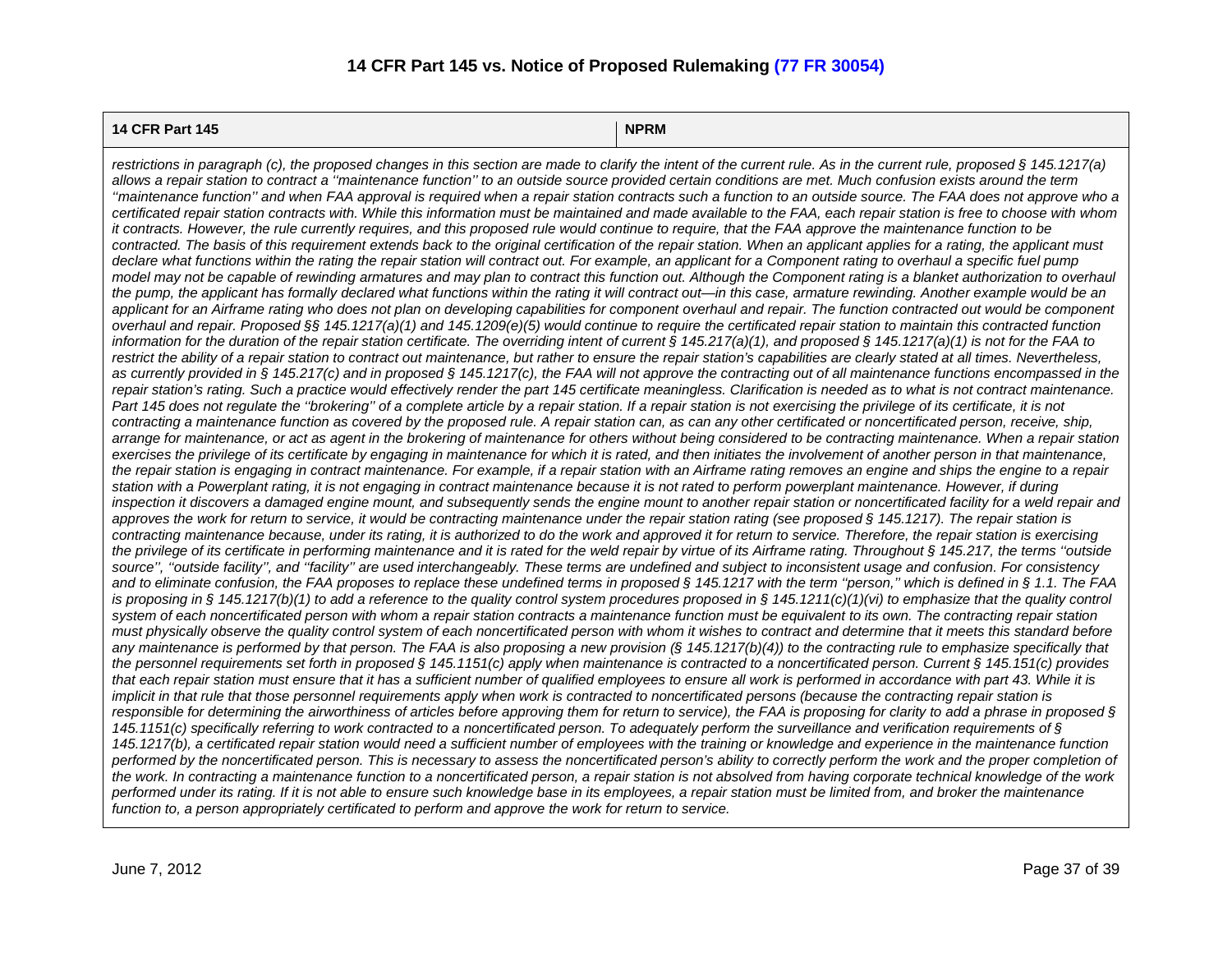# 14 CFR Part 145 vs. Notice of Proposed Rulemaking (77 FR 30054)

| 14 CFR Part 145 | NPRM |
|---|---|
| *restrictions in paragraph (c), the proposed changes in this section are made to clarify the intent of the current rule. As in the current rule, proposed § 145.1217(a) allows a repair station to contract a ''maintenance function'' to an outside source provided certain conditions are met. Much confusion exists around the term ''maintenance function'' and when FAA approval is required when a repair station contracts such a function to an outside source. The FAA does not approve who a certificated repair station contracts with. While this information must be maintained and made available to the FAA, each repair station is free to choose with whom it contracts. However, the rule currently requires, and this proposed rule would continue to require, that the FAA approve the maintenance function to be contracted. The basis of this requirement extends back to the original certification of the repair station. When an applicant applies for a rating, the applicant must declare what functions within the rating the repair station will contract out. For example, an applicant for a Component rating to overhaul a specific fuel pump model may not be capable of rewinding armatures and may plan to contract this function out. Although the Component rating is a blanket authorization to overhaul the pump, the applicant has formally declared what functions within the rating it will contract out—in this case, armature rewinding. Another example would be an applicant for an Airframe rating who does not plan on developing capabilities for component overhaul and repair. The function contracted out would be component overhaul and repair. Proposed §§ 145.1217(a)(1) and 145.1209(e)(5) would continue to require the certificated repair station to maintain this contracted function information for the duration of the repair station certificate. The overriding intent of current § 145.217(a)(1), and proposed § 145.1217(a)(1) is not for the FAA to restrict the ability of a repair station to contract out maintenance, but rather to ensure the repair station's capabilities are clearly stated at all times. Nevertheless, as currently provided in § 145.217(c) and in proposed § 145.1217(c), the FAA will not approve the contracting out of all maintenance functions encompassed in the repair station's rating. Such a practice would effectively render the part 145 certificate meaningless. Clarification is needed as to what is not contract maintenance. Part 145 does not regulate the ''brokering'' of a complete article by a repair station. If a repair station is not exercising the privilege of its certificate, it is not contracting a maintenance function as covered by the proposed rule. A repair station can, as can any other certificated or noncertificated person, receive, ship, arrange for maintenance, or act as agent in the brokering of maintenance for others without being considered to be contracting maintenance. When a repair station exercises the privilege of its certificate by engaging in maintenance for which it is rated, and then initiates the involvement of another person in that maintenance, the repair station is engaging in contract maintenance. For example, if a repair station with an Airframe rating removes an engine and ships the engine to a repair station with a Powerplant rating, it is not engaging in contract maintenance because it is not rated to perform powerplant maintenance. However, if during inspection it discovers a damaged engine mount, and subsequently sends the engine mount to another repair station or noncertificated facility for a weld repair and approves the work for return to service, it would be contracting maintenance under the repair station rating (see proposed § 145.1217). The repair station is contracting maintenance because, under its rating, it is authorized to do the work and approved it for return to service. Therefore, the repair station is exercising the privilege of its certificate in performing maintenance and it is rated for the weld repair by virtue of its Airframe rating. Throughout § 145.217, the terms ''outside source'', ''outside facility'', and ''facility'' are used interchangeably. These terms are undefined and subject to inconsistent usage and confusion. For consistency and to eliminate confusion, the FAA proposes to replace these undefined terms in proposed § 145.1217 with the term ''person,'' which is defined in § 1.1. The FAA is proposing in § 145.1217(b)(1) to add a reference to the quality control system procedures proposed in § 145.1211(c)(1)(vi) to emphasize that the quality control system of each noncertificated person with whom a repair station contracts a maintenance function must be equivalent to its own. The contracting repair station must physically observe the quality control system of each noncertificated person with whom it wishes to contract and determine that it meets this standard before any maintenance is performed by that person. The FAA is also proposing a new provision (§ 145.1217(b)(4)) to the contracting rule to emphasize specifically that the personnel requirements set forth in proposed § 145.1151(c) apply when maintenance is contracted to a noncertificated person. Current § 145.151(c) provides that each repair station must ensure that it has a sufficient number of qualified employees to ensure all work is performed in accordance with part 43. While it is implicit in that rule that those personnel requirements apply when work is contracted to noncertificated persons (because the contracting repair station is responsible for determining the airworthiness of articles before approving them for return to service), the FAA is proposing for clarity to add a phrase in proposed § 145.1151(c) specifically referring to work contracted to a noncertificated person. To adequately perform the surveillance and verification requirements of § 145.1217(b), a certificated repair station would need a sufficient number of employees with the training or knowledge and experience in the maintenance function performed by the noncertificated person. This is necessary to assess the noncertificated person's ability to correctly perform the work and the proper completion of the work. In contracting a maintenance function to a noncertificated person, a repair station is not absolved from having corporate technical knowledge of the work performed under its rating. If it is not able to ensure such knowledge base in its employees, a repair station must be limited from, and broker the maintenance function to, a person appropriately certificated to perform and approve the work for return to service.* | |

June 7, 2012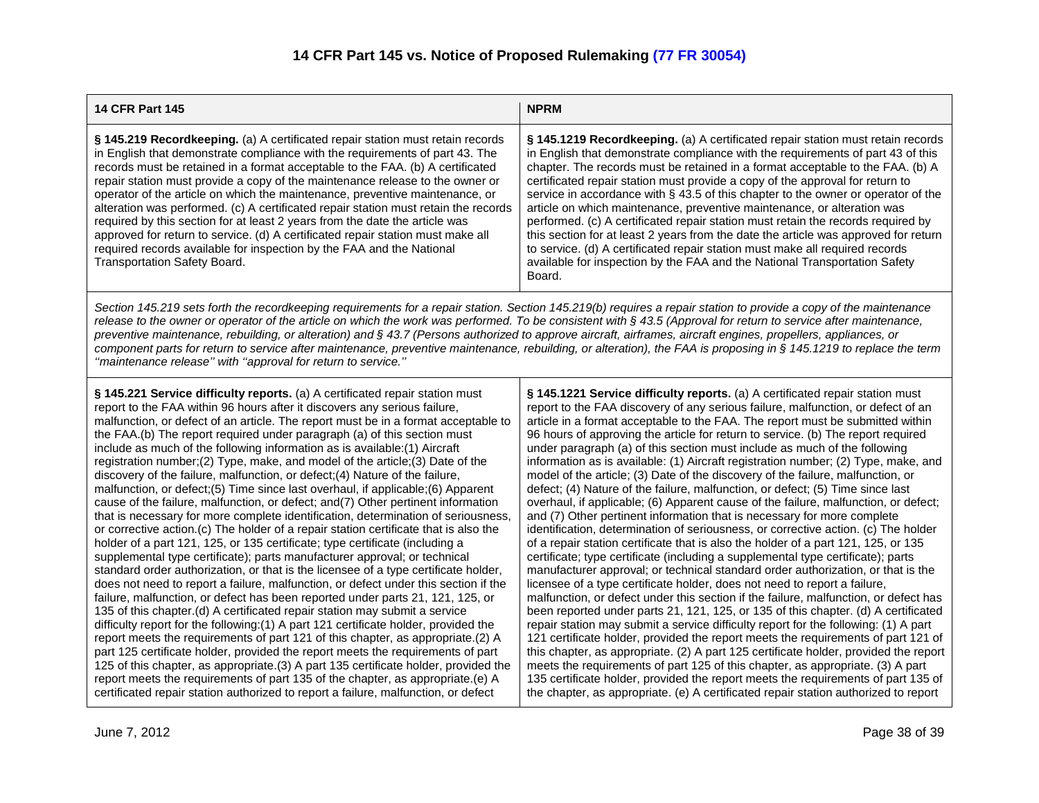# 14 CFR Part 145 vs. Notice of Proposed Rulemaking (77 FR 30054)

| 14 CFR Part 145 | NPRM |
| --- | --- |
| **§ 145.219 Recordkeeping.** (a) A certificated repair station must retain records in English that demonstrate compliance with the requirements of part 43. The records must be retained in a format acceptable to the FAA. (b) A certificated repair station must provide a copy of the maintenance release to the owner or operator of the article on which the maintenance, preventive maintenance, or alteration was performed. (c) A certificated repair station must retain the records required by this section for at least 2 years from the date the article was approved for return to service. (d) A certificated repair station must make all required records available for inspection by the FAA and the National Transportation Safety Board. | **§ 145.1219 Recordkeeping.** (a) A certificated repair station must retain records in English that demonstrate compliance with the requirements of part 43 of this chapter. The records must be retained in a format acceptable to the FAA. (b) A certificated repair station must provide a copy of the approval for return to service in accordance with § 43.5 of this chapter to the owner or operator of the article on which maintenance, preventive maintenance, or alteration was performed. (c) A certificated repair station must retain the records required by this section for at least 2 years from the date the article was approved for return to service. (d) A certificated repair station must make all required records available for inspection by the FAA and the National Transportation Safety Board. |
| *Section 145.219 sets forth the recordkeeping requirements for a repair station. Section 145.219(b) requires a repair station to provide a copy of the maintenance release to the owner or operator of the article on which the work was performed. To be consistent with § 43.5 (Approval for return to service after maintenance, preventive maintenance, rebuilding, or alteration) and § 43.7 (Persons authorized to approve aircraft, airframes, aircraft engines, propellers, appliances, or component parts for return to service after maintenance, preventive maintenance, rebuilding, or alteration), the FAA is proposing in § 145.1219 to replace the term ''maintenance release'' with ''approval for return to service.''* | |
| **§ 145.221 Service difficulty reports.** (a) A certificated repair station must report to the FAA within 96 hours after it discovers any serious failure, malfunction, or defect of an article. The report must be in a format acceptable to the FAA.(b) The report required under paragraph (a) of this section must include as much of the following information as is available:(1) Aircraft registration number;(2) Type, make, and model of the article;(3) Date of the discovery of the failure, malfunction, or defect;(4) Nature of the failure, malfunction, or defect;(5) Time since last overhaul, if applicable;(6) Apparent cause of the failure, malfunction, or defect; and(7) Other pertinent information that is necessary for more complete identification, determination of seriousness, or corrective action.(c) The holder of a repair station certificate that is also the holder of a part 121, 125, or 135 certificate; type certificate (including a supplemental type certificate); parts manufacturer approval; or technical standard order authorization, or that is the licensee of a type certificate holder, does not need to report a failure, malfunction, or defect under this section if the failure, malfunction, or defect has been reported under parts 21, 121, 125, or 135 of this chapter.(d) A certificated repair station may submit a service difficulty report for the following:(1) A part 121 certificate holder, provided the report meets the requirements of part 121 of this chapter, as appropriate.(2) A part 125 certificate holder, provided the report meets the requirements of part 125 of this chapter, as appropriate.(3) A part 135 certificate holder, provided the report meets the requirements of part 135 of the chapter, as appropriate.(e) A certificated repair station authorized to report a failure, malfunction, or defect | **§ 145.1221 Service difficulty reports.** (a) A certificated repair station must report to the FAA discovery of any serious failure, malfunction, or defect of an article in a format acceptable to the FAA. The report must be submitted within 96 hours of approving the article for return to service. (b) The report required under paragraph (a) of this section must include as much of the following information as is available: (1) Aircraft registration number; (2) Type, make, and model of the article; (3) Date of the discovery of the failure, malfunction, or defect; (4) Nature of the failure, malfunction, or defect; (5) Time since last overhaul, if applicable; (6) Apparent cause of the failure, malfunction, or defect; and (7) Other pertinent information that is necessary for more complete identification, determination of seriousness, or corrective action. (c) The holder of a repair station certificate that is also the holder of a part 121, 125, or 135 certificate; type certificate (including a supplemental type certificate); parts manufacturer approval; or technical standard order authorization, or that is the licensee of a type certificate holder, does not need to report a failure, malfunction, or defect under this section if the failure, malfunction, or defect has been reported under parts 21, 121, 125, or 135 of this chapter. (d) A certificated repair station may submit a service difficulty report for the following: (1) A part 121 certificate holder, provided the report meets the requirements of part 121 of this chapter, as appropriate. (2) A part 125 certificate holder, provided the report meets the requirements of part 125 of this chapter, as appropriate. (3) A part 135 certificate holder, provided the report meets the requirements of part 135 of the chapter, as appropriate. (e) A certificated repair station authorized to report |

June 7, 2012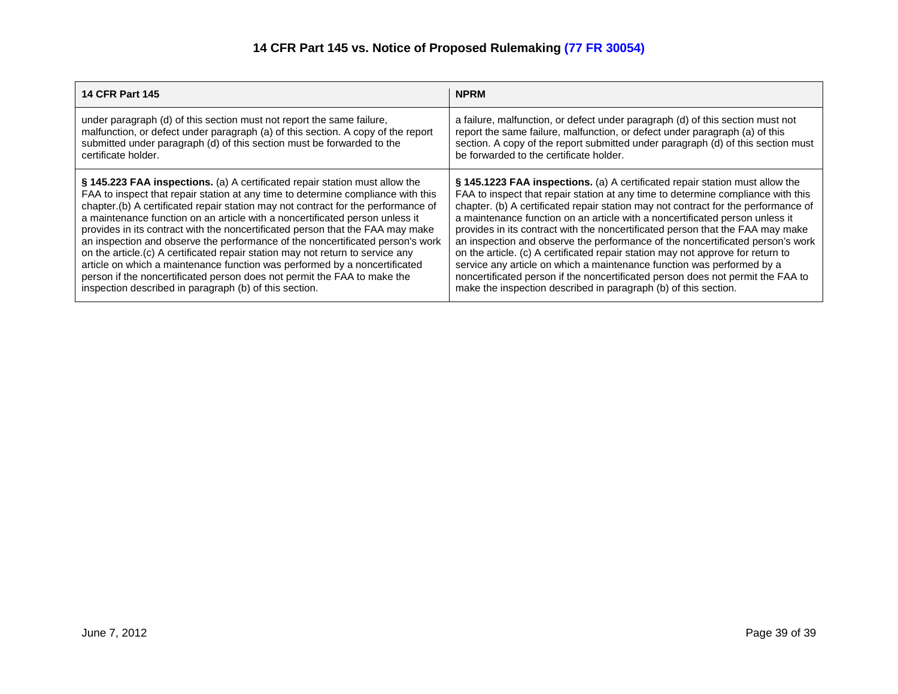# 14 CFR Part 145 vs. Notice of Proposed Rulemaking (77 FR 30054)

| 14 CFR Part 145 | NPRM |
|---|---|
| under paragraph (d) of this section must not report the same failure, malfunction, or defect under paragraph (a) of this section. A copy of the report submitted under paragraph (d) of this section must be forwarded to the certificate holder. | a failure, malfunction, or defect under paragraph (d) of this section must not report the same failure, malfunction, or defect under paragraph (a) of this section. A copy of the report submitted under paragraph (d) of this section must be forwarded to the certificate holder. |
| **§ 145.223 FAA inspections.** (a) A certificated repair station must allow the FAA to inspect that repair station at any time to determine compliance with this chapter.(b) A certificated repair station may not contract for the performance of a maintenance function on an article with a noncertificated person unless it provides in its contract with the noncertificated person that the FAA may make an inspection and observe the performance of the noncertificated person's work on the article.(c) A certificated repair station may not return to service any article on which a maintenance function was performed by a noncertificated person if the noncertificated person does not permit the FAA to make the inspection described in paragraph (b) of this section. | **§ 145.1223 FAA inspections.** (a) A certificated repair station must allow the FAA to inspect that repair station at any time to determine compliance with this chapter. (b) A certificated repair station may not contract for the performance of a maintenance function on an article with a noncertificated person unless it provides in its contract with the noncertificated person that the FAA may make an inspection and observe the performance of the noncertificated person's work on the article. (c) A certificated repair station may not approve for return to service any article on which a maintenance function was performed by a noncertificated person if the noncertificated person does not permit the FAA to make the inspection described in paragraph (b) of this section. |

June 7, 2012